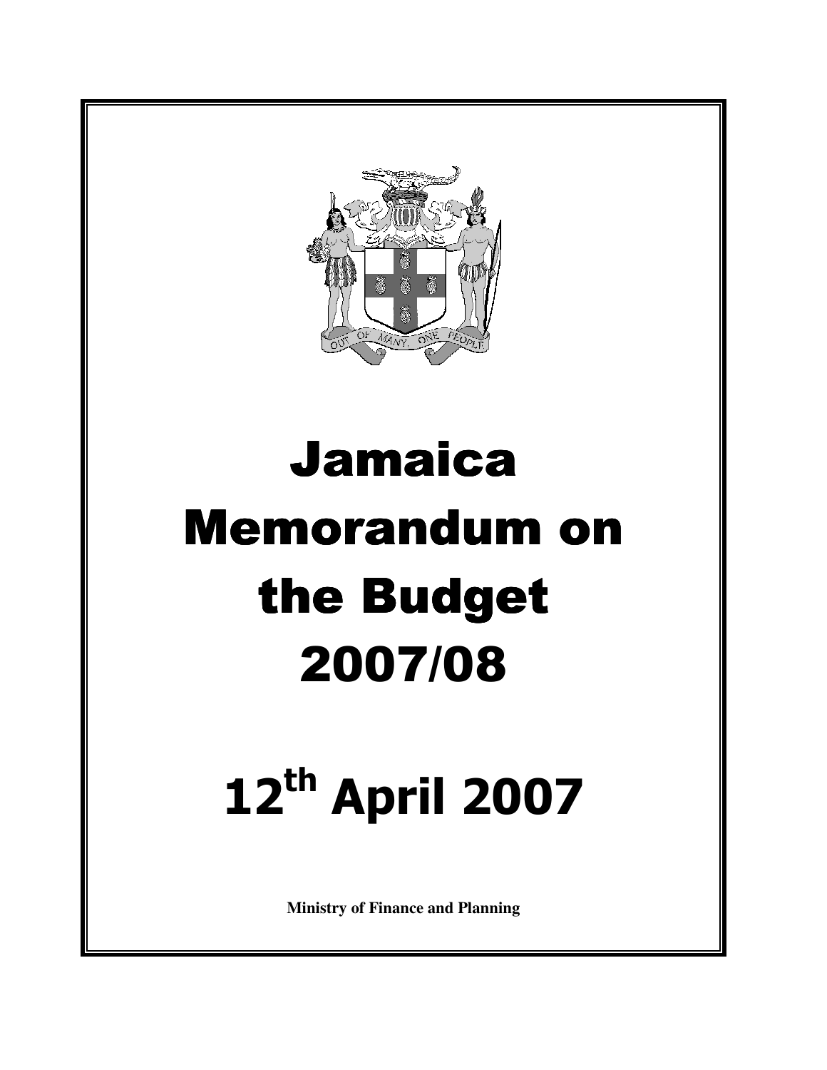# Jamaica Memorandum on the Budget 2007/08

# 12th April 2007

**Ministry of Finance and Planning**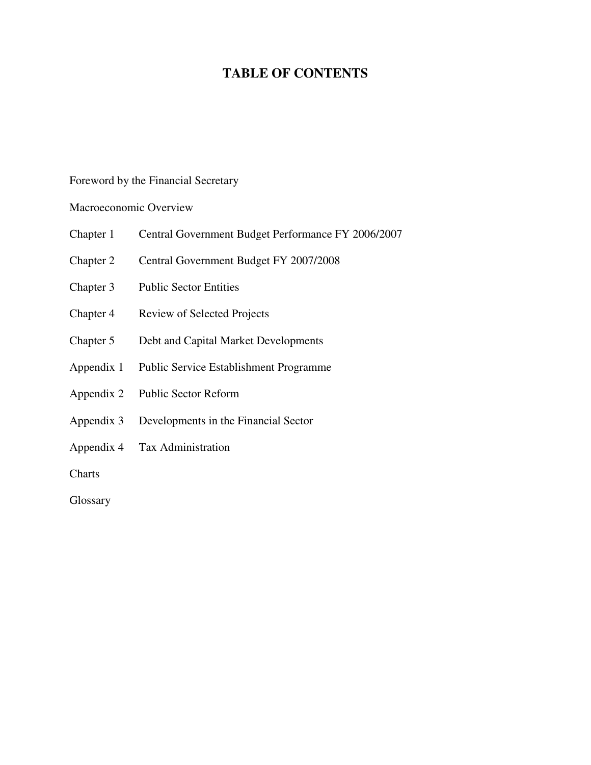# TABLE OF CONTENTS

Foreword by the Financial Secretary

Macroeconomic Overview

| | |
|---|---|
| Chapter 1 | Central Government Budget Performance FY 2006/2007 |
| Chapter 2 | Central Government Budget FY 2007/2008 |
| Chapter 3 | Public Sector Entities |
| Chapter 4 | Review of Selected Projects |
| Chapter 5 | Debt and Capital Market Developments |
| Appendix 1 | Public Service Establishment Programme |
| Appendix 2 | Public Sector Reform |
| Appendix 3 | Developments in the Financial Sector |
| Appendix 4 | Tax Administration |

Charts

Glossary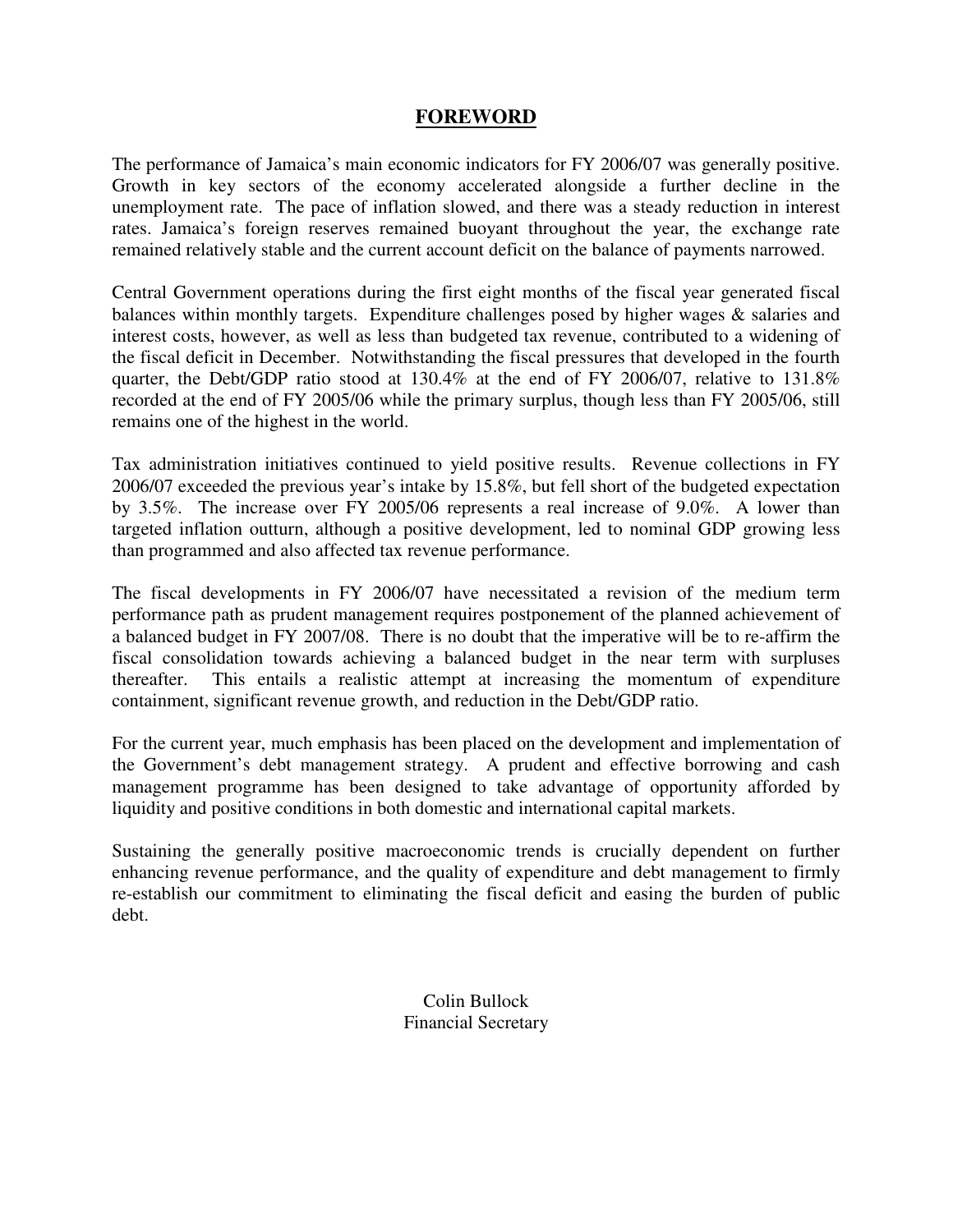# FOREWORD

The performance of Jamaica's main economic indicators for FY 2006/07 was generally positive. Growth in key sectors of the economy accelerated alongside a further decline in the unemployment rate. The pace of inflation slowed, and there was a steady reduction in interest rates. Jamaica's foreign reserves remained buoyant throughout the year, the exchange rate remained relatively stable and the current account deficit on the balance of payments narrowed.

Central Government operations during the first eight months of the fiscal year generated fiscal balances within monthly targets. Expenditure challenges posed by higher wages & salaries and interest costs, however, as well as less than budgeted tax revenue, contributed to a widening of the fiscal deficit in December. Notwithstanding the fiscal pressures that developed in the fourth quarter, the Debt/GDP ratio stood at 130.4% at the end of FY 2006/07, relative to 131.8% recorded at the end of FY 2005/06 while the primary surplus, though less than FY 2005/06, still remains one of the highest in the world.

Tax administration initiatives continued to yield positive results. Revenue collections in FY 2006/07 exceeded the previous year's intake by 15.8%, but fell short of the budgeted expectation by 3.5%. The increase over FY 2005/06 represents a real increase of 9.0%. A lower than targeted inflation outturn, although a positive development, led to nominal GDP growing less than programmed and also affected tax revenue performance.

The fiscal developments in FY 2006/07 have necessitated a revision of the medium term performance path as prudent management requires postponement of the planned achievement of a balanced budget in FY 2007/08. There is no doubt that the imperative will be to re-affirm the fiscal consolidation towards achieving a balanced budget in the near term with surpluses thereafter. This entails a realistic attempt at increasing the momentum of expenditure containment, significant revenue growth, and reduction in the Debt/GDP ratio.

For the current year, much emphasis has been placed on the development and implementation of the Government's debt management strategy. A prudent and effective borrowing and cash management programme has been designed to take advantage of opportunity afforded by liquidity and positive conditions in both domestic and international capital markets.

Sustaining the generally positive macroeconomic trends is crucially dependent on further enhancing revenue performance, and the quality of expenditure and debt management to firmly re-establish our commitment to eliminating the fiscal deficit and easing the burden of public debt.

Colin Bullock
Financial Secretary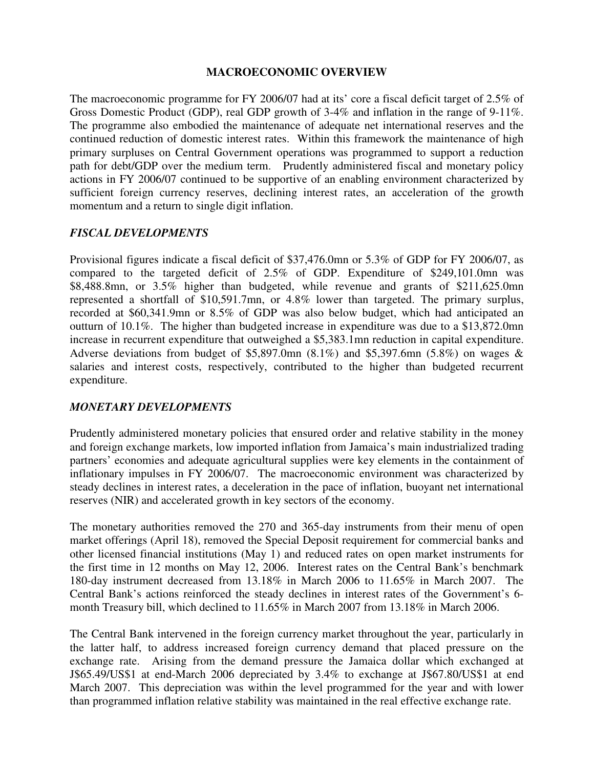# MACROECONOMIC OVERVIEW

The macroeconomic programme for FY 2006/07 had at its' core a fiscal deficit target of 2.5% of Gross Domestic Product (GDP), real GDP growth of 3-4% and inflation in the range of 9-11%. The programme also embodied the maintenance of adequate net international reserves and the continued reduction of domestic interest rates. Within this framework the maintenance of high primary surpluses on Central Government operations was programmed to support a reduction path for debt/GDP over the medium term. Prudently administered fiscal and monetary policy actions in FY 2006/07 continued to be supportive of an enabling environment characterized by sufficient foreign currency reserves, declining interest rates, an acceleration of the growth momentum and a return to single digit inflation.

## *FISCAL DEVELOPMENTS*

Provisional figures indicate a fiscal deficit of $37,476.0mn or 5.3% of GDP for FY 2006/07, as compared to the targeted deficit of 2.5% of GDP. Expenditure of $249,101.0mn was $8,488.8mn, or 3.5% higher than budgeted, while revenue and grants of $211,625.0mn represented a shortfall of $10,591.7mn, or 4.8% lower than targeted. The primary surplus, recorded at $60,341.9mn or 8.5% of GDP was also below budget, which had anticipated an outturn of 10.1%. The higher than budgeted increase in expenditure was due to a $13,872.0mn increase in recurrent expenditure that outweighed a $5,383.1mn reduction in capital expenditure. Adverse deviations from budget of $5,897.0mn (8.1%) and $5,397.6mn (5.8%) on wages & salaries and interest costs, respectively, contributed to the higher than budgeted recurrent expenditure.

## *MONETARY DEVELOPMENTS*

Prudently administered monetary policies that ensured order and relative stability in the money and foreign exchange markets, low imported inflation from Jamaica's main industrialized trading partners' economies and adequate agricultural supplies were key elements in the containment of inflationary impulses in FY 2006/07. The macroeconomic environment was characterized by steady declines in interest rates, a deceleration in the pace of inflation, buoyant net international reserves (NIR) and accelerated growth in key sectors of the economy.

The monetary authorities removed the 270 and 365-day instruments from their menu of open market offerings (April 18), removed the Special Deposit requirement for commercial banks and other licensed financial institutions (May 1) and reduced rates on open market instruments for the first time in 12 months on May 12, 2006. Interest rates on the Central Bank's benchmark 180-day instrument decreased from 13.18% in March 2006 to 11.65% in March 2007. The Central Bank's actions reinforced the steady declines in interest rates of the Government's 6-month Treasury bill, which declined to 11.65% in March 2007 from 13.18% in March 2006.

The Central Bank intervened in the foreign currency market throughout the year, particularly in the latter half, to address increased foreign currency demand that placed pressure on the exchange rate. Arising from the demand pressure the Jamaica dollar which exchanged at J$65.49/US$1 at end-March 2006 depreciated by 3.4% to exchange at J$67.80/US$1 at end March 2007. This depreciation was within the level programmed for the year and with lower than programmed inflation relative stability was maintained in the real effective exchange rate.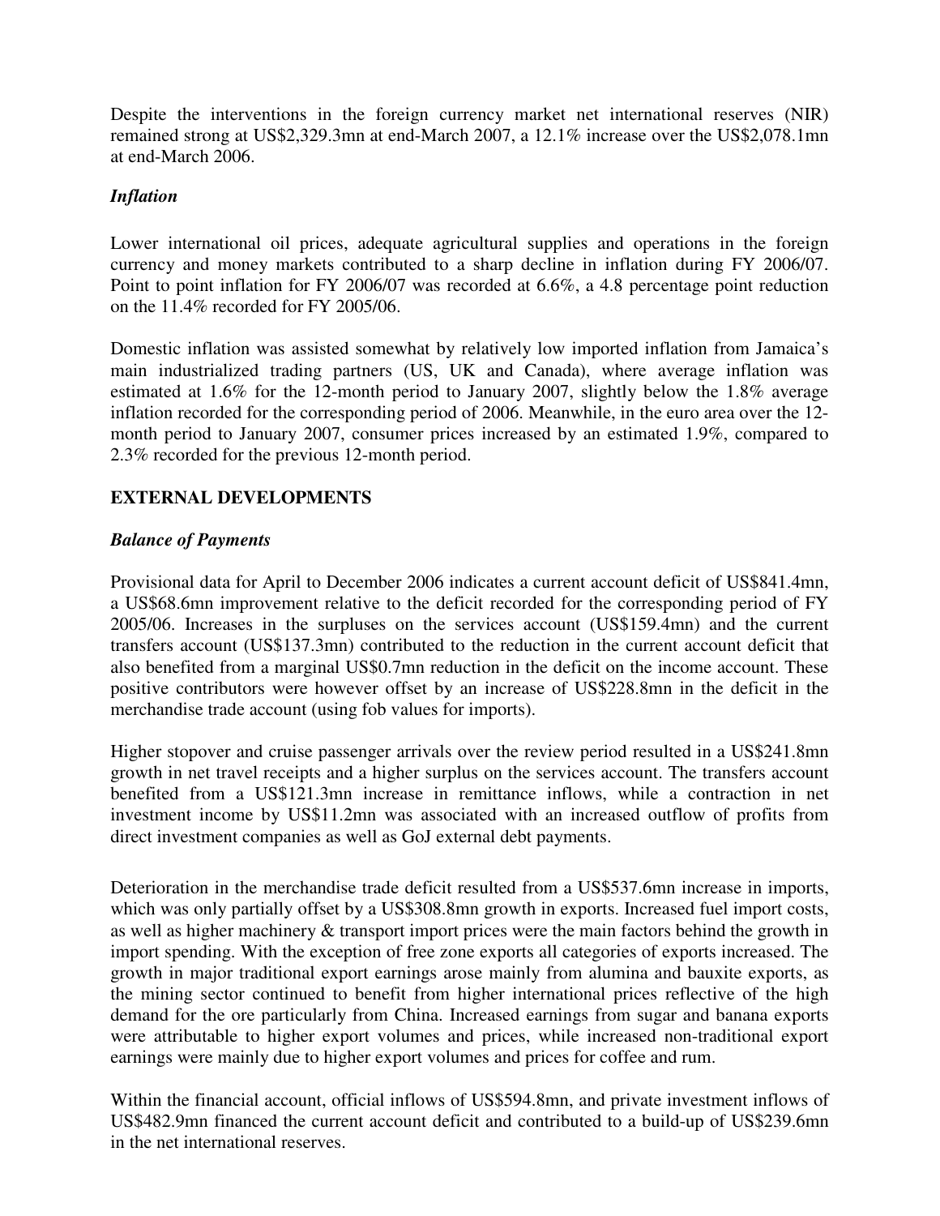Despite the interventions in the foreign currency market net international reserves (NIR) remained strong at US$2,329.3mn at end-March 2007, a 12.1% increase over the US$2,078.1mn at end-March 2006.

### *Inflation*

Lower international oil prices, adequate agricultural supplies and operations in the foreign currency and money markets contributed to a sharp decline in inflation during FY 2006/07. Point to point inflation for FY 2006/07 was recorded at 6.6%, a 4.8 percentage point reduction on the 11.4% recorded for FY 2005/06.

Domestic inflation was assisted somewhat by relatively low imported inflation from Jamaica's main industrialized trading partners (US, UK and Canada), where average inflation was estimated at 1.6% for the 12-month period to January 2007, slightly below the 1.8% average inflation recorded for the corresponding period of 2006. Meanwhile, in the euro area over the 12-month period to January 2007, consumer prices increased by an estimated 1.9%, compared to 2.3% recorded for the previous 12-month period.

## EXTERNAL DEVELOPMENTS

### *Balance of Payments*

Provisional data for April to December 2006 indicates a current account deficit of US$841.4mn, a US$68.6mn improvement relative to the deficit recorded for the corresponding period of FY 2005/06. Increases in the surpluses on the services account (US$159.4mn) and the current transfers account (US$137.3mn) contributed to the reduction in the current account deficit that also benefited from a marginal US$0.7mn reduction in the deficit on the income account. These positive contributors were however offset by an increase of US$228.8mn in the deficit in the merchandise trade account (using fob values for imports).

Higher stopover and cruise passenger arrivals over the review period resulted in a US$241.8mn growth in net travel receipts and a higher surplus on the services account. The transfers account benefited from a US$121.3mn increase in remittance inflows, while a contraction in net investment income by US$11.2mn was associated with an increased outflow of profits from direct investment companies as well as GoJ external debt payments.

Deterioration in the merchandise trade deficit resulted from a US$537.6mn increase in imports, which was only partially offset by a US$308.8mn growth in exports. Increased fuel import costs, as well as higher machinery & transport import prices were the main factors behind the growth in import spending. With the exception of free zone exports all categories of exports increased. The growth in major traditional export earnings arose mainly from alumina and bauxite exports, as the mining sector continued to benefit from higher international prices reflective of the high demand for the ore particularly from China. Increased earnings from sugar and banana exports were attributable to higher export volumes and prices, while increased non-traditional export earnings were mainly due to higher export volumes and prices for coffee and rum.

Within the financial account, official inflows of US$594.8mn, and private investment inflows of US$482.9mn financed the current account deficit and contributed to a build-up of US$239.6mn in the net international reserves.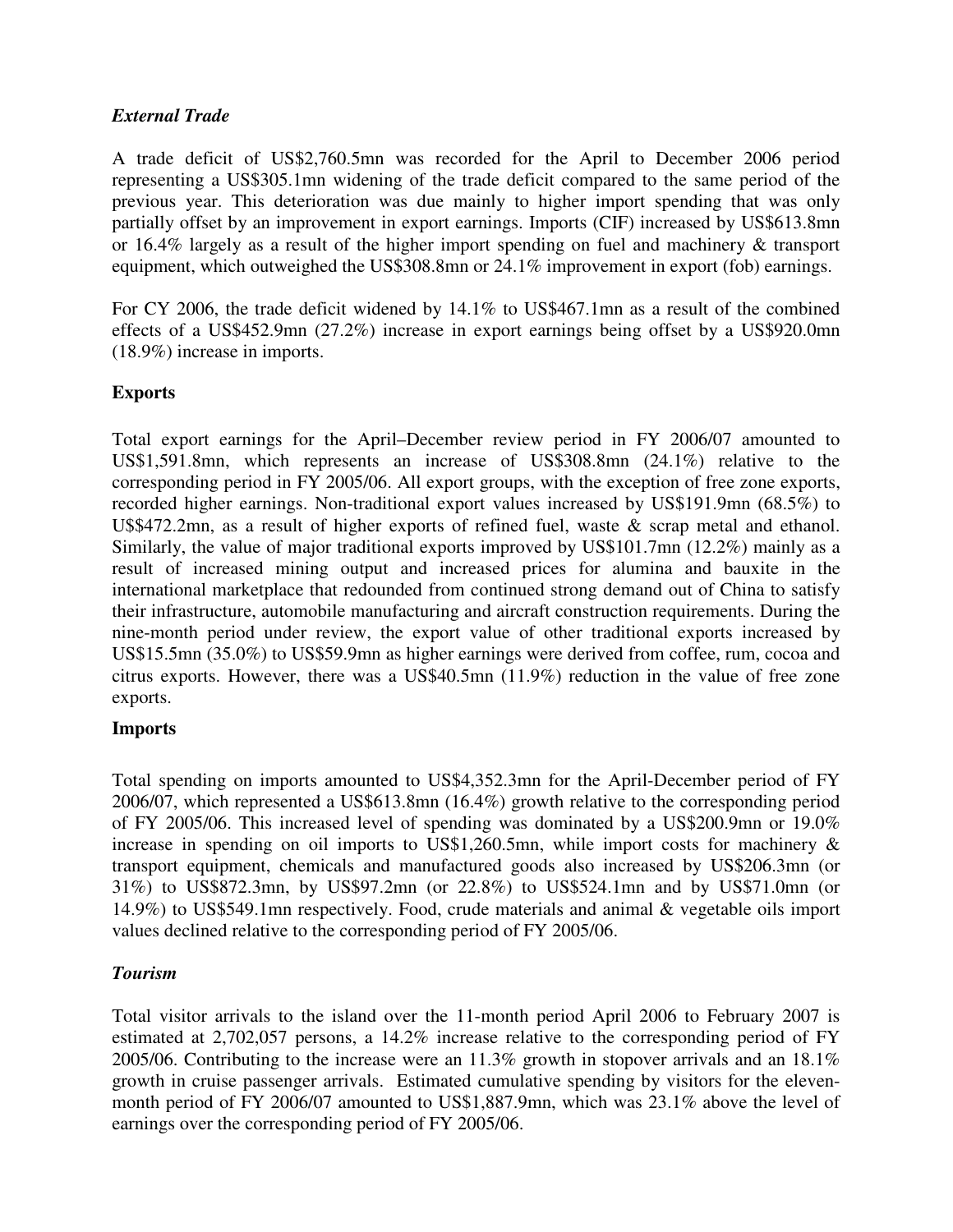## *External Trade*

A trade deficit of US$2,760.5mn was recorded for the April to December 2006 period representing a US$305.1mn widening of the trade deficit compared to the same period of the previous year. This deterioration was due mainly to higher import spending that was only partially offset by an improvement in export earnings. Imports (CIF) increased by US$613.8mn or 16.4% largely as a result of the higher import spending on fuel and machinery & transport equipment, which outweighed the US$308.8mn or 24.1% improvement in export (fob) earnings.

For CY 2006, the trade deficit widened by 14.1% to US$467.1mn as a result of the combined effects of a US$452.9mn (27.2%) increase in export earnings being offset by a US$920.0mn (18.9%) increase in imports.

### Exports

Total export earnings for the April–December review period in FY 2006/07 amounted to US$1,591.8mn, which represents an increase of US$308.8mn (24.1%) relative to the corresponding period in FY 2005/06. All export groups, with the exception of free zone exports, recorded higher earnings. Non-traditional export values increased by US$191.9mn (68.5%) to U$$472.2mn, as a result of higher exports of refined fuel, waste & scrap metal and ethanol. Similarly, the value of major traditional exports improved by US$101.7mn (12.2%) mainly as a result of increased mining output and increased prices for alumina and bauxite in the international marketplace that redounded from continued strong demand out of China to satisfy their infrastructure, automobile manufacturing and aircraft construction requirements. During the nine-month period under review, the export value of other traditional exports increased by US$15.5mn (35.0%) to US$59.9mn as higher earnings were derived from coffee, rum, cocoa and citrus exports. However, there was a US$40.5mn (11.9%) reduction in the value of free zone exports.

### Imports

Total spending on imports amounted to US$4,352.3mn for the April-December period of FY 2006/07, which represented a US$613.8mn (16.4%) growth relative to the corresponding period of FY 2005/06. This increased level of spending was dominated by a US$200.9mn or 19.0% increase in spending on oil imports to US$1,260.5mn, while import costs for machinery & transport equipment, chemicals and manufactured goods also increased by US$206.3mn (or 31%) to US$872.3mn, by US$97.2mn (or 22.8%) to US$524.1mn and by US$71.0mn (or 14.9%) to US$549.1mn respectively. Food, crude materials and animal & vegetable oils import values declined relative to the corresponding period of FY 2005/06.

## *Tourism*

Total visitor arrivals to the island over the 11-month period April 2006 to February 2007 is estimated at 2,702,057 persons, a 14.2% increase relative to the corresponding period of FY 2005/06. Contributing to the increase were an 11.3% growth in stopover arrivals and an 18.1% growth in cruise passenger arrivals. Estimated cumulative spending by visitors for the eleven-month period of FY 2006/07 amounted to US$1,887.9mn, which was 23.1% above the level of earnings over the corresponding period of FY 2005/06.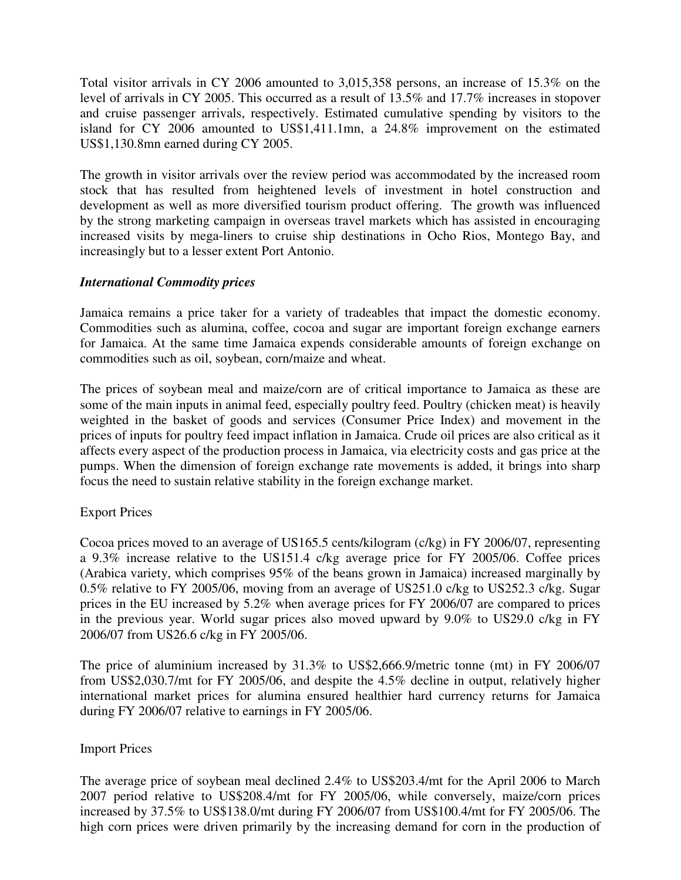Total visitor arrivals in CY 2006 amounted to 3,015,358 persons, an increase of 15.3% on the level of arrivals in CY 2005. This occurred as a result of 13.5% and 17.7% increases in stopover and cruise passenger arrivals, respectively. Estimated cumulative spending by visitors to the island for CY 2006 amounted to US$1,411.1mn, a 24.8% improvement on the estimated US$1,130.8mn earned during CY 2005.

The growth in visitor arrivals over the review period was accommodated by the increased room stock that has resulted from heightened levels of investment in hotel construction and development as well as more diversified tourism product offering. The growth was influenced by the strong marketing campaign in overseas travel markets which has assisted in encouraging increased visits by mega-liners to cruise ship destinations in Ocho Rios, Montego Bay, and increasingly but to a lesser extent Port Antonio.

### *International Commodity prices*

Jamaica remains a price taker for a variety of tradeables that impact the domestic economy. Commodities such as alumina, coffee, cocoa and sugar are important foreign exchange earners for Jamaica. At the same time Jamaica expends considerable amounts of foreign exchange on commodities such as oil, soybean, corn/maize and wheat.

The prices of soybean meal and maize/corn are of critical importance to Jamaica as these are some of the main inputs in animal feed, especially poultry feed. Poultry (chicken meat) is heavily weighted in the basket of goods and services (Consumer Price Index) and movement in the prices of inputs for poultry feed impact inflation in Jamaica. Crude oil prices are also critical as it affects every aspect of the production process in Jamaica, via electricity costs and gas price at the pumps. When the dimension of foreign exchange rate movements is added, it brings into sharp focus the need to sustain relative stability in the foreign exchange market.

Export Prices

Cocoa prices moved to an average of US165.5 cents/kilogram (c/kg) in FY 2006/07, representing a 9.3% increase relative to the US151.4 c/kg average price for FY 2005/06. Coffee prices (Arabica variety, which comprises 95% of the beans grown in Jamaica) increased marginally by 0.5% relative to FY 2005/06, moving from an average of US251.0 c/kg to US252.3 c/kg. Sugar prices in the EU increased by 5.2% when average prices for FY 2006/07 are compared to prices in the previous year. World sugar prices also moved upward by 9.0% to US29.0 c/kg in FY 2006/07 from US26.6 c/kg in FY 2005/06.

The price of aluminium increased by 31.3% to US$2,666.9/metric tonne (mt) in FY 2006/07 from US$2,030.7/mt for FY 2005/06, and despite the 4.5% decline in output, relatively higher international market prices for alumina ensured healthier hard currency returns for Jamaica during FY 2006/07 relative to earnings in FY 2005/06.

Import Prices

The average price of soybean meal declined 2.4% to US$203.4/mt for the April 2006 to March 2007 period relative to US$208.4/mt for FY 2005/06, while conversely, maize/corn prices increased by 37.5% to US$138.0/mt during FY 2006/07 from US$100.4/mt for FY 2005/06. The high corn prices were driven primarily by the increasing demand for corn in the production of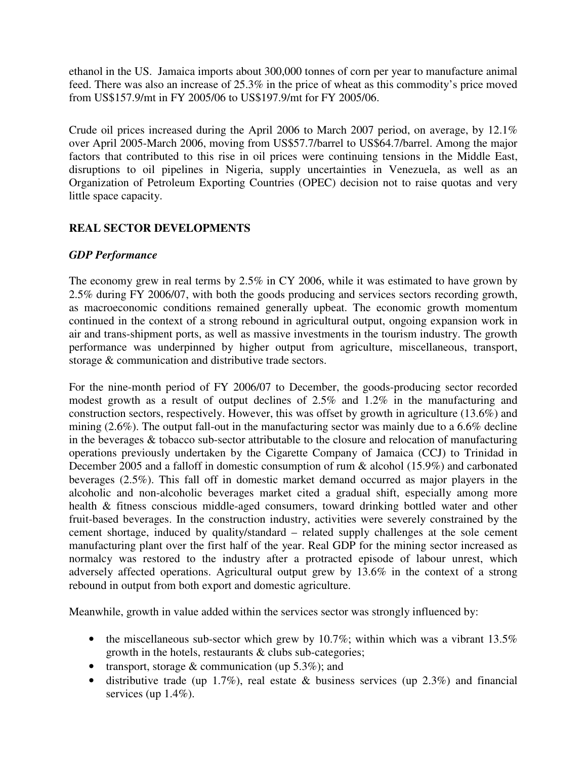ethanol in the US. Jamaica imports about 300,000 tonnes of corn per year to manufacture animal feed. There was also an increase of 25.3% in the price of wheat as this commodity's price moved from US$157.9/mt in FY 2005/06 to US$197.9/mt for FY 2005/06.

Crude oil prices increased during the April 2006 to March 2007 period, on average, by 12.1% over April 2005-March 2006, moving from US$57.7/barrel to US$64.7/barrel. Among the major factors that contributed to this rise in oil prices were continuing tensions in the Middle East, disruptions to oil pipelines in Nigeria, supply uncertainties in Venezuela, as well as an Organization of Petroleum Exporting Countries (OPEC) decision not to raise quotas and very little space capacity.

## REAL SECTOR DEVELOPMENTS

### *GDP Performance*

The economy grew in real terms by 2.5% in CY 2006, while it was estimated to have grown by 2.5% during FY 2006/07, with both the goods producing and services sectors recording growth, as macroeconomic conditions remained generally upbeat. The economic growth momentum continued in the context of a strong rebound in agricultural output, ongoing expansion work in air and trans-shipment ports, as well as massive investments in the tourism industry. The growth performance was underpinned by higher output from agriculture, miscellaneous, transport, storage & communication and distributive trade sectors.

For the nine-month period of FY 2006/07 to December, the goods-producing sector recorded modest growth as a result of output declines of 2.5% and 1.2% in the manufacturing and construction sectors, respectively. However, this was offset by growth in agriculture (13.6%) and mining (2.6%). The output fall-out in the manufacturing sector was mainly due to a 6.6% decline in the beverages & tobacco sub-sector attributable to the closure and relocation of manufacturing operations previously undertaken by the Cigarette Company of Jamaica (CCJ) to Trinidad in December 2005 and a falloff in domestic consumption of rum & alcohol (15.9%) and carbonated beverages (2.5%). This fall off in domestic market demand occurred as major players in the alcoholic and non-alcoholic beverages market cited a gradual shift, especially among more health & fitness conscious middle-aged consumers, toward drinking bottled water and other fruit-based beverages. In the construction industry, activities were severely constrained by the cement shortage, induced by quality/standard – related supply challenges at the sole cement manufacturing plant over the first half of the year. Real GDP for the mining sector increased as normalcy was restored to the industry after a protracted episode of labour unrest, which adversely affected operations. Agricultural output grew by 13.6% in the context of a strong rebound in output from both export and domestic agriculture.

Meanwhile, growth in value added within the services sector was strongly influenced by:

- the miscellaneous sub-sector which grew by 10.7%; within which was a vibrant 13.5% growth in the hotels, restaurants & clubs sub-categories;
- transport, storage & communication (up 5.3%); and
- distributive trade (up 1.7%), real estate & business services (up 2.3%) and financial services (up 1.4%).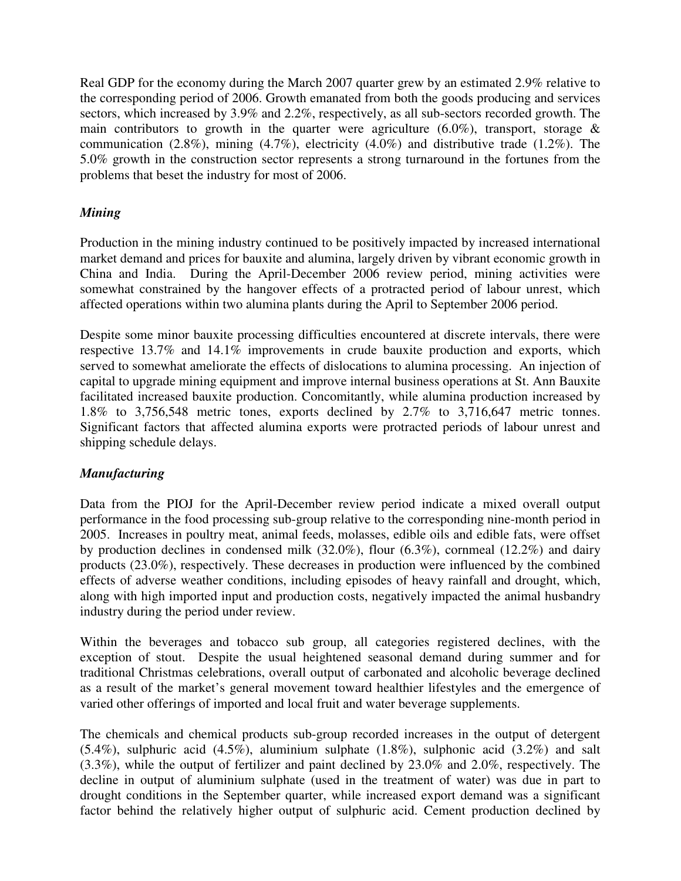Real GDP for the economy during the March 2007 quarter grew by an estimated 2.9% relative to the corresponding period of 2006. Growth emanated from both the goods producing and services sectors, which increased by 3.9% and 2.2%, respectively, as all sub-sectors recorded growth. The main contributors to growth in the quarter were agriculture (6.0%), transport, storage & communication (2.8%), mining (4.7%), electricity (4.0%) and distributive trade (1.2%). The 5.0% growth in the construction sector represents a strong turnaround in the fortunes from the problems that beset the industry for most of 2006.

### *Mining*

Production in the mining industry continued to be positively impacted by increased international market demand and prices for bauxite and alumina, largely driven by vibrant economic growth in China and India. During the April-December 2006 review period, mining activities were somewhat constrained by the hangover effects of a protracted period of labour unrest, which affected operations within two alumina plants during the April to September 2006 period.

Despite some minor bauxite processing difficulties encountered at discrete intervals, there were respective 13.7% and 14.1% improvements in crude bauxite production and exports, which served to somewhat ameliorate the effects of dislocations to alumina processing. An injection of capital to upgrade mining equipment and improve internal business operations at St. Ann Bauxite facilitated increased bauxite production. Concomitantly, while alumina production increased by 1.8% to 3,756,548 metric tones, exports declined by 2.7% to 3,716,647 metric tonnes. Significant factors that affected alumina exports were protracted periods of labour unrest and shipping schedule delays.

### *Manufacturing*

Data from the PIOJ for the April-December review period indicate a mixed overall output performance in the food processing sub-group relative to the corresponding nine-month period in 2005. Increases in poultry meat, animal feeds, molasses, edible oils and edible fats, were offset by production declines in condensed milk (32.0%), flour (6.3%), cornmeal (12.2%) and dairy products (23.0%), respectively. These decreases in production were influenced by the combined effects of adverse weather conditions, including episodes of heavy rainfall and drought, which, along with high imported input and production costs, negatively impacted the animal husbandry industry during the period under review.

Within the beverages and tobacco sub group, all categories registered declines, with the exception of stout. Despite the usual heightened seasonal demand during summer and for traditional Christmas celebrations, overall output of carbonated and alcoholic beverage declined as a result of the market's general movement toward healthier lifestyles and the emergence of varied other offerings of imported and local fruit and water beverage supplements.

The chemicals and chemical products sub-group recorded increases in the output of detergent (5.4%), sulphuric acid (4.5%), aluminium sulphate (1.8%), sulphonic acid (3.2%) and salt (3.3%), while the output of fertilizer and paint declined by 23.0% and 2.0%, respectively. The decline in output of aluminium sulphate (used in the treatment of water) was due in part to drought conditions in the September quarter, while increased export demand was a significant factor behind the relatively higher output of sulphuric acid. Cement production declined by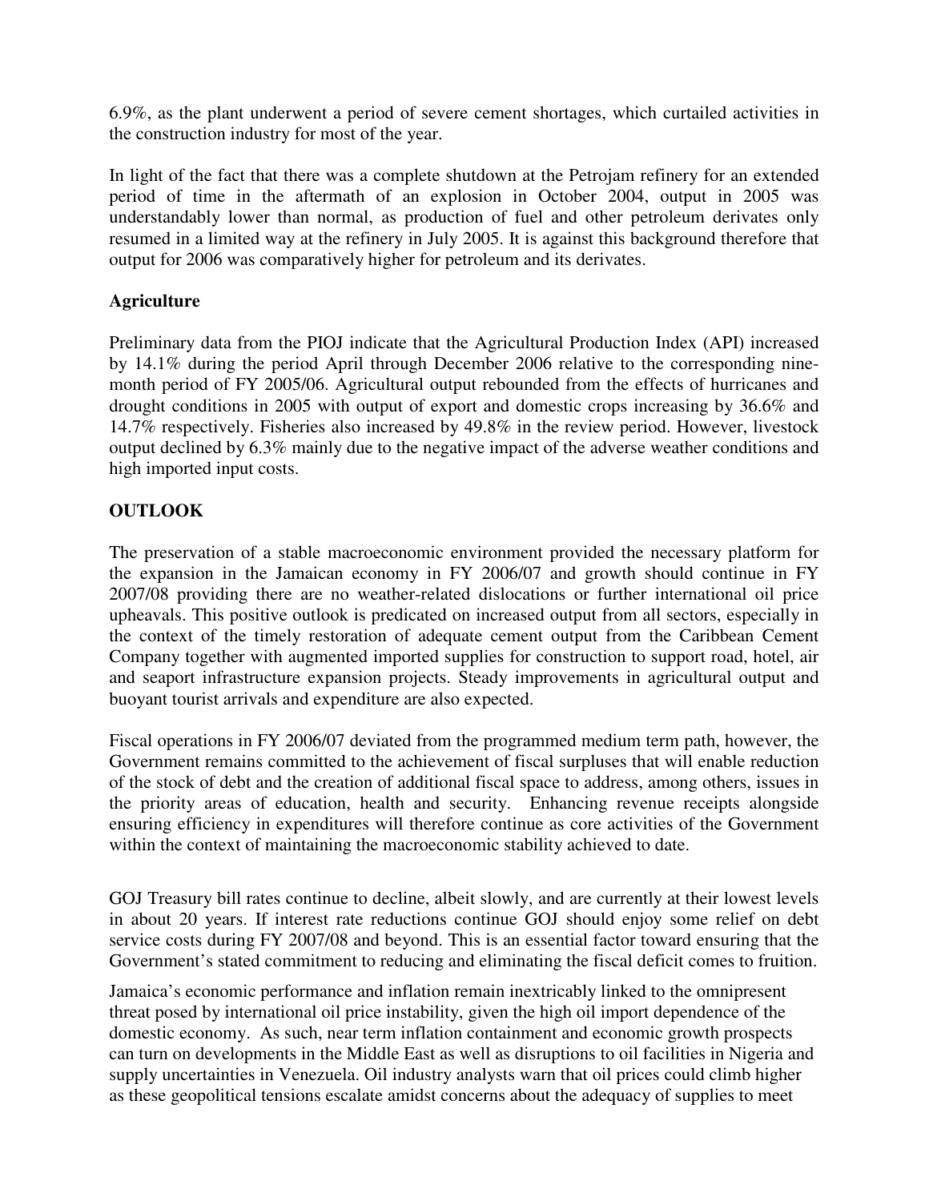6.9%, as the plant underwent a period of severe cement shortages, which curtailed activities in the construction industry for most of the year.

In light of the fact that there was a complete shutdown at the Petrojam refinery for an extended period of time in the aftermath of an explosion in October 2004, output in 2005 was understandably lower than normal, as production of fuel and other petroleum derivates only resumed in a limited way at the refinery in July 2005. It is against this background therefore that output for 2006 was comparatively higher for petroleum and its derivates.

**Agriculture**

Preliminary data from the PIOJ indicate that the Agricultural Production Index (API) increased by 14.1% during the period April through December 2006 relative to the corresponding nine-month period of FY 2005/06. Agricultural output rebounded from the effects of hurricanes and drought conditions in 2005 with output of export and domestic crops increasing by 36.6% and 14.7% respectively. Fisheries also increased by 49.8% in the review period. However, livestock output declined by 6.3% mainly due to the negative impact of the adverse weather conditions and high imported input costs.

**OUTLOOK**

The preservation of a stable macroeconomic environment provided the necessary platform for the expansion in the Jamaican economy in FY 2006/07 and growth should continue in FY 2007/08 providing there are no weather-related dislocations or further international oil price upheavals. This positive outlook is predicated on increased output from all sectors, especially in the context of the timely restoration of adequate cement output from the Caribbean Cement Company together with augmented imported supplies for construction to support road, hotel, air and seaport infrastructure expansion projects. Steady improvements in agricultural output and buoyant tourist arrivals and expenditure are also expected.

Fiscal operations in FY 2006/07 deviated from the programmed medium term path, however, the Government remains committed to the achievement of fiscal surpluses that will enable reduction of the stock of debt and the creation of additional fiscal space to address, among others, issues in the priority areas of education, health and security. Enhancing revenue receipts alongside ensuring efficiency in expenditures will therefore continue as core activities of the Government within the context of maintaining the macroeconomic stability achieved to date.

GOJ Treasury bill rates continue to decline, albeit slowly, and are currently at their lowest levels in about 20 years. If interest rate reductions continue GOJ should enjoy some relief on debt service costs during FY 2007/08 and beyond. This is an essential factor toward ensuring that the Government's stated commitment to reducing and eliminating the fiscal deficit comes to fruition.

Jamaica's economic performance and inflation remain inextricably linked to the omnipresent threat posed by international oil price instability, given the high oil import dependence of the domestic economy. As such, near term inflation containment and economic growth prospects can turn on developments in the Middle East as well as disruptions to oil facilities in Nigeria and supply uncertainties in Venezuela. Oil industry analysts warn that oil prices could climb higher as these geopolitical tensions escalate amidst concerns about the adequacy of supplies to meet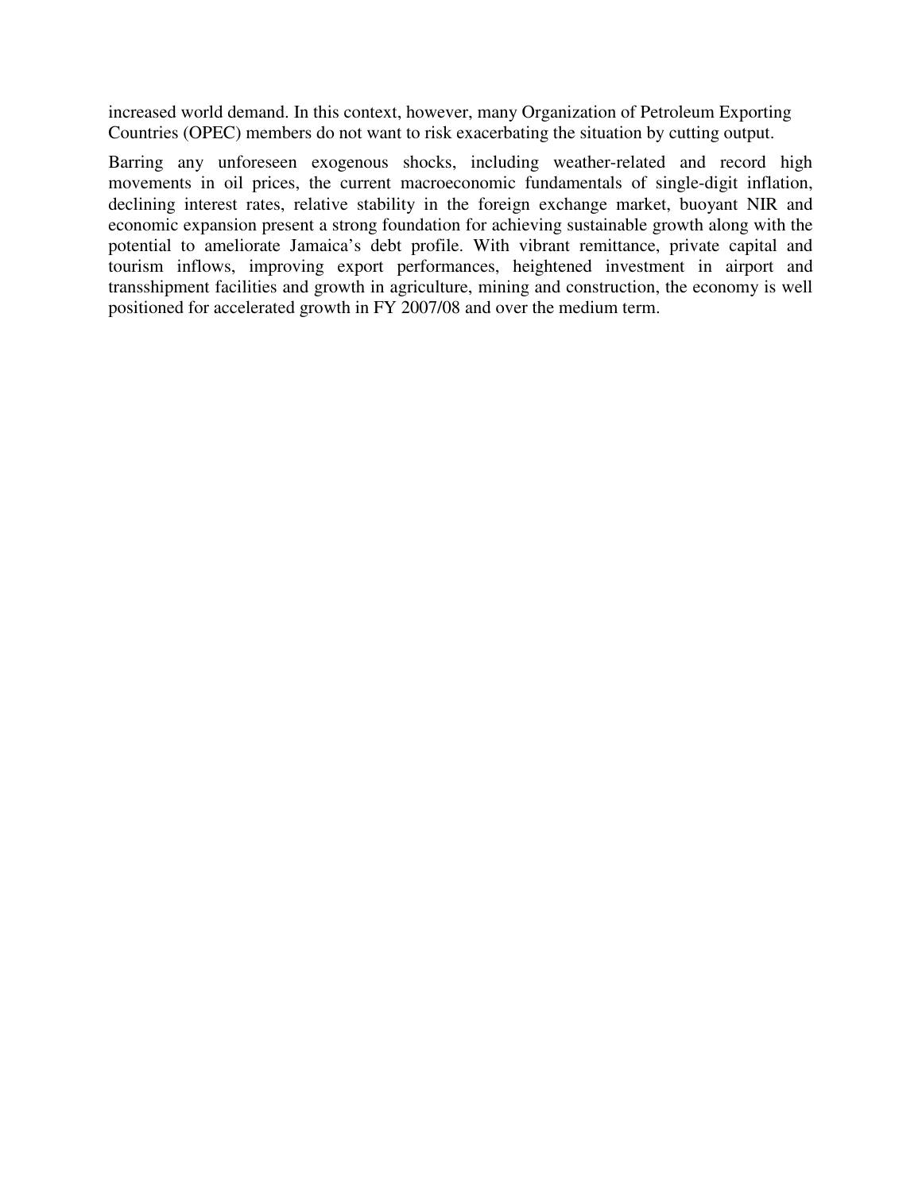increased world demand. In this context, however, many Organization of Petroleum Exporting Countries (OPEC) members do not want to risk exacerbating the situation by cutting output.

Barring any unforeseen exogenous shocks, including weather-related and record high movements in oil prices, the current macroeconomic fundamentals of single-digit inflation, declining interest rates, relative stability in the foreign exchange market, buoyant NIR and economic expansion present a strong foundation for achieving sustainable growth along with the potential to ameliorate Jamaica's debt profile. With vibrant remittance, private capital and tourism inflows, improving export performances, heightened investment in airport and transshipment facilities and growth in agriculture, mining and construction, the economy is well positioned for accelerated growth in FY 2007/08 and over the medium term.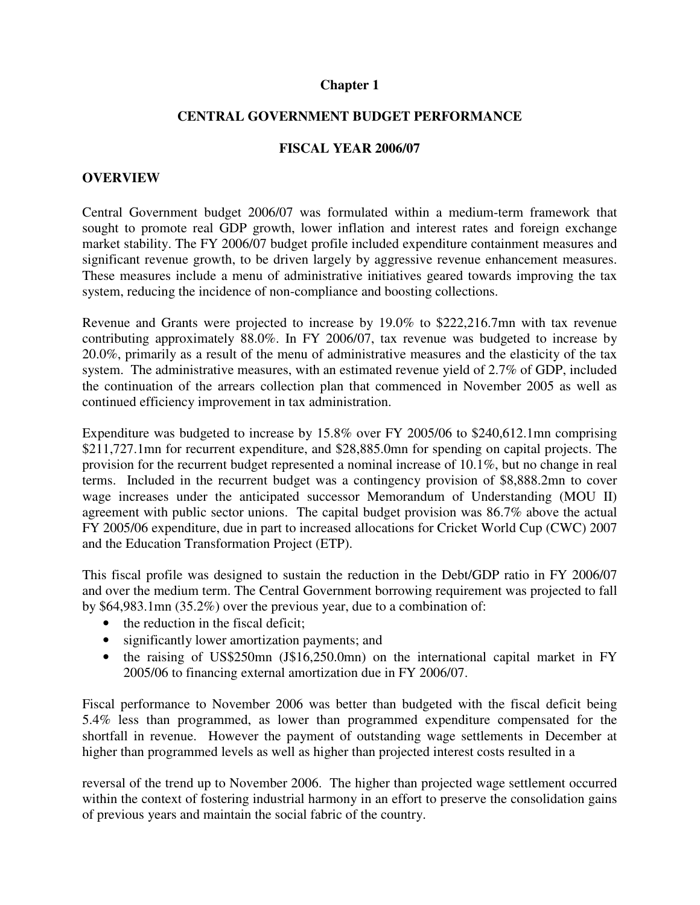**Chapter 1**

**CENTRAL GOVERNMENT BUDGET PERFORMANCE**

**FISCAL YEAR 2006/07**

## OVERVIEW

Central Government budget 2006/07 was formulated within a medium-term framework that sought to promote real GDP growth, lower inflation and interest rates and foreign exchange market stability. The FY 2006/07 budget profile included expenditure containment measures and significant revenue growth, to be driven largely by aggressive revenue enhancement measures. These measures include a menu of administrative initiatives geared towards improving the tax system, reducing the incidence of non-compliance and boosting collections.

Revenue and Grants were projected to increase by 19.0% to $222,216.7mn with tax revenue contributing approximately 88.0%. In FY 2006/07, tax revenue was budgeted to increase by 20.0%, primarily as a result of the menu of administrative measures and the elasticity of the tax system. The administrative measures, with an estimated revenue yield of 2.7% of GDP, included the continuation of the arrears collection plan that commenced in November 2005 as well as continued efficiency improvement in tax administration.

Expenditure was budgeted to increase by 15.8% over FY 2005/06 to $240,612.1mn comprising $211,727.1mn for recurrent expenditure, and $28,885.0mn for spending on capital projects. The provision for the recurrent budget represented a nominal increase of 10.1%, but no change in real terms. Included in the recurrent budget was a contingency provision of $8,888.2mn to cover wage increases under the anticipated successor Memorandum of Understanding (MOU II) agreement with public sector unions. The capital budget provision was 86.7% above the actual FY 2005/06 expenditure, due in part to increased allocations for Cricket World Cup (CWC) 2007 and the Education Transformation Project (ETP).

This fiscal profile was designed to sustain the reduction in the Debt/GDP ratio in FY 2006/07 and over the medium term. The Central Government borrowing requirement was projected to fall by $64,983.1mn (35.2%) over the previous year, due to a combination of:

- the reduction in the fiscal deficit;
- significantly lower amortization payments; and
- the raising of US$250mn (J$16,250.0mn) on the international capital market in FY 2005/06 to financing external amortization due in FY 2006/07.

Fiscal performance to November 2006 was better than budgeted with the fiscal deficit being 5.4% less than programmed, as lower than programmed expenditure compensated for the shortfall in revenue. However the payment of outstanding wage settlements in December at higher than programmed levels as well as higher than projected interest costs resulted in a reversal of the trend up to November 2006. The higher than projected wage settlement occurred within the context of fostering industrial harmony in an effort to preserve the consolidation gains of previous years and maintain the social fabric of the country.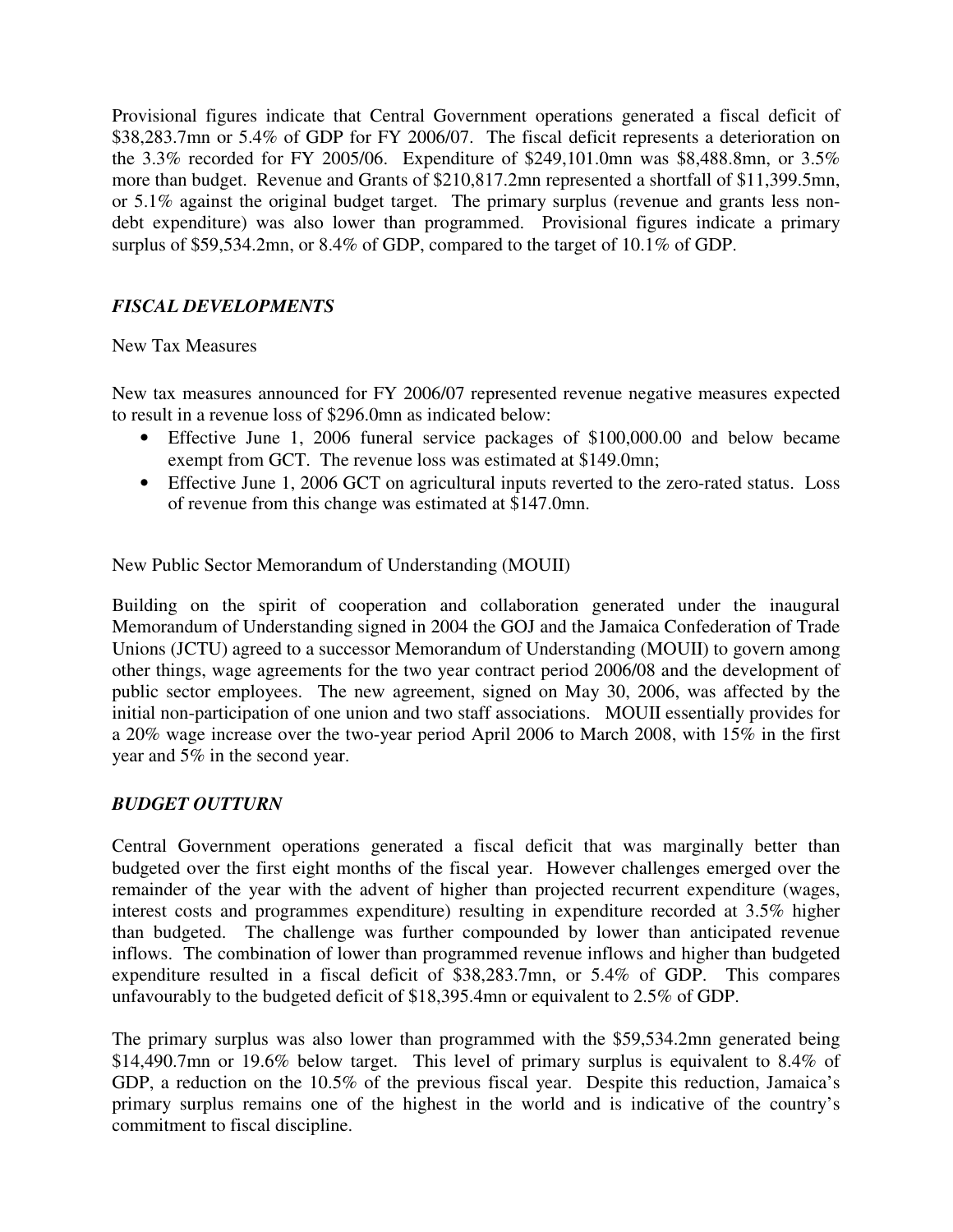Provisional figures indicate that Central Government operations generated a fiscal deficit of $38,283.7mn or 5.4% of GDP for FY 2006/07. The fiscal deficit represents a deterioration on the 3.3% recorded for FY 2005/06. Expenditure of $249,101.0mn was $8,488.8mn, or 3.5% more than budget. Revenue and Grants of $210,817.2mn represented a shortfall of $11,399.5mn, or 5.1% against the original budget target. The primary surplus (revenue and grants less non-debt expenditure) was also lower than programmed. Provisional figures indicate a primary surplus of $59,534.2mn, or 8.4% of GDP, compared to the target of 10.1% of GDP.

## *FISCAL DEVELOPMENTS*

New Tax Measures

New tax measures announced for FY 2006/07 represented revenue negative measures expected to result in a revenue loss of $296.0mn as indicated below:

- Effective June 1, 2006 funeral service packages of $100,000.00 and below became exempt from GCT. The revenue loss was estimated at $149.0mn;
- Effective June 1, 2006 GCT on agricultural inputs reverted to the zero-rated status. Loss of revenue from this change was estimated at $147.0mn.

New Public Sector Memorandum of Understanding (MOUII)

Building on the spirit of cooperation and collaboration generated under the inaugural Memorandum of Understanding signed in 2004 the GOJ and the Jamaica Confederation of Trade Unions (JCTU) agreed to a successor Memorandum of Understanding (MOUII) to govern among other things, wage agreements for the two year contract period 2006/08 and the development of public sector employees. The new agreement, signed on May 30, 2006, was affected by the initial non-participation of one union and two staff associations. MOUII essentially provides for a 20% wage increase over the two-year period April 2006 to March 2008, with 15% in the first year and 5% in the second year.

## *BUDGET OUTTURN*

Central Government operations generated a fiscal deficit that was marginally better than budgeted over the first eight months of the fiscal year. However challenges emerged over the remainder of the year with the advent of higher than projected recurrent expenditure (wages, interest costs and programmes expenditure) resulting in expenditure recorded at 3.5% higher than budgeted. The challenge was further compounded by lower than anticipated revenue inflows. The combination of lower than programmed revenue inflows and higher than budgeted expenditure resulted in a fiscal deficit of $38,283.7mn, or 5.4% of GDP. This compares unfavourably to the budgeted deficit of $18,395.4mn or equivalent to 2.5% of GDP.

The primary surplus was also lower than programmed with the $59,534.2mn generated being $14,490.7mn or 19.6% below target. This level of primary surplus is equivalent to 8.4% of GDP, a reduction on the 10.5% of the previous fiscal year. Despite this reduction, Jamaica's primary surplus remains one of the highest in the world and is indicative of the country's commitment to fiscal discipline.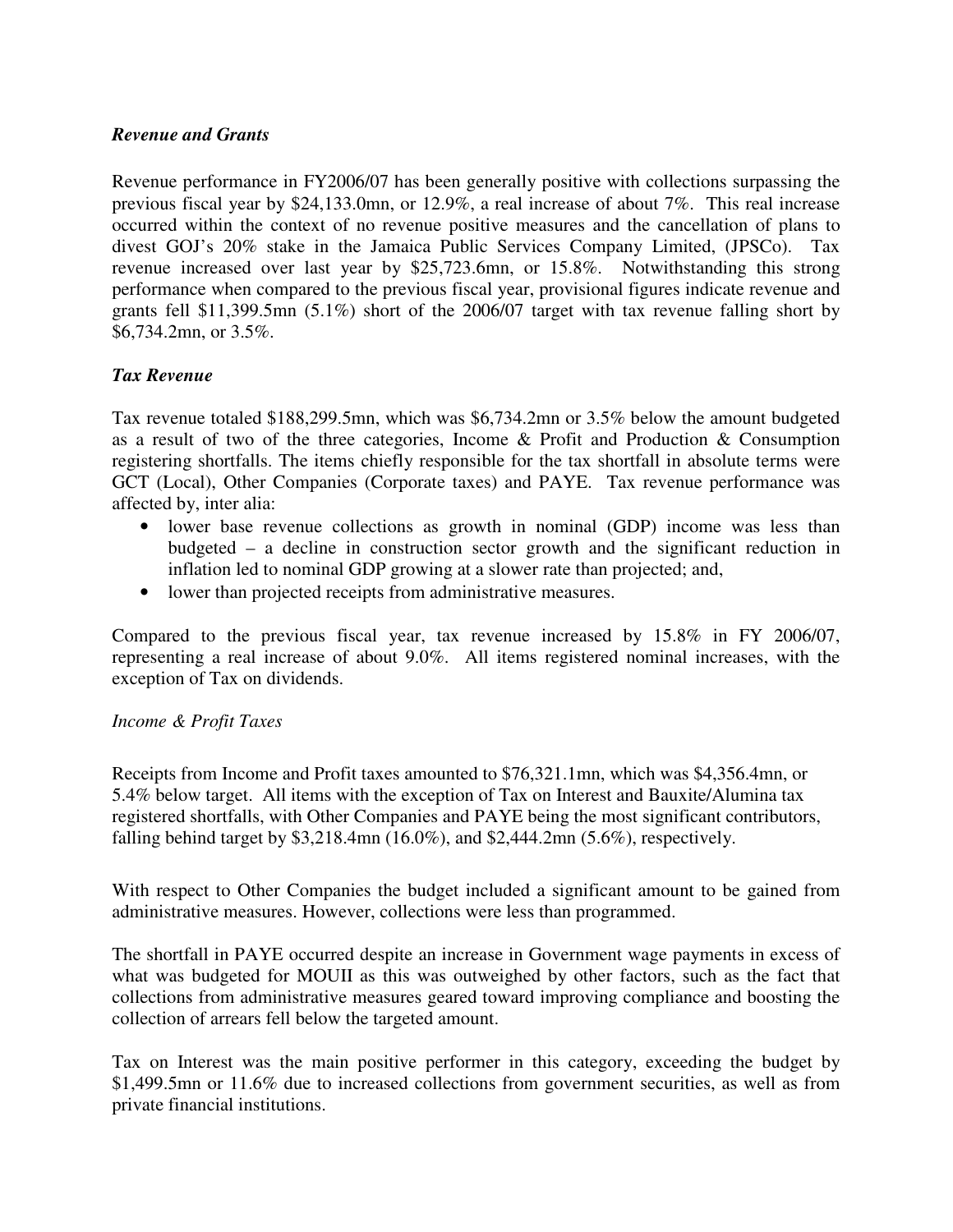***Revenue and Grants***

Revenue performance in FY2006/07 has been generally positive with collections surpassing the previous fiscal year by $24,133.0mn, or 12.9%, a real increase of about 7%. This real increase occurred within the context of no revenue positive measures and the cancellation of plans to divest GOJ's 20% stake in the Jamaica Public Services Company Limited, (JPSCo). Tax revenue increased over last year by $25,723.6mn, or 15.8%. Notwithstanding this strong performance when compared to the previous fiscal year, provisional figures indicate revenue and grants fell $11,399.5mn (5.1%) short of the 2006/07 target with tax revenue falling short by $6,734.2mn, or 3.5%.

***Tax Revenue***

Tax revenue totaled $188,299.5mn, which was $6,734.2mn or 3.5% below the amount budgeted as a result of two of the three categories, Income & Profit and Production & Consumption registering shortfalls. The items chiefly responsible for the tax shortfall in absolute terms were GCT (Local), Other Companies (Corporate taxes) and PAYE. Tax revenue performance was affected by, inter alia:

- lower base revenue collections as growth in nominal (GDP) income was less than budgeted – a decline in construction sector growth and the significant reduction in inflation led to nominal GDP growing at a slower rate than projected; and,
- lower than projected receipts from administrative measures.

Compared to the previous fiscal year, tax revenue increased by 15.8% in FY 2006/07, representing a real increase of about 9.0%. All items registered nominal increases, with the exception of Tax on dividends.

*Income & Profit Taxes*

Receipts from Income and Profit taxes amounted to $76,321.1mn, which was $4,356.4mn, or 5.4% below target. All items with the exception of Tax on Interest and Bauxite/Alumina tax registered shortfalls, with Other Companies and PAYE being the most significant contributors, falling behind target by $3,218.4mn (16.0%), and $2,444.2mn (5.6%), respectively.

With respect to Other Companies the budget included a significant amount to be gained from administrative measures. However, collections were less than programmed.

The shortfall in PAYE occurred despite an increase in Government wage payments in excess of what was budgeted for MOUII as this was outweighed by other factors, such as the fact that collections from administrative measures geared toward improving compliance and boosting the collection of arrears fell below the targeted amount.

Tax on Interest was the main positive performer in this category, exceeding the budget by $1,499.5mn or 11.6% due to increased collections from government securities, as well as from private financial institutions.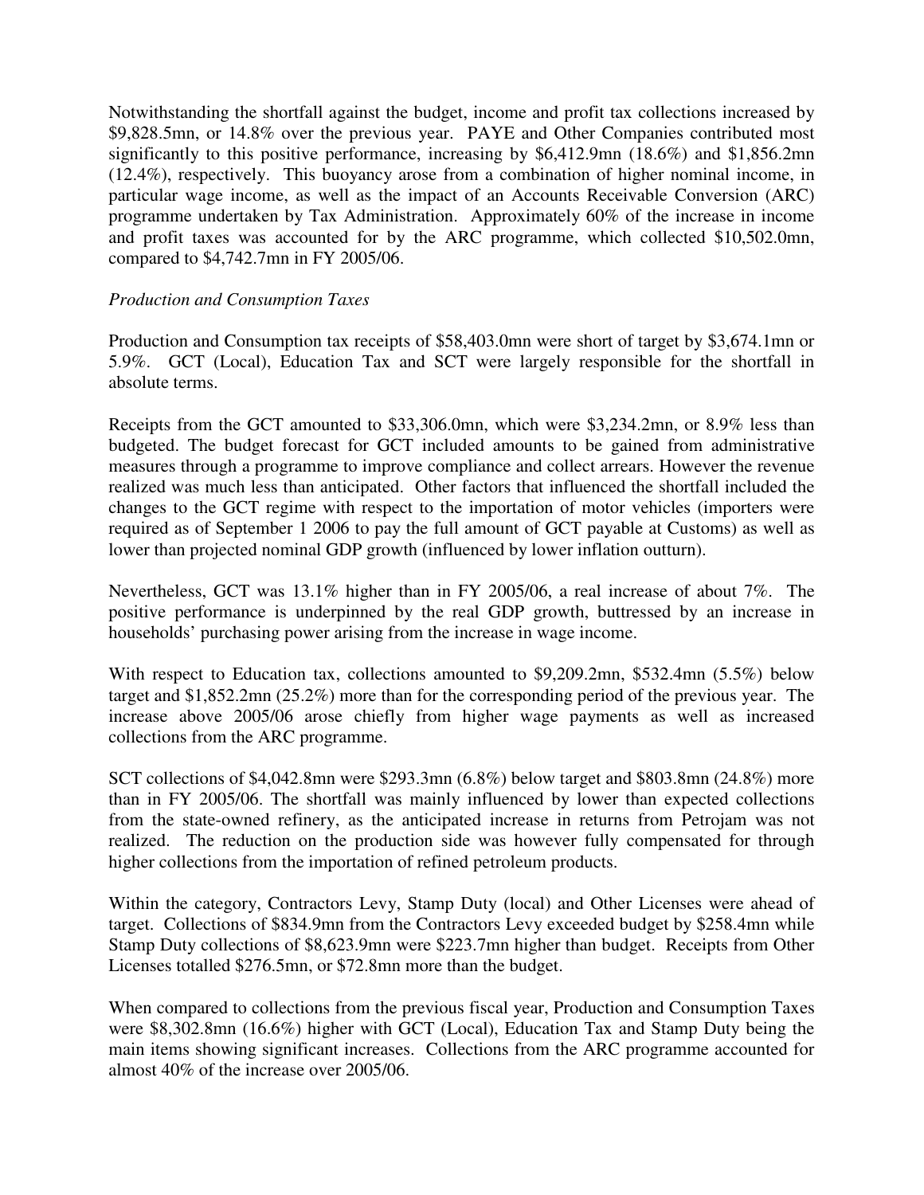Notwithstanding the shortfall against the budget, income and profit tax collections increased by $9,828.5mn, or 14.8% over the previous year. PAYE and Other Companies contributed most significantly to this positive performance, increasing by $6,412.9mn (18.6%) and $1,856.2mn (12.4%), respectively. This buoyancy arose from a combination of higher nominal income, in particular wage income, as well as the impact of an Accounts Receivable Conversion (ARC) programme undertaken by Tax Administration. Approximately 60% of the increase in income and profit taxes was accounted for by the ARC programme, which collected $10,502.0mn, compared to $4,742.7mn in FY 2005/06.

*Production and Consumption Taxes*

Production and Consumption tax receipts of $58,403.0mn were short of target by $3,674.1mn or 5.9%. GCT (Local), Education Tax and SCT were largely responsible for the shortfall in absolute terms.

Receipts from the GCT amounted to $33,306.0mn, which were $3,234.2mn, or 8.9% less than budgeted. The budget forecast for GCT included amounts to be gained from administrative measures through a programme to improve compliance and collect arrears. However the revenue realized was much less than anticipated. Other factors that influenced the shortfall included the changes to the GCT regime with respect to the importation of motor vehicles (importers were required as of September 1 2006 to pay the full amount of GCT payable at Customs) as well as lower than projected nominal GDP growth (influenced by lower inflation outturn).

Nevertheless, GCT was 13.1% higher than in FY 2005/06, a real increase of about 7%. The positive performance is underpinned by the real GDP growth, buttressed by an increase in households' purchasing power arising from the increase in wage income.

With respect to Education tax, collections amounted to $9,209.2mn, $532.4mn (5.5%) below target and $1,852.2mn (25.2%) more than for the corresponding period of the previous year. The increase above 2005/06 arose chiefly from higher wage payments as well as increased collections from the ARC programme.

SCT collections of $4,042.8mn were $293.3mn (6.8%) below target and $803.8mn (24.8%) more than in FY 2005/06. The shortfall was mainly influenced by lower than expected collections from the state-owned refinery, as the anticipated increase in returns from Petrojam was not realized. The reduction on the production side was however fully compensated for through higher collections from the importation of refined petroleum products.

Within the category, Contractors Levy, Stamp Duty (local) and Other Licenses were ahead of target. Collections of $834.9mn from the Contractors Levy exceeded budget by $258.4mn while Stamp Duty collections of $8,623.9mn were $223.7mn higher than budget. Receipts from Other Licenses totalled $276.5mn, or $72.8mn more than the budget.

When compared to collections from the previous fiscal year, Production and Consumption Taxes were $8,302.8mn (16.6%) higher with GCT (Local), Education Tax and Stamp Duty being the main items showing significant increases. Collections from the ARC programme accounted for almost 40% of the increase over 2005/06.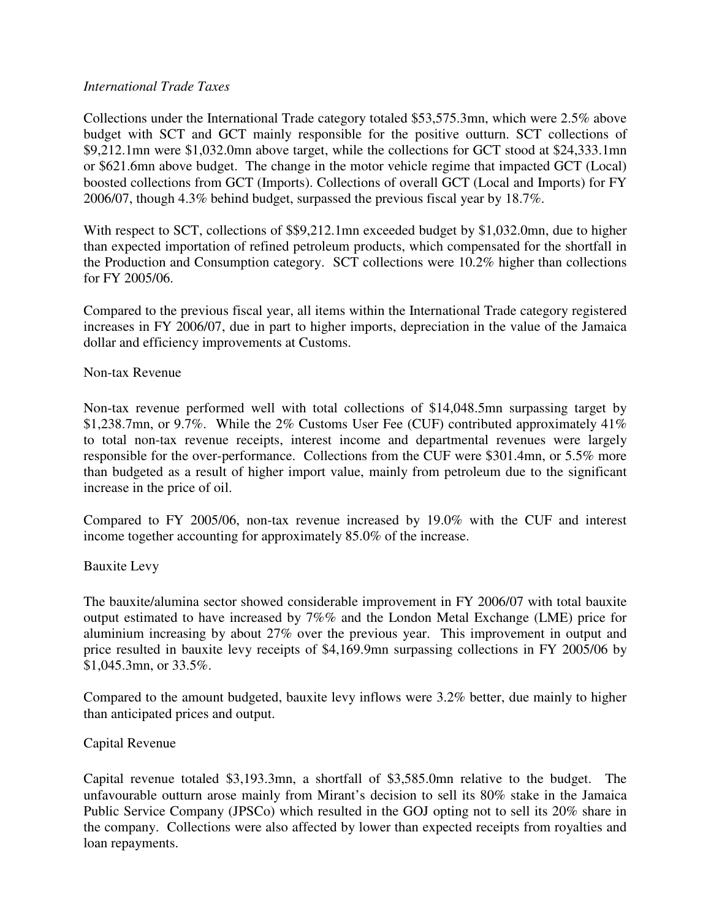*International Trade Taxes*

Collections under the International Trade category totaled $53,575.3mn, which were 2.5% above budget with SCT and GCT mainly responsible for the positive outturn. SCT collections of $9,212.1mn were $1,032.0mn above target, while the collections for GCT stood at $24,333.1mn or $621.6mn above budget. The change in the motor vehicle regime that impacted GCT (Local) boosted collections from GCT (Imports). Collections of overall GCT (Local and Imports) for FY 2006/07, though 4.3% behind budget, surpassed the previous fiscal year by 18.7%.

With respect to SCT, collections of $$9,212.1mn exceeded budget by $1,032.0mn, due to higher than expected importation of refined petroleum products, which compensated for the shortfall in the Production and Consumption category. SCT collections were 10.2% higher than collections for FY 2005/06.

Compared to the previous fiscal year, all items within the International Trade category registered increases in FY 2006/07, due in part to higher imports, depreciation in the value of the Jamaica dollar and efficiency improvements at Customs.

Non-tax Revenue

Non-tax revenue performed well with total collections of $14,048.5mn surpassing target by $1,238.7mn, or 9.7%. While the 2% Customs User Fee (CUF) contributed approximately 41% to total non-tax revenue receipts, interest income and departmental revenues were largely responsible for the over-performance. Collections from the CUF were $301.4mn, or 5.5% more than budgeted as a result of higher import value, mainly from petroleum due to the significant increase in the price of oil.

Compared to FY 2005/06, non-tax revenue increased by 19.0% with the CUF and interest income together accounting for approximately 85.0% of the increase.

Bauxite Levy

The bauxite/alumina sector showed considerable improvement in FY 2006/07 with total bauxite output estimated to have increased by 7%% and the London Metal Exchange (LME) price for aluminium increasing by about 27% over the previous year. This improvement in output and price resulted in bauxite levy receipts of $4,169.9mn surpassing collections in FY 2005/06 by $1,045.3mn, or 33.5%.

Compared to the amount budgeted, bauxite levy inflows were 3.2% better, due mainly to higher than anticipated prices and output.

Capital Revenue

Capital revenue totaled $3,193.3mn, a shortfall of $3,585.0mn relative to the budget. The unfavourable outturn arose mainly from Mirant's decision to sell its 80% stake in the Jamaica Public Service Company (JPSCo) which resulted in the GOJ opting not to sell its 20% share in the company. Collections were also affected by lower than expected receipts from royalties and loan repayments.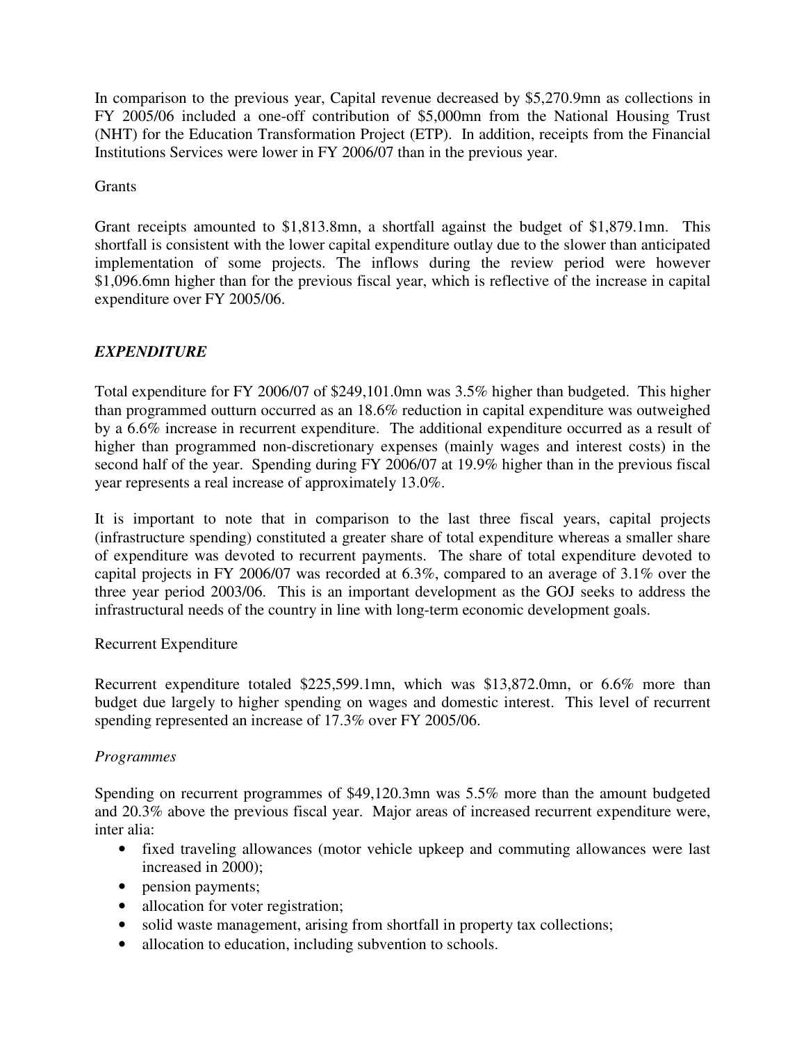In comparison to the previous year, Capital revenue decreased by $5,270.9mn as collections in FY 2005/06 included a one-off contribution of $5,000mn from the National Housing Trust (NHT) for the Education Transformation Project (ETP). In addition, receipts from the Financial Institutions Services were lower in FY 2006/07 than in the previous year.

Grants

Grant receipts amounted to $1,813.8mn, a shortfall against the budget of $1,879.1mn. This shortfall is consistent with the lower capital expenditure outlay due to the slower than anticipated implementation of some projects. The inflows during the review period were however $1,096.6mn higher than for the previous fiscal year, which is reflective of the increase in capital expenditure over FY 2005/06.

## ***EXPENDITURE***

Total expenditure for FY 2006/07 of $249,101.0mn was 3.5% higher than budgeted. This higher than programmed outturn occurred as an 18.6% reduction in capital expenditure was outweighed by a 6.6% increase in recurrent expenditure. The additional expenditure occurred as a result of higher than programmed non-discretionary expenses (mainly wages and interest costs) in the second half of the year. Spending during FY 2006/07 at 19.9% higher than in the previous fiscal year represents a real increase of approximately 13.0%.

It is important to note that in comparison to the last three fiscal years, capital projects (infrastructure spending) constituted a greater share of total expenditure whereas a smaller share of expenditure was devoted to recurrent payments. The share of total expenditure devoted to capital projects in FY 2006/07 was recorded at 6.3%, compared to an average of 3.1% over the three year period 2003/06. This is an important development as the GOJ seeks to address the infrastructural needs of the country in line with long-term economic development goals.

Recurrent Expenditure

Recurrent expenditure totaled $225,599.1mn, which was $13,872.0mn, or 6.6% more than budget due largely to higher spending on wages and domestic interest. This level of recurrent spending represented an increase of 17.3% over FY 2005/06.

*Programmes*

Spending on recurrent programmes of $49,120.3mn was 5.5% more than the amount budgeted and 20.3% above the previous fiscal year. Major areas of increased recurrent expenditure were, inter alia:

- fixed traveling allowances (motor vehicle upkeep and commuting allowances were last increased in 2000);
- pension payments;
- allocation for voter registration;
- solid waste management, arising from shortfall in property tax collections;
- allocation to education, including subvention to schools.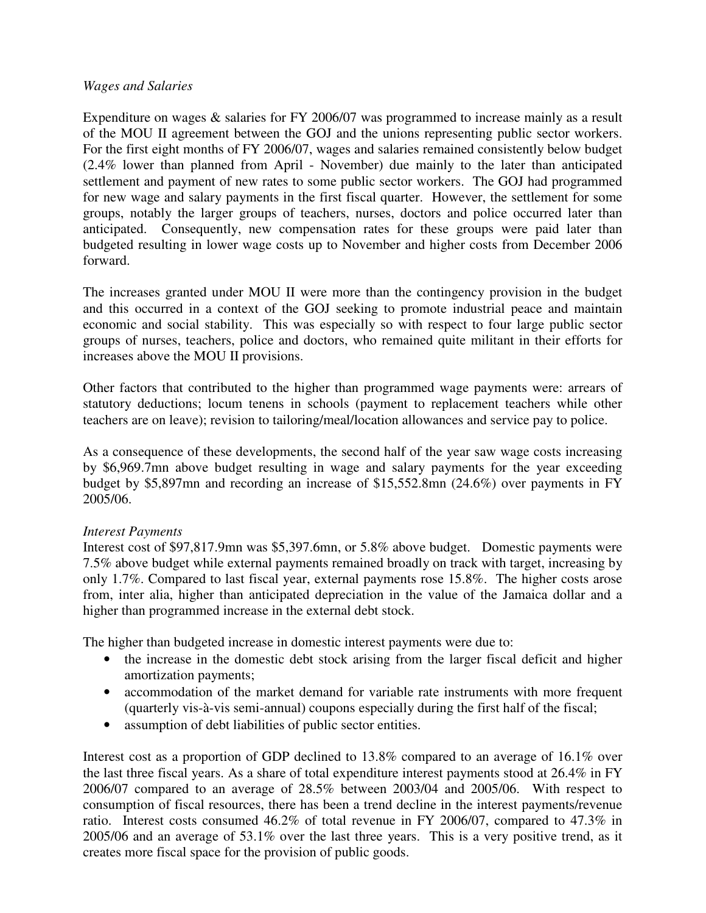*Wages and Salaries*

Expenditure on wages & salaries for FY 2006/07 was programmed to increase mainly as a result of the MOU II agreement between the GOJ and the unions representing public sector workers. For the first eight months of FY 2006/07, wages and salaries remained consistently below budget (2.4% lower than planned from April - November) due mainly to the later than anticipated settlement and payment of new rates to some public sector workers. The GOJ had programmed for new wage and salary payments in the first fiscal quarter. However, the settlement for some groups, notably the larger groups of teachers, nurses, doctors and police occurred later than anticipated. Consequently, new compensation rates for these groups were paid later than budgeted resulting in lower wage costs up to November and higher costs from December 2006 forward.

The increases granted under MOU II were more than the contingency provision in the budget and this occurred in a context of the GOJ seeking to promote industrial peace and maintain economic and social stability. This was especially so with respect to four large public sector groups of nurses, teachers, police and doctors, who remained quite militant in their efforts for increases above the MOU II provisions.

Other factors that contributed to the higher than programmed wage payments were: arrears of statutory deductions; locum tenens in schools (payment to replacement teachers while other teachers are on leave); revision to tailoring/meal/location allowances and service pay to police.

As a consequence of these developments, the second half of the year saw wage costs increasing by $6,969.7mn above budget resulting in wage and salary payments for the year exceeding budget by $5,897mn and recording an increase of $15,552.8mn (24.6%) over payments in FY 2005/06.

*Interest Payments*

Interest cost of $97,817.9mn was $5,397.6mn, or 5.8% above budget. Domestic payments were 7.5% above budget while external payments remained broadly on track with target, increasing by only 1.7%. Compared to last fiscal year, external payments rose 15.8%. The higher costs arose from, inter alia, higher than anticipated depreciation in the value of the Jamaica dollar and a higher than programmed increase in the external debt stock.

The higher than budgeted increase in domestic interest payments were due to:

- the increase in the domestic debt stock arising from the larger fiscal deficit and higher amortization payments;
- accommodation of the market demand for variable rate instruments with more frequent (quarterly vis-à-vis semi-annual) coupons especially during the first half of the fiscal;
- assumption of debt liabilities of public sector entities.

Interest cost as a proportion of GDP declined to 13.8% compared to an average of 16.1% over the last three fiscal years. As a share of total expenditure interest payments stood at 26.4% in FY 2006/07 compared to an average of 28.5% between 2003/04 and 2005/06. With respect to consumption of fiscal resources, there has been a trend decline in the interest payments/revenue ratio. Interest costs consumed 46.2% of total revenue in FY 2006/07, compared to 47.3% in 2005/06 and an average of 53.1% over the last three years. This is a very positive trend, as it creates more fiscal space for the provision of public goods.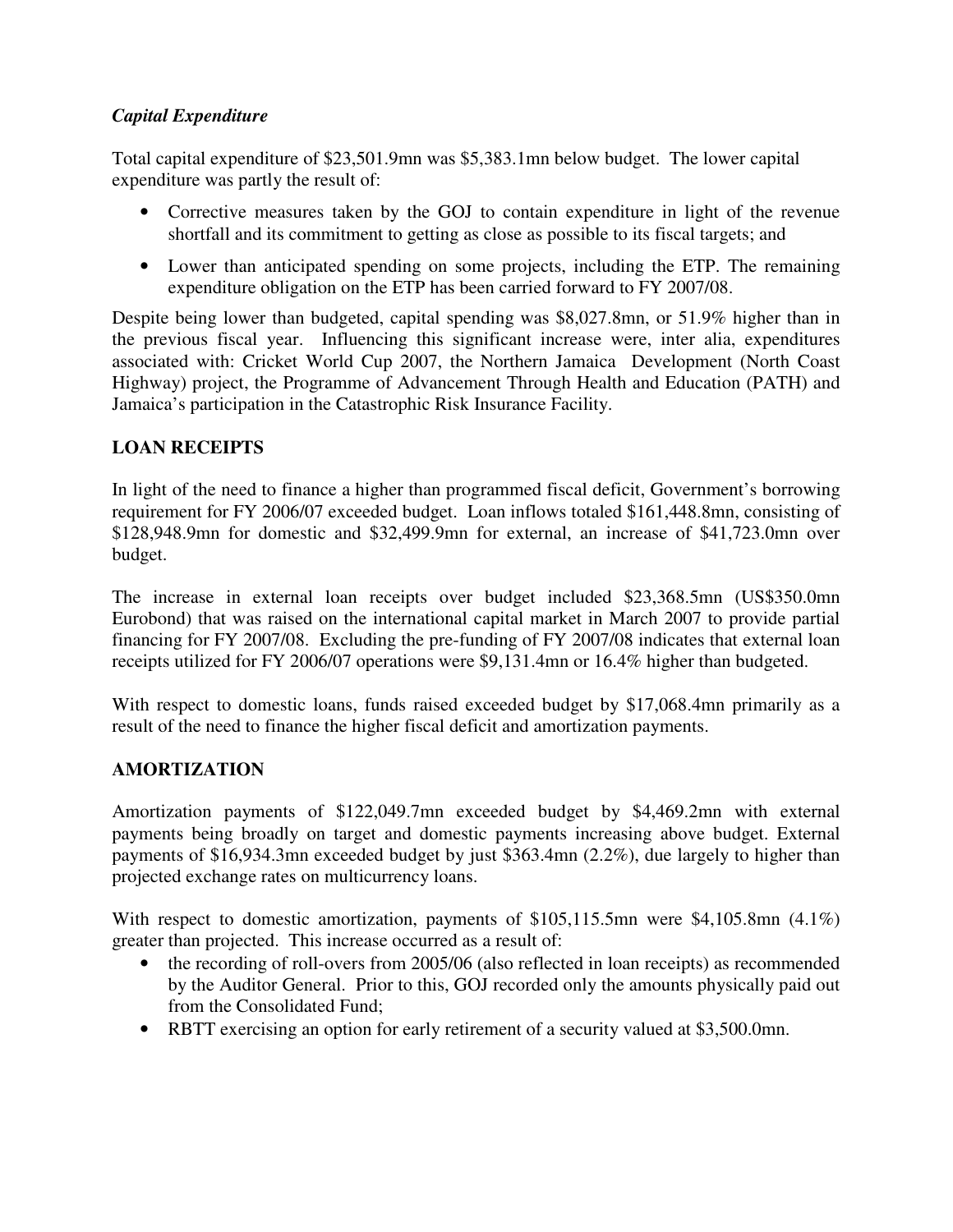### *Capital Expenditure*

Total capital expenditure of $23,501.9mn was $5,383.1mn below budget. The lower capital expenditure was partly the result of:

- Corrective measures taken by the GOJ to contain expenditure in light of the revenue shortfall and its commitment to getting as close as possible to its fiscal targets; and
- Lower than anticipated spending on some projects, including the ETP. The remaining expenditure obligation on the ETP has been carried forward to FY 2007/08.

Despite being lower than budgeted, capital spending was $8,027.8mn, or 51.9% higher than in the previous fiscal year. Influencing this significant increase were, inter alia, expenditures associated with: Cricket World Cup 2007, the Northern Jamaica Development (North Coast Highway) project, the Programme of Advancement Through Health and Education (PATH) and Jamaica's participation in the Catastrophic Risk Insurance Facility.

## LOAN RECEIPTS

In light of the need to finance a higher than programmed fiscal deficit, Government's borrowing requirement for FY 2006/07 exceeded budget. Loan inflows totaled $161,448.8mn, consisting of $128,948.9mn for domestic and $32,499.9mn for external, an increase of $41,723.0mn over budget.

The increase in external loan receipts over budget included $23,368.5mn (US$350.0mn Eurobond) that was raised on the international capital market in March 2007 to provide partial financing for FY 2007/08. Excluding the pre-funding of FY 2007/08 indicates that external loan receipts utilized for FY 2006/07 operations were $9,131.4mn or 16.4% higher than budgeted.

With respect to domestic loans, funds raised exceeded budget by $17,068.4mn primarily as a result of the need to finance the higher fiscal deficit and amortization payments.

## AMORTIZATION

Amortization payments of $122,049.7mn exceeded budget by $4,469.2mn with external payments being broadly on target and domestic payments increasing above budget. External payments of $16,934.3mn exceeded budget by just $363.4mn (2.2%), due largely to higher than projected exchange rates on multicurrency loans.

With respect to domestic amortization, payments of $105,115.5mn were $4,105.8mn (4.1%) greater than projected. This increase occurred as a result of:

- the recording of roll-overs from 2005/06 (also reflected in loan receipts) as recommended by the Auditor General. Prior to this, GOJ recorded only the amounts physically paid out from the Consolidated Fund;
- RBTT exercising an option for early retirement of a security valued at $3,500.0mn.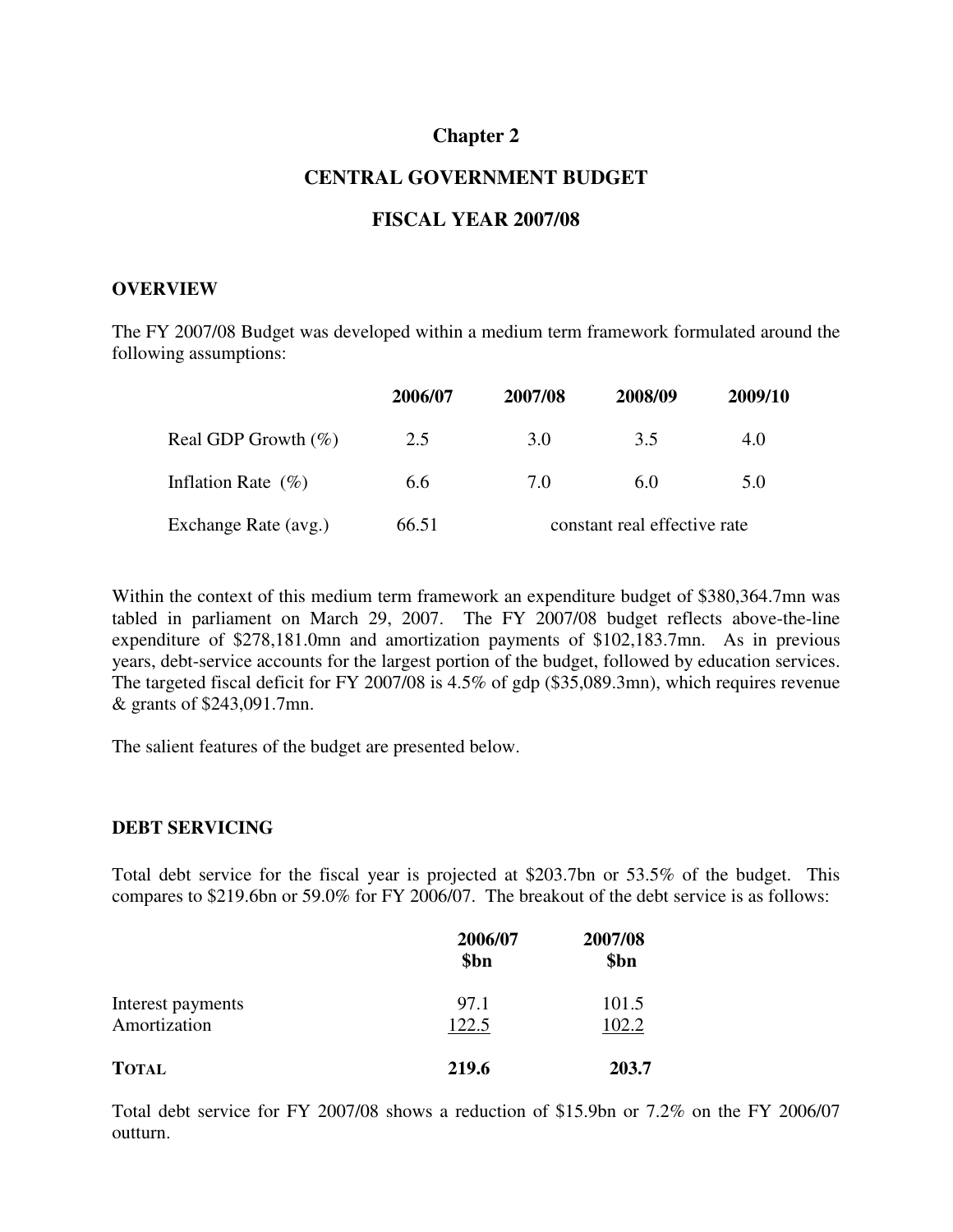# Chapter 2

## CENTRAL GOVERNMENT BUDGET

## FISCAL YEAR 2007/08

### OVERVIEW

The FY 2007/08 Budget was developed within a medium term framework formulated around the following assumptions:

| | 2006/07 | 2007/08 | 2008/09 | 2009/10 |
|---|---|---|---|---|
| Real GDP Growth (%) | 2.5 | 3.0 | 3.5 | 4.0 |
| Inflation Rate (%) | 6.6 | 7.0 | 6.0 | 5.0 |
| Exchange Rate (avg.) | 66.51 | constant real effective rate | | |

Within the context of this medium term framework an expenditure budget of $380,364.7mn was tabled in parliament on March 29, 2007. The FY 2007/08 budget reflects above-the-line expenditure of $278,181.0mn and amortization payments of $102,183.7mn. As in previous years, debt-service accounts for the largest portion of the budget, followed by education services. The targeted fiscal deficit for FY 2007/08 is 4.5% of gdp ($35,089.3mn), which requires revenue & grants of $243,091.7mn.

The salient features of the budget are presented below.

### DEBT SERVICING

Total debt service for the fiscal year is projected at $203.7bn or 53.5% of the budget. This compares to $219.6bn or 59.0% for FY 2006/07. The breakout of the debt service is as follows:

| | 2006/07 $bn | 2007/08 $bn |
|---|---|---|
| Interest payments | 97.1 | 101.5 |
| Amortization | 122.5 | 102.2 |
| **TOTAL** | **219.6** | **203.7** |

Total debt service for FY 2007/08 shows a reduction of $15.9bn or 7.2% on the FY 2006/07 outturn.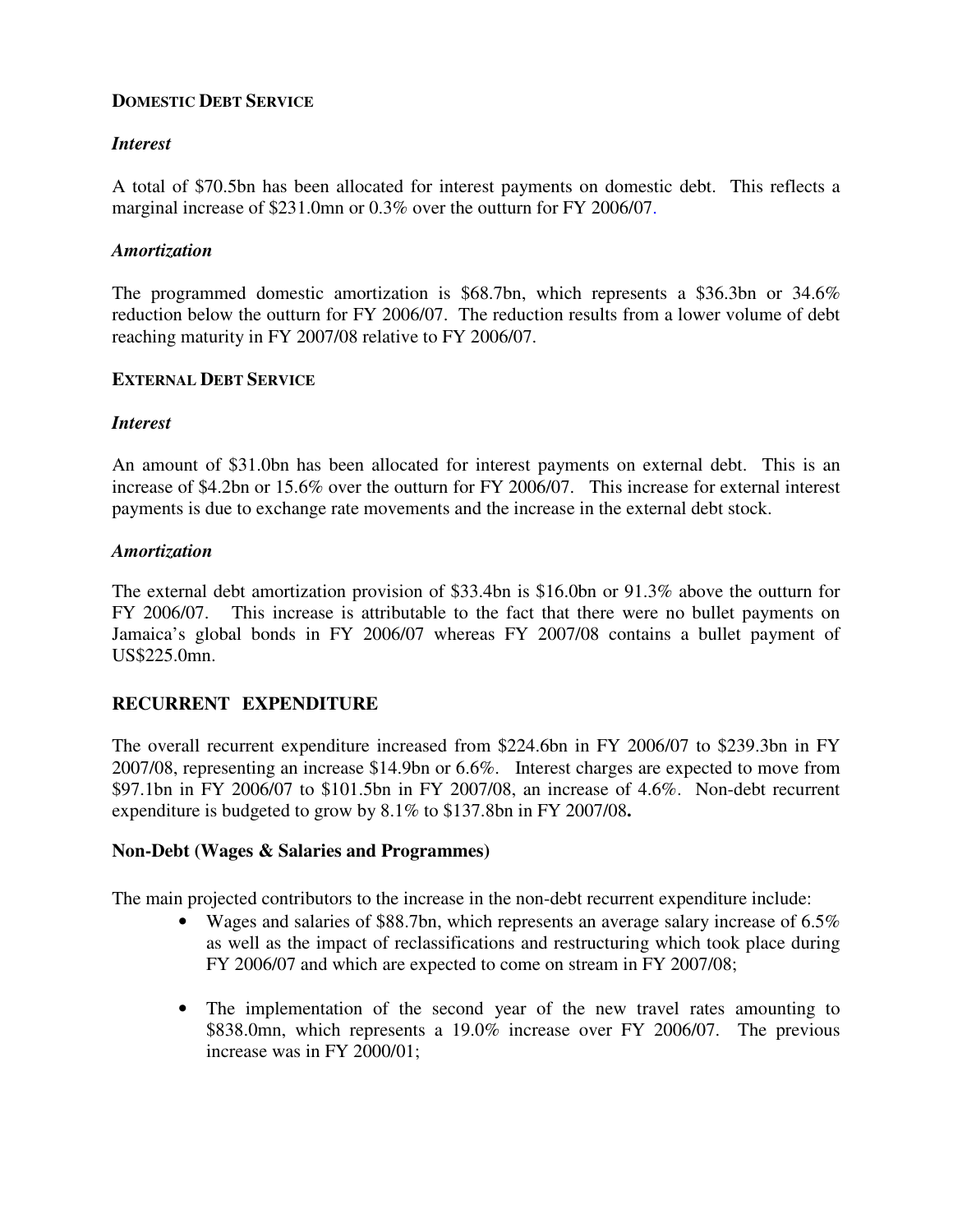**DOMESTIC DEBT SERVICE**

***Interest***

A total of $70.5bn has been allocated for interest payments on domestic debt. This reflects a marginal increase of $231.0mn or 0.3% over the outturn for FY 2006/07.

***Amortization***

The programmed domestic amortization is $68.7bn, which represents a $36.3bn or 34.6% reduction below the outturn for FY 2006/07. The reduction results from a lower volume of debt reaching maturity in FY 2007/08 relative to FY 2006/07.

**EXTERNAL DEBT SERVICE**

***Interest***

An amount of $31.0bn has been allocated for interest payments on external debt. This is an increase of $4.2bn or 15.6% over the outturn for FY 2006/07. This increase for external interest payments is due to exchange rate movements and the increase in the external debt stock.

***Amortization***

The external debt amortization provision of $33.4bn is $16.0bn or 91.3% above the outturn for FY 2006/07. This increase is attributable to the fact that there were no bullet payments on Jamaica's global bonds in FY 2006/07 whereas FY 2007/08 contains a bullet payment of US$225.0mn.

## RECURRENT EXPENDITURE

The overall recurrent expenditure increased from $224.6bn in FY 2006/07 to $239.3bn in FY 2007/08, representing an increase $14.9bn or 6.6%. Interest charges are expected to move from $97.1bn in FY 2006/07 to $101.5bn in FY 2007/08, an increase of 4.6%. Non-debt recurrent expenditure is budgeted to grow by 8.1% to $137.8bn in FY 2007/08**.**

### Non-Debt (Wages & Salaries and Programmes)

The main projected contributors to the increase in the non-debt recurrent expenditure include:

- Wages and salaries of $88.7bn, which represents an average salary increase of 6.5% as well as the impact of reclassifications and restructuring which took place during FY 2006/07 and which are expected to come on stream in FY 2007/08;

- The implementation of the second year of the new travel rates amounting to $838.0mn, which represents a 19.0% increase over FY 2006/07. The previous increase was in FY 2000/01;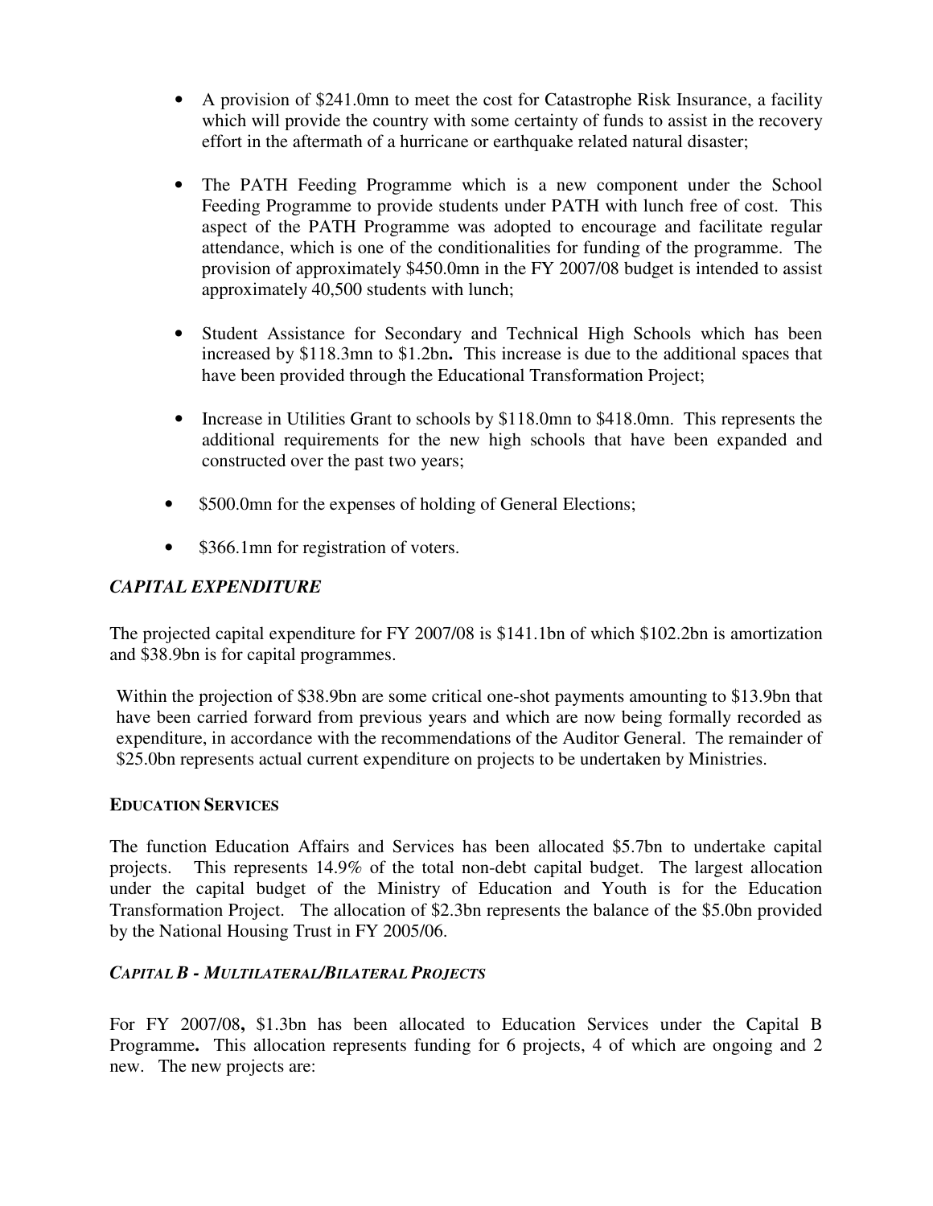- A provision of $241.0mn to meet the cost for Catastrophe Risk Insurance, a facility which will provide the country with some certainty of funds to assist in the recovery effort in the aftermath of a hurricane or earthquake related natural disaster;

- The PATH Feeding Programme which is a new component under the School Feeding Programme to provide students under PATH with lunch free of cost. This aspect of the PATH Programme was adopted to encourage and facilitate regular attendance, which is one of the conditionalities for funding of the programme. The provision of approximately $450.0mn in the FY 2007/08 budget is intended to assist approximately 40,500 students with lunch;

- Student Assistance for Secondary and Technical High Schools which has been increased by $118.3mn to $1.2bn**.** This increase is due to the additional spaces that have been provided through the Educational Transformation Project;

- Increase in Utilities Grant to schools by $118.0mn to $418.0mn. This represents the additional requirements for the new high schools that have been expanded and constructed over the past two years;

- $500.0mn for the expenses of holding of General Elections;

- $366.1mn for registration of voters.

### *CAPITAL EXPENDITURE*

The projected capital expenditure for FY 2007/08 is $141.1bn of which $102.2bn is amortization and $38.9bn is for capital programmes.

Within the projection of $38.9bn are some critical one-shot payments amounting to $13.9bn that have been carried forward from previous years and which are now being formally recorded as expenditure, in accordance with the recommendations of the Auditor General. The remainder of $25.0bn represents actual current expenditure on projects to be undertaken by Ministries.

#### **EDUCATION SERVICES**

The function Education Affairs and Services has been allocated $5.7bn to undertake capital projects. This represents 14.9% of the total non-debt capital budget. The largest allocation under the capital budget of the Ministry of Education and Youth is for the Education Transformation Project. The allocation of $2.3bn represents the balance of the $5.0bn provided by the National Housing Trust in FY 2005/06.

#### *CAPITAL B - MULTILATERAL/BILATERAL PROJECTS*

For FY 2007/08**,** $1.3bn has been allocated to Education Services under the Capital B Programme**.** This allocation represents funding for 6 projects, 4 of which are ongoing and 2 new. The new projects are: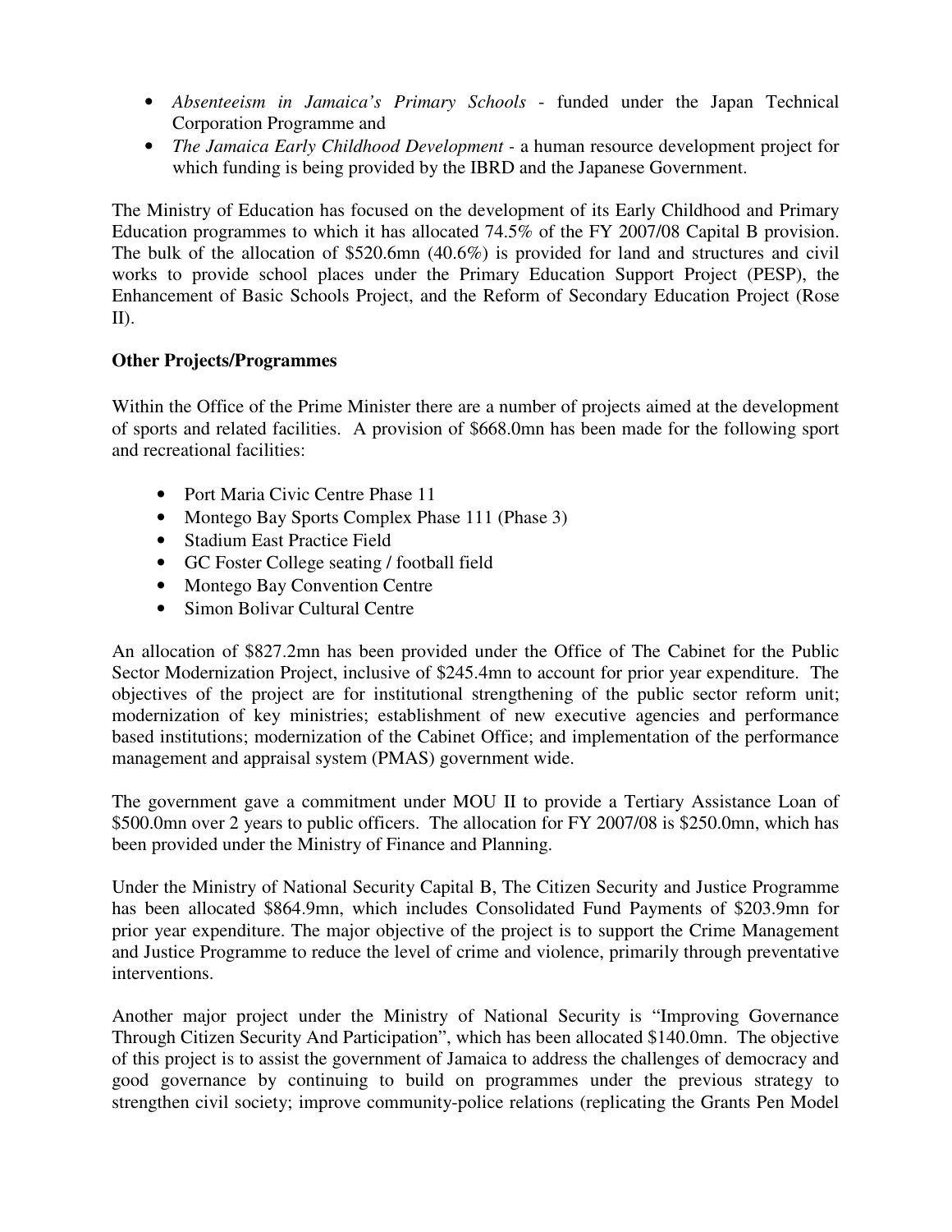- *Absenteeism in Jamaica's Primary Schools* - funded under the Japan Technical Corporation Programme and
- *The Jamaica Early Childhood Development* - a human resource development project for which funding is being provided by the IBRD and the Japanese Government.

The Ministry of Education has focused on the development of its Early Childhood and Primary Education programmes to which it has allocated 74.5% of the FY 2007/08 Capital B provision. The bulk of the allocation of $520.6mn (40.6%) is provided for land and structures and civil works to provide school places under the Primary Education Support Project (PESP), the Enhancement of Basic Schools Project, and the Reform of Secondary Education Project (Rose II).

**Other Projects/Programmes**

Within the Office of the Prime Minister there are a number of projects aimed at the development of sports and related facilities. A provision of $668.0mn has been made for the following sport and recreational facilities:

- Port Maria Civic Centre Phase 11
- Montego Bay Sports Complex Phase 111 (Phase 3)
- Stadium East Practice Field
- GC Foster College seating / football field
- Montego Bay Convention Centre
- Simon Bolivar Cultural Centre

An allocation of $827.2mn has been provided under the Office of The Cabinet for the Public Sector Modernization Project, inclusive of $245.4mn to account for prior year expenditure. The objectives of the project are for institutional strengthening of the public sector reform unit; modernization of key ministries; establishment of new executive agencies and performance based institutions; modernization of the Cabinet Office; and implementation of the performance management and appraisal system (PMAS) government wide.

The government gave a commitment under MOU II to provide a Tertiary Assistance Loan of $500.0mn over 2 years to public officers. The allocation for FY 2007/08 is $250.0mn, which has been provided under the Ministry of Finance and Planning.

Under the Ministry of National Security Capital B, The Citizen Security and Justice Programme has been allocated $864.9mn, which includes Consolidated Fund Payments of $203.9mn for prior year expenditure. The major objective of the project is to support the Crime Management and Justice Programme to reduce the level of crime and violence, primarily through preventative interventions.

Another major project under the Ministry of National Security is "Improving Governance Through Citizen Security And Participation", which has been allocated $140.0mn. The objective of this project is to assist the government of Jamaica to address the challenges of democracy and good governance by continuing to build on programmes under the previous strategy to strengthen civil society; improve community-police relations (replicating the Grants Pen Model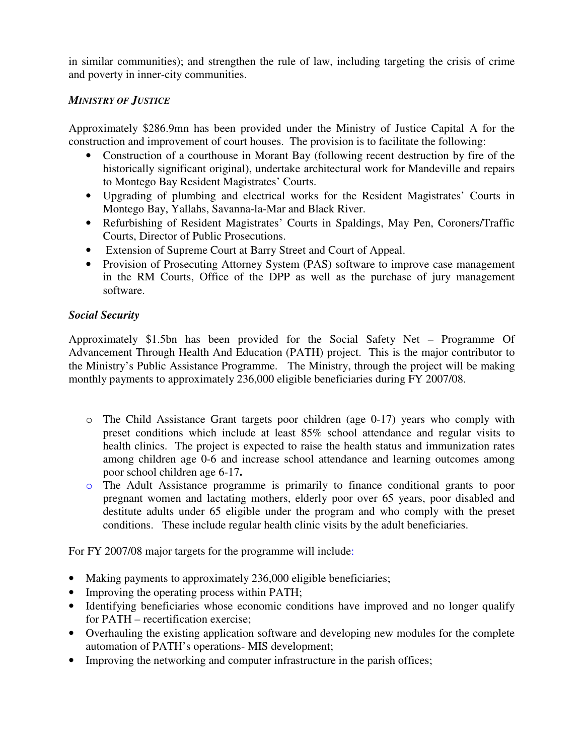in similar communities); and strengthen the rule of law, including targeting the crisis of crime and poverty in inner-city communities.

***MINISTRY OF JUSTICE***

Approximately $286.9mn has been provided under the Ministry of Justice Capital A for the construction and improvement of court houses. The provision is to facilitate the following:

- Construction of a courthouse in Morant Bay (following recent destruction by fire of the historically significant original), undertake architectural work for Mandeville and repairs to Montego Bay Resident Magistrates' Courts.
- Upgrading of plumbing and electrical works for the Resident Magistrates' Courts in Montego Bay, Yallahs, Savanna-la-Mar and Black River.
- Refurbishing of Resident Magistrates' Courts in Spaldings, May Pen, Coroners/Traffic Courts, Director of Public Prosecutions.
- Extension of Supreme Court at Barry Street and Court of Appeal.
- Provision of Prosecuting Attorney System (PAS) software to improve case management in the RM Courts, Office of the DPP as well as the purchase of jury management software.

***Social Security***

Approximately $1.5bn has been provided for the Social Safety Net – Programme Of Advancement Through Health And Education (PATH) project. This is the major contributor to the Ministry's Public Assistance Programme. The Ministry, through the project will be making monthly payments to approximately 236,000 eligible beneficiaries during FY 2007/08.

- The Child Assistance Grant targets poor children (age 0-17) years who comply with preset conditions which include at least 85% school attendance and regular visits to health clinics. The project is expected to raise the health status and immunization rates among children age 0-6 and increase school attendance and learning outcomes among poor school children age 6-17**.**
- The Adult Assistance programme is primarily to finance conditional grants to poor pregnant women and lactating mothers, elderly poor over 65 years, poor disabled and destitute adults under 65 eligible under the program and who comply with the preset conditions. These include regular health clinic visits by the adult beneficiaries.

For FY 2007/08 major targets for the programme will include:

- Making payments to approximately 236,000 eligible beneficiaries;
- Improving the operating process within PATH;
- Identifying beneficiaries whose economic conditions have improved and no longer qualify for PATH – recertification exercise;
- Overhauling the existing application software and developing new modules for the complete automation of PATH's operations- MIS development;
- Improving the networking and computer infrastructure in the parish offices;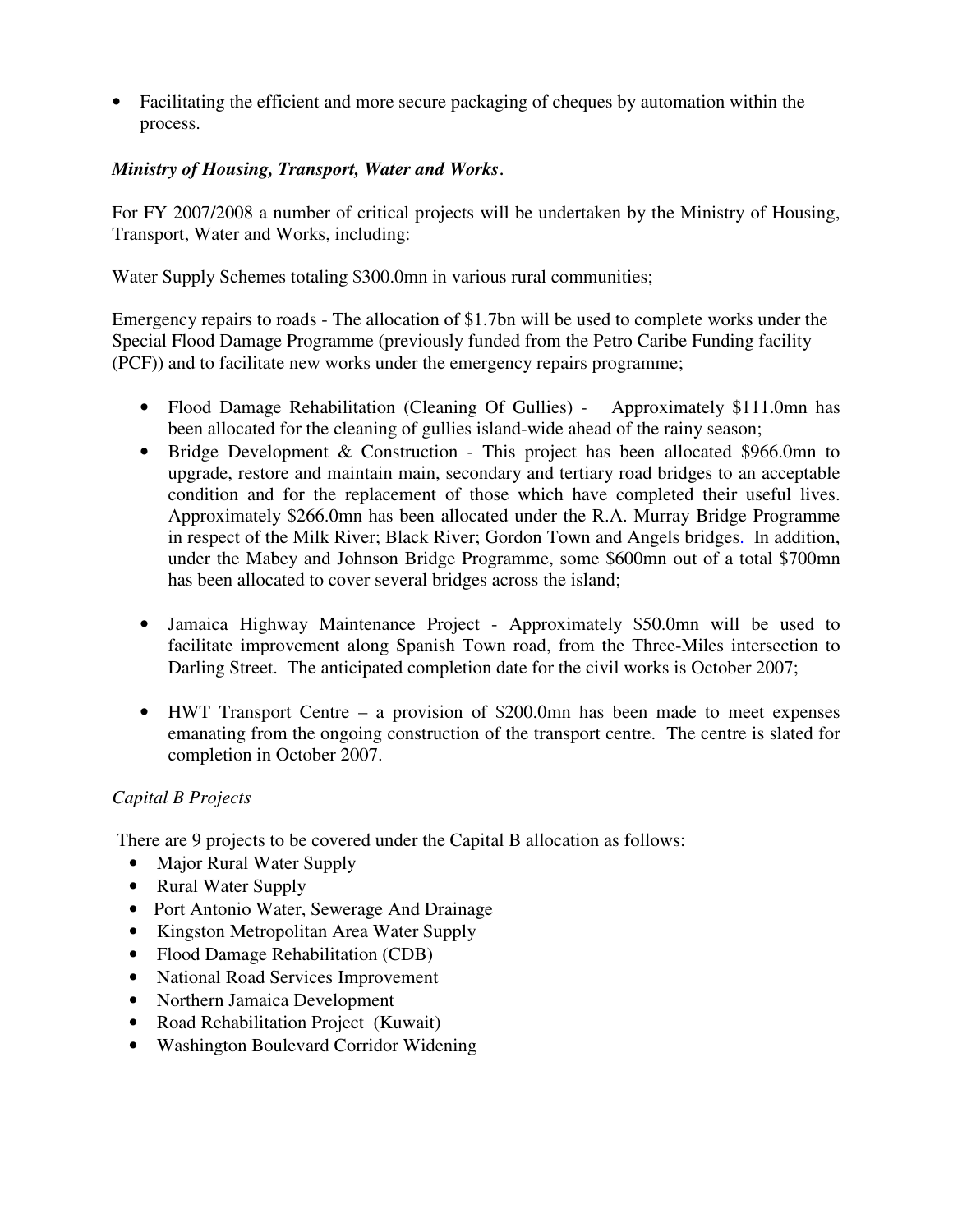- Facilitating the efficient and more secure packaging of cheques by automation within the process.

***Ministry of Housing, Transport, Water and Works**.*

For FY 2007/2008 a number of critical projects will be undertaken by the Ministry of Housing, Transport, Water and Works, including:

Water Supply Schemes totaling $300.0mn in various rural communities;

Emergency repairs to roads - The allocation of $1.7bn will be used to complete works under the Special Flood Damage Programme (previously funded from the Petro Caribe Funding facility (PCF)) and to facilitate new works under the emergency repairs programme;

- Flood Damage Rehabilitation (Cleaning Of Gullies) - Approximately $111.0mn has been allocated for the cleaning of gullies island-wide ahead of the rainy season;
- Bridge Development & Construction - This project has been allocated $966.0mn to upgrade, restore and maintain main, secondary and tertiary road bridges to an acceptable condition and for the replacement of those which have completed their useful lives. Approximately $266.0mn has been allocated under the R.A. Murray Bridge Programme in respect of the Milk River; Black River; Gordon Town and Angels bridges. In addition, under the Mabey and Johnson Bridge Programme, some $600mn out of a total $700mn has been allocated to cover several bridges across the island;
- Jamaica Highway Maintenance Project - Approximately $50.0mn will be used to facilitate improvement along Spanish Town road, from the Three-Miles intersection to Darling Street. The anticipated completion date for the civil works is October 2007;
- HWT Transport Centre – a provision of $200.0mn has been made to meet expenses emanating from the ongoing construction of the transport centre. The centre is slated for completion in October 2007.

*Capital B Projects*

There are 9 projects to be covered under the Capital B allocation as follows:

- Major Rural Water Supply
- Rural Water Supply
- Port Antonio Water, Sewerage And Drainage
- Kingston Metropolitan Area Water Supply
- Flood Damage Rehabilitation (CDB)
- National Road Services Improvement
- Northern Jamaica Development
- Road Rehabilitation Project (Kuwait)
- Washington Boulevard Corridor Widening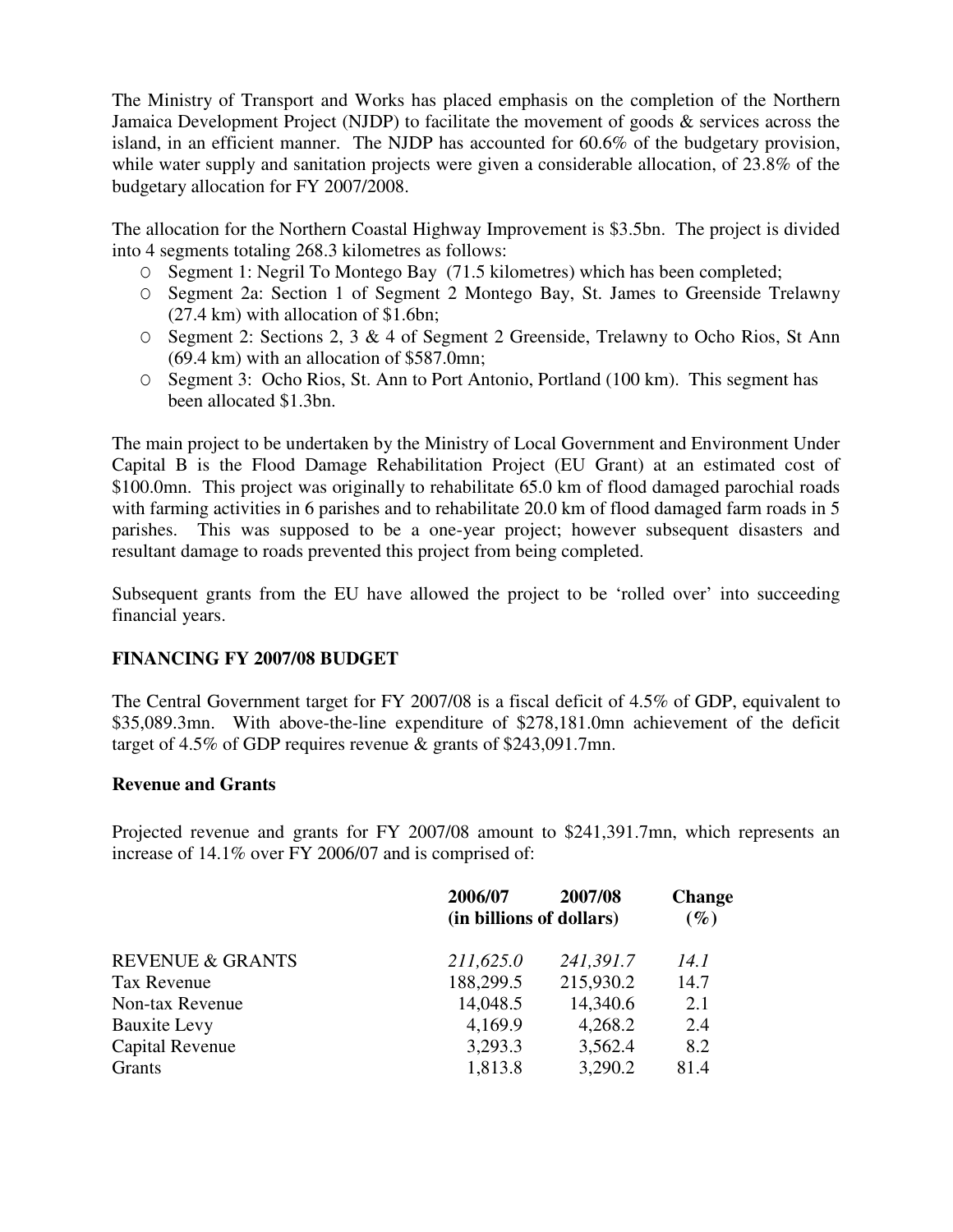The Ministry of Transport and Works has placed emphasis on the completion of the Northern Jamaica Development Project (NJDP) to facilitate the movement of goods & services across the island, in an efficient manner. The NJDP has accounted for 60.6% of the budgetary provision, while water supply and sanitation projects were given a considerable allocation, of 23.8% of the budgetary allocation for FY 2007/2008.

The allocation for the Northern Coastal Highway Improvement is $3.5bn. The project is divided into 4 segments totaling 268.3 kilometres as follows:

- Segment 1: Negril To Montego Bay (71.5 kilometres) which has been completed;
- Segment 2a: Section 1 of Segment 2 Montego Bay, St. James to Greenside Trelawny (27.4 km) with allocation of $1.6bn;
- Segment 2: Sections 2, 3 & 4 of Segment 2 Greenside, Trelawny to Ocho Rios, St Ann (69.4 km) with an allocation of $587.0mn;
- Segment 3: Ocho Rios, St. Ann to Port Antonio, Portland (100 km). This segment has been allocated $1.3bn.

The main project to be undertaken by the Ministry of Local Government and Environment Under Capital B is the Flood Damage Rehabilitation Project (EU Grant) at an estimated cost of $100.0mn. This project was originally to rehabilitate 65.0 km of flood damaged parochial roads with farming activities in 6 parishes and to rehabilitate 20.0 km of flood damaged farm roads in 5 parishes. This was supposed to be a one-year project; however subsequent disasters and resultant damage to roads prevented this project from being completed.

Subsequent grants from the EU have allowed the project to be 'rolled over' into succeeding financial years.

**FINANCING FY 2007/08 BUDGET**

The Central Government target for FY 2007/08 is a fiscal deficit of 4.5% of GDP, equivalent to $35,089.3mn. With above-the-line expenditure of $278,181.0mn achievement of the deficit target of 4.5% of GDP requires revenue & grants of $243,091.7mn.

**Revenue and Grants**

Projected revenue and grants for FY 2007/08 amount to $241,391.7mn, which represents an increase of 14.1% over FY 2006/07 and is comprised of:

| | 2006/07 | 2007/08 | Change |
|---|---|---|---|
| | (in billions of dollars) | | (%) |
| REVENUE & GRANTS | *211,625.0* | *241,391.7* | *14.1* |
| Tax Revenue | 188,299.5 | 215,930.2 | 14.7 |
| Non-tax Revenue | 14,048.5 | 14,340.6 | 2.1 |
| Bauxite Levy | 4,169.9 | 4,268.2 | 2.4 |
| Capital Revenue | 3,293.3 | 3,562.4 | 8.2 |
| Grants | 1,813.8 | 3,290.2 | 81.4 |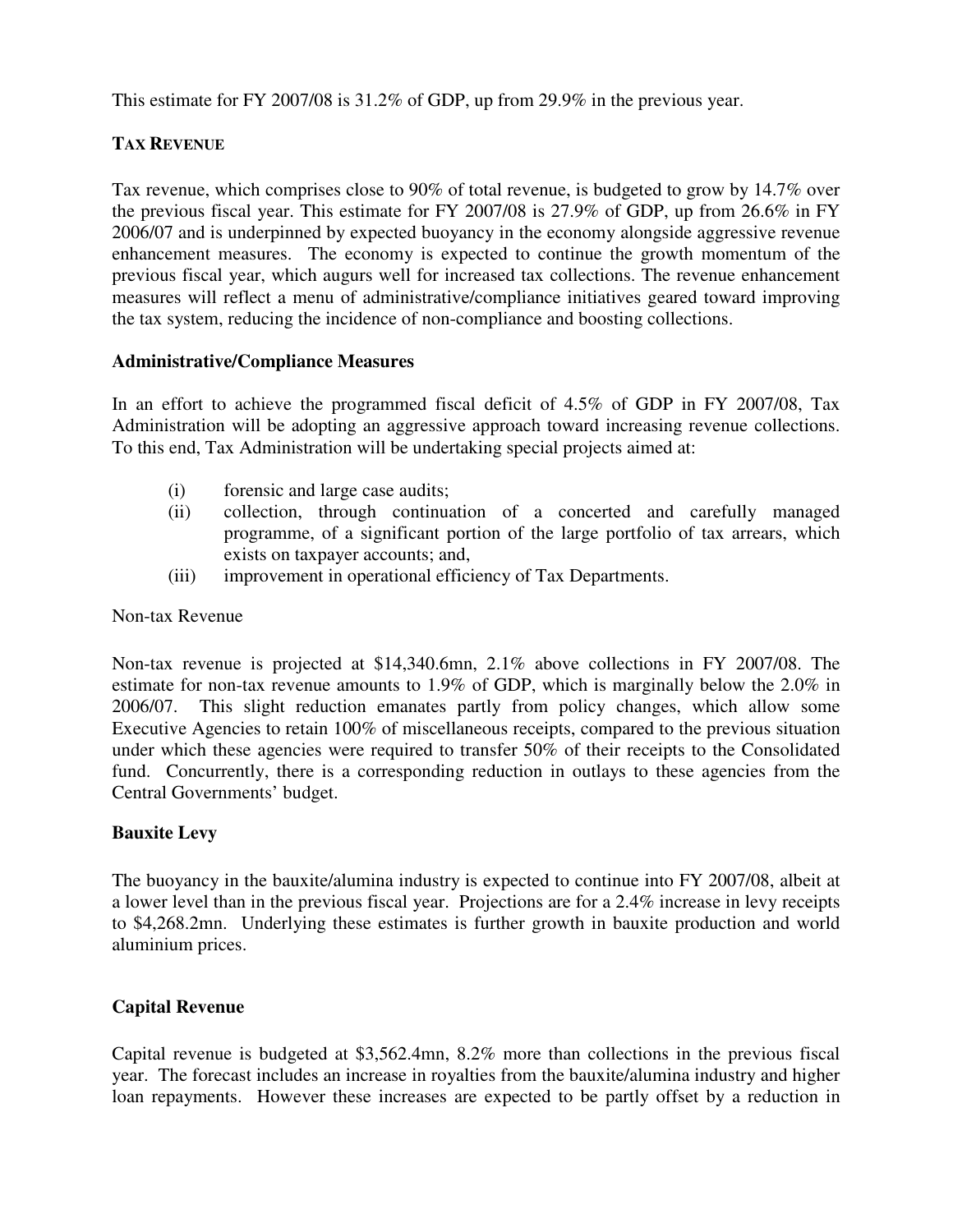This estimate for FY 2007/08 is 31.2% of GDP, up from 29.9% in the previous year.

**TAX REVENUE**

Tax revenue, which comprises close to 90% of total revenue, is budgeted to grow by 14.7% over the previous fiscal year. This estimate for FY 2007/08 is 27.9% of GDP, up from 26.6% in FY 2006/07 and is underpinned by expected buoyancy in the economy alongside aggressive revenue enhancement measures. The economy is expected to continue the growth momentum of the previous fiscal year, which augurs well for increased tax collections. The revenue enhancement measures will reflect a menu of administrative/compliance initiatives geared toward improving the tax system, reducing the incidence of non-compliance and boosting collections.

**Administrative/Compliance Measures**

In an effort to achieve the programmed fiscal deficit of 4.5% of GDP in FY 2007/08, Tax Administration will be adopting an aggressive approach toward increasing revenue collections. To this end, Tax Administration will be undertaking special projects aimed at:

(i) forensic and large case audits;
(ii) collection, through continuation of a concerted and carefully managed programme, of a significant portion of the large portfolio of tax arrears, which exists on taxpayer accounts; and,
(iii) improvement in operational efficiency of Tax Departments.

Non-tax Revenue

Non-tax revenue is projected at $14,340.6mn, 2.1% above collections in FY 2007/08. The estimate for non-tax revenue amounts to 1.9% of GDP, which is marginally below the 2.0% in 2006/07. This slight reduction emanates partly from policy changes, which allow some Executive Agencies to retain 100% of miscellaneous receipts, compared to the previous situation under which these agencies were required to transfer 50% of their receipts to the Consolidated fund. Concurrently, there is a corresponding reduction in outlays to these agencies from the Central Governments' budget.

**Bauxite Levy**

The buoyancy in the bauxite/alumina industry is expected to continue into FY 2007/08, albeit at a lower level than in the previous fiscal year. Projections are for a 2.4% increase in levy receipts to $4,268.2mn. Underlying these estimates is further growth in bauxite production and world aluminium prices.

**Capital Revenue**

Capital revenue is budgeted at $3,562.4mn, 8.2% more than collections in the previous fiscal year. The forecast includes an increase in royalties from the bauxite/alumina industry and higher loan repayments. However these increases are expected to be partly offset by a reduction in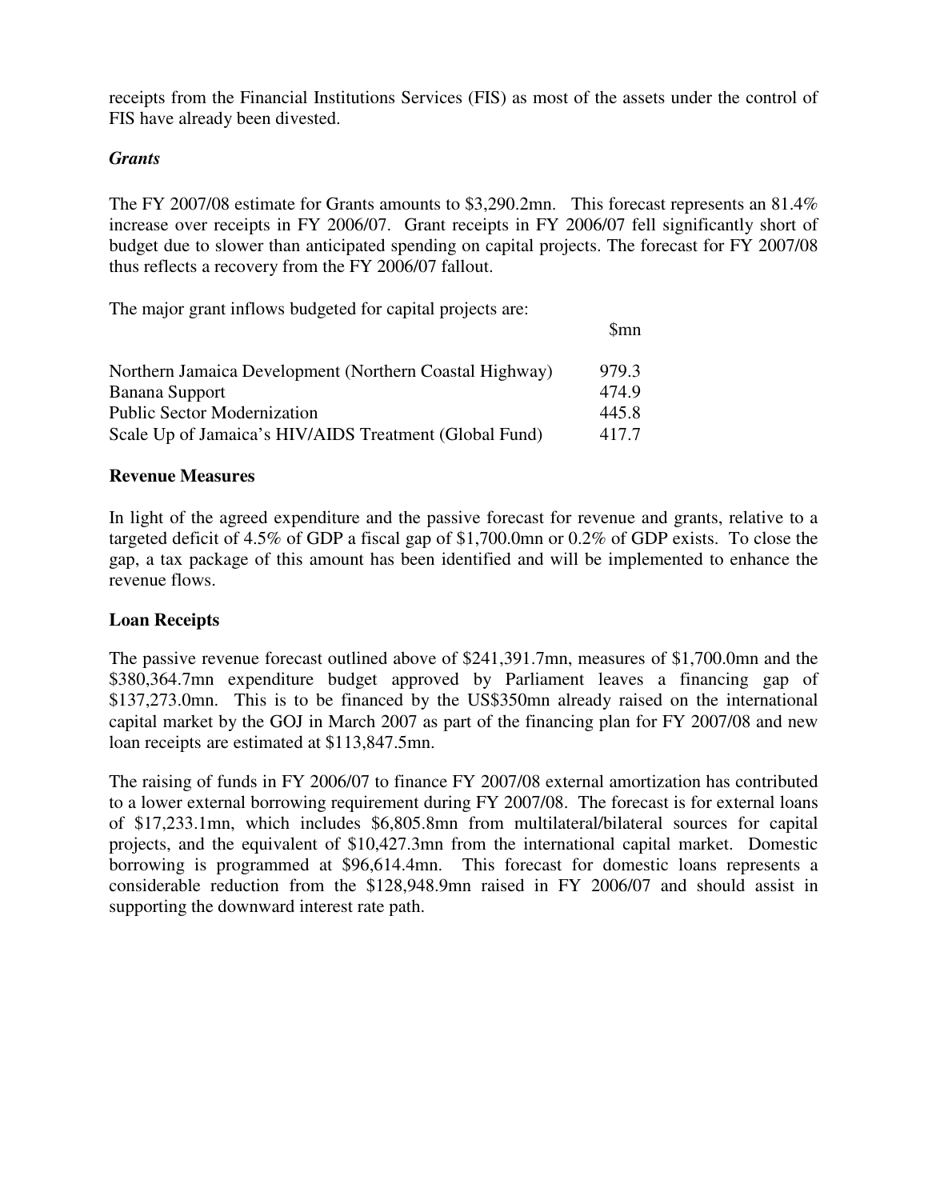receipts from the Financial Institutions Services (FIS) as most of the assets under the control of FIS have already been divested.

### *Grants*

The FY 2007/08 estimate for Grants amounts to $3,290.2mn. This forecast represents an 81.4% increase over receipts in FY 2006/07. Grant receipts in FY 2006/07 fell significantly short of budget due to slower than anticipated spending on capital projects. The forecast for FY 2007/08 thus reflects a recovery from the FY 2006/07 fallout.

The major grant inflows budgeted for capital projects are:

| | $mn |
|---|---|
| Northern Jamaica Development (Northern Coastal Highway) | 979.3 |
| Banana Support | 474.9 |
| Public Sector Modernization | 445.8 |
| Scale Up of Jamaica's HIV/AIDS Treatment (Global Fund) | 417.7 |

### **Revenue Measures**

In light of the agreed expenditure and the passive forecast for revenue and grants, relative to a targeted deficit of 4.5% of GDP a fiscal gap of $1,700.0mn or 0.2% of GDP exists. To close the gap, a tax package of this amount has been identified and will be implemented to enhance the revenue flows.

### **Loan Receipts**

The passive revenue forecast outlined above of $241,391.7mn, measures of $1,700.0mn and the $380,364.7mn expenditure budget approved by Parliament leaves a financing gap of $137,273.0mn. This is to be financed by the US$350mn already raised on the international capital market by the GOJ in March 2007 as part of the financing plan for FY 2007/08 and new loan receipts are estimated at $113,847.5mn.

The raising of funds in FY 2006/07 to finance FY 2007/08 external amortization has contributed to a lower external borrowing requirement during FY 2007/08. The forecast is for external loans of $17,233.1mn, which includes $6,805.8mn from multilateral/bilateral sources for capital projects, and the equivalent of $10,427.3mn from the international capital market. Domestic borrowing is programmed at $96,614.4mn. This forecast for domestic loans represents a considerable reduction from the $128,948.9mn raised in FY 2006/07 and should assist in supporting the downward interest rate path.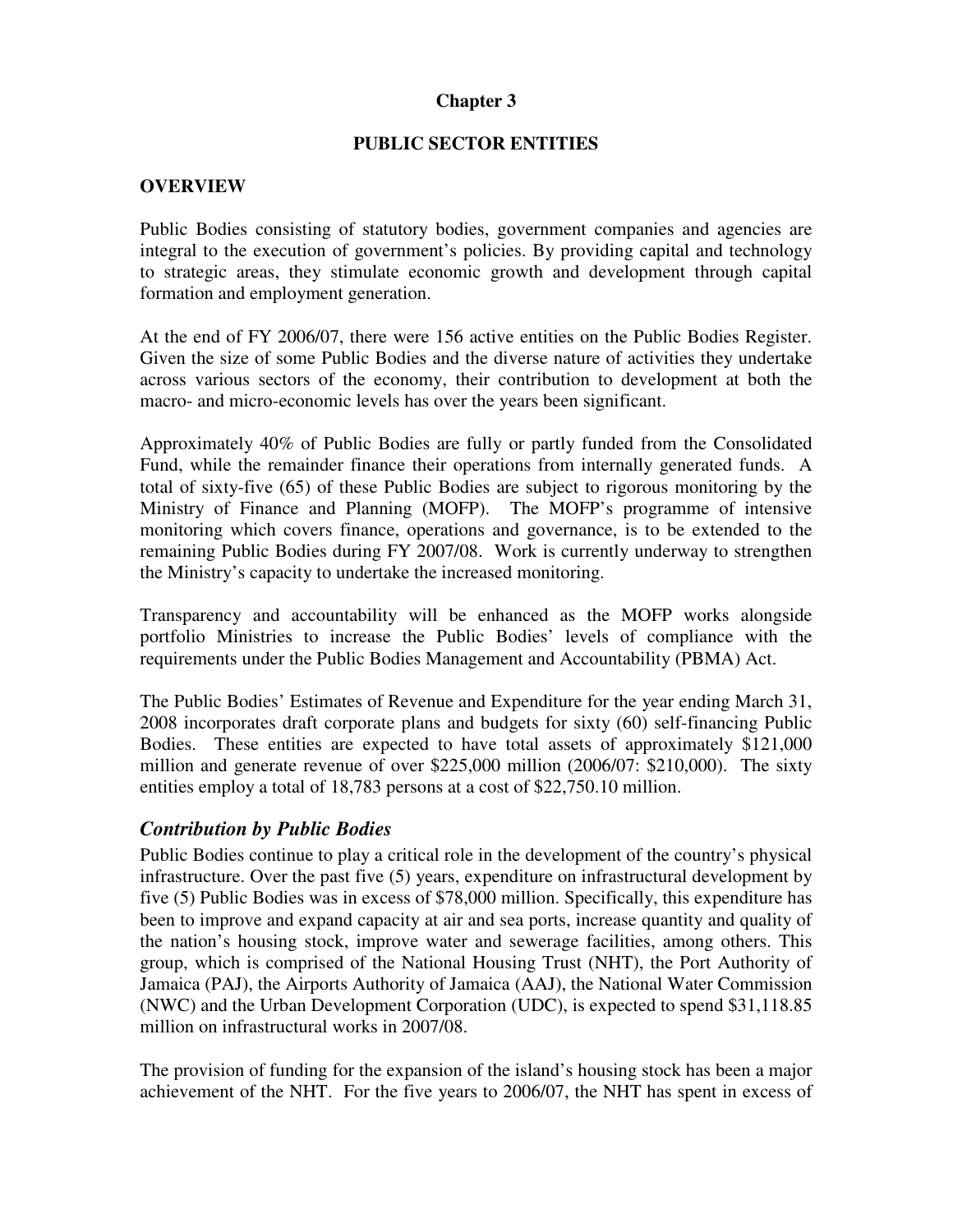# Chapter 3

## PUBLIC SECTOR ENTITIES

### OVERVIEW

Public Bodies consisting of statutory bodies, government companies and agencies are integral to the execution of government's policies. By providing capital and technology to strategic areas, they stimulate economic growth and development through capital formation and employment generation.

At the end of FY 2006/07, there were 156 active entities on the Public Bodies Register. Given the size of some Public Bodies and the diverse nature of activities they undertake across various sectors of the economy, their contribution to development at both the macro- and micro-economic levels has over the years been significant.

Approximately 40% of Public Bodies are fully or partly funded from the Consolidated Fund, while the remainder finance their operations from internally generated funds. A total of sixty-five (65) of these Public Bodies are subject to rigorous monitoring by the Ministry of Finance and Planning (MOFP). The MOFP's programme of intensive monitoring which covers finance, operations and governance, is to be extended to the remaining Public Bodies during FY 2007/08. Work is currently underway to strengthen the Ministry's capacity to undertake the increased monitoring.

Transparency and accountability will be enhanced as the MOFP works alongside portfolio Ministries to increase the Public Bodies' levels of compliance with the requirements under the Public Bodies Management and Accountability (PBMA) Act.

The Public Bodies' Estimates of Revenue and Expenditure for the year ending March 31, 2008 incorporates draft corporate plans and budgets for sixty (60) self-financing Public Bodies. These entities are expected to have total assets of approximately $121,000 million and generate revenue of over $225,000 million (2006/07: $210,000). The sixty entities employ a total of 18,783 persons at a cost of $22,750.10 million.

### *Contribution by Public Bodies*

Public Bodies continue to play a critical role in the development of the country's physical infrastructure. Over the past five (5) years, expenditure on infrastructural development by five (5) Public Bodies was in excess of $78,000 million. Specifically, this expenditure has been to improve and expand capacity at air and sea ports, increase quantity and quality of the nation's housing stock, improve water and sewerage facilities, among others. This group, which is comprised of the National Housing Trust (NHT), the Port Authority of Jamaica (PAJ), the Airports Authority of Jamaica (AAJ), the National Water Commission (NWC) and the Urban Development Corporation (UDC), is expected to spend $31,118.85 million on infrastructural works in 2007/08.

The provision of funding for the expansion of the island's housing stock has been a major achievement of the NHT. For the five years to 2006/07, the NHT has spent in excess of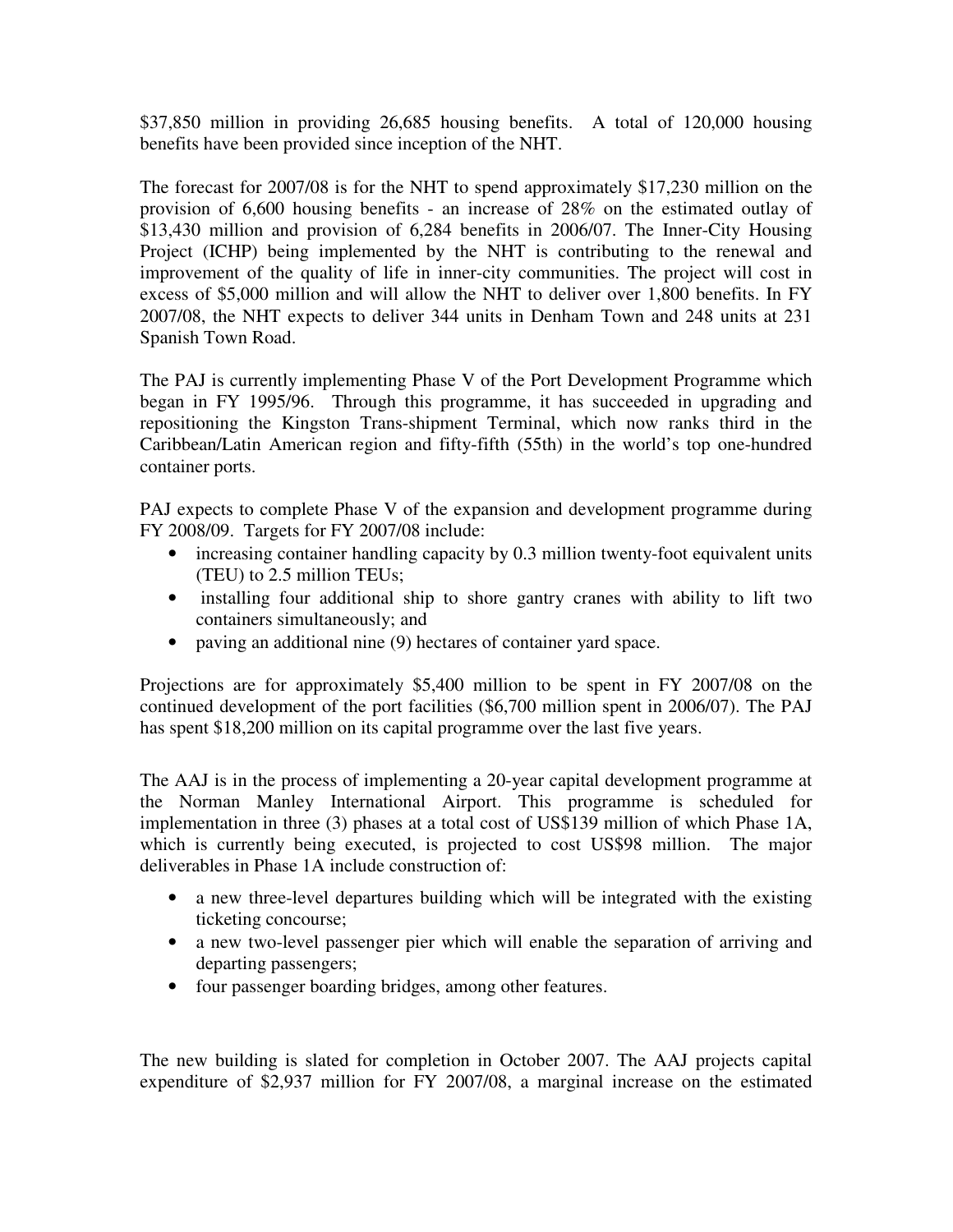$37,850 million in providing 26,685 housing benefits. A total of 120,000 housing benefits have been provided since inception of the NHT.

The forecast for 2007/08 is for the NHT to spend approximately $17,230 million on the provision of 6,600 housing benefits - an increase of 28% on the estimated outlay of $13,430 million and provision of 6,284 benefits in 2006/07. The Inner-City Housing Project (ICHP) being implemented by the NHT is contributing to the renewal and improvement of the quality of life in inner-city communities. The project will cost in excess of $5,000 million and will allow the NHT to deliver over 1,800 benefits. In FY 2007/08, the NHT expects to deliver 344 units in Denham Town and 248 units at 231 Spanish Town Road.

The PAJ is currently implementing Phase V of the Port Development Programme which began in FY 1995/96. Through this programme, it has succeeded in upgrading and repositioning the Kingston Trans-shipment Terminal, which now ranks third in the Caribbean/Latin American region and fifty-fifth (55th) in the world's top one-hundred container ports.

PAJ expects to complete Phase V of the expansion and development programme during FY 2008/09. Targets for FY 2007/08 include:

- increasing container handling capacity by 0.3 million twenty-foot equivalent units (TEU) to 2.5 million TEUs;
- installing four additional ship to shore gantry cranes with ability to lift two containers simultaneously; and
- paving an additional nine (9) hectares of container yard space.

Projections are for approximately $5,400 million to be spent in FY 2007/08 on the continued development of the port facilities ($6,700 million spent in 2006/07). The PAJ has spent $18,200 million on its capital programme over the last five years.

The AAJ is in the process of implementing a 20-year capital development programme at the Norman Manley International Airport. This programme is scheduled for implementation in three (3) phases at a total cost of US$139 million of which Phase 1A, which is currently being executed, is projected to cost US$98 million. The major deliverables in Phase 1A include construction of:

- a new three-level departures building which will be integrated with the existing ticketing concourse;
- a new two-level passenger pier which will enable the separation of arriving and departing passengers;
- four passenger boarding bridges, among other features.

The new building is slated for completion in October 2007. The AAJ projects capital expenditure of $2,937 million for FY 2007/08, a marginal increase on the estimated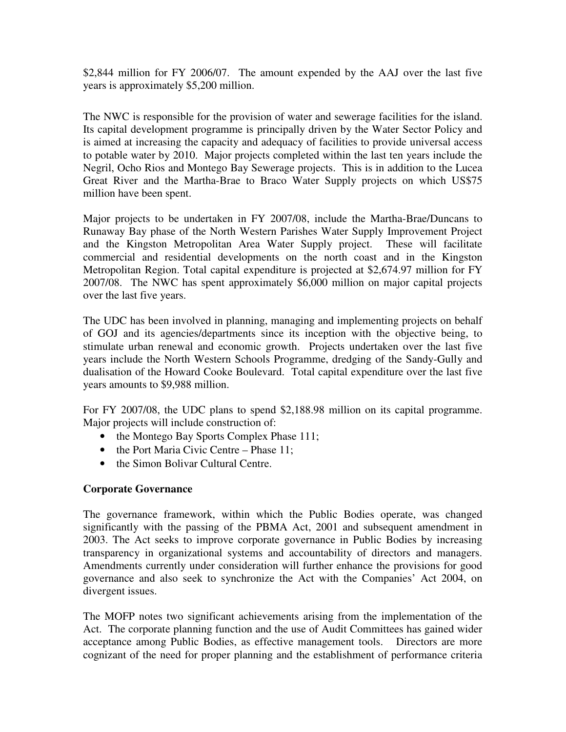$2,844 million for FY 2006/07. The amount expended by the AAJ over the last five years is approximately $5,200 million.

The NWC is responsible for the provision of water and sewerage facilities for the island. Its capital development programme is principally driven by the Water Sector Policy and is aimed at increasing the capacity and adequacy of facilities to provide universal access to potable water by 2010. Major projects completed within the last ten years include the Negril, Ocho Rios and Montego Bay Sewerage projects. This is in addition to the Lucea Great River and the Martha-Brae to Braco Water Supply projects on which US$75 million have been spent.

Major projects to be undertaken in FY 2007/08, include the Martha-Brae/Duncans to Runaway Bay phase of the North Western Parishes Water Supply Improvement Project and the Kingston Metropolitan Area Water Supply project. These will facilitate commercial and residential developments on the north coast and in the Kingston Metropolitan Region. Total capital expenditure is projected at $2,674.97 million for FY 2007/08. The NWC has spent approximately $6,000 million on major capital projects over the last five years.

The UDC has been involved in planning, managing and implementing projects on behalf of GOJ and its agencies/departments since its inception with the objective being, to stimulate urban renewal and economic growth. Projects undertaken over the last five years include the North Western Schools Programme, dredging of the Sandy-Gully and dualisation of the Howard Cooke Boulevard. Total capital expenditure over the last five years amounts to $9,988 million.

For FY 2007/08, the UDC plans to spend $2,188.98 million on its capital programme. Major projects will include construction of:

- the Montego Bay Sports Complex Phase 111;
- the Port Maria Civic Centre – Phase 11;
- the Simon Bolivar Cultural Centre.

**Corporate Governance**

The governance framework, within which the Public Bodies operate, was changed significantly with the passing of the PBMA Act, 2001 and subsequent amendment in 2003. The Act seeks to improve corporate governance in Public Bodies by increasing transparency in organizational systems and accountability of directors and managers. Amendments currently under consideration will further enhance the provisions for good governance and also seek to synchronize the Act with the Companies' Act 2004, on divergent issues.

The MOFP notes two significant achievements arising from the implementation of the Act. The corporate planning function and the use of Audit Committees has gained wider acceptance among Public Bodies, as effective management tools. Directors are more cognizant of the need for proper planning and the establishment of performance criteria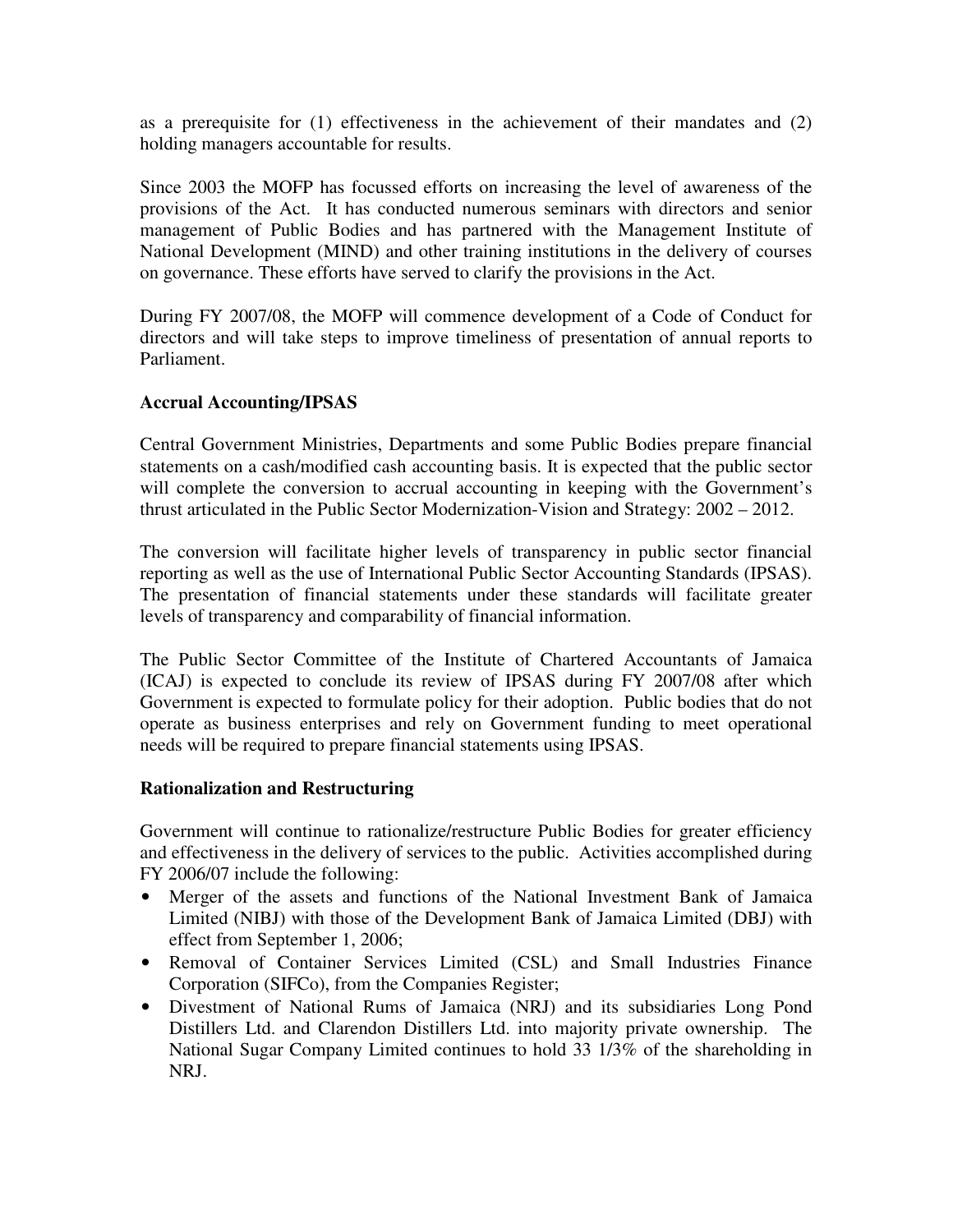as a prerequisite for (1) effectiveness in the achievement of their mandates and (2) holding managers accountable for results.

Since 2003 the MOFP has focussed efforts on increasing the level of awareness of the provisions of the Act. It has conducted numerous seminars with directors and senior management of Public Bodies and has partnered with the Management Institute of National Development (MIND) and other training institutions in the delivery of courses on governance. These efforts have served to clarify the provisions in the Act.

During FY 2007/08, the MOFP will commence development of a Code of Conduct for directors and will take steps to improve timeliness of presentation of annual reports to Parliament.

**Accrual Accounting/IPSAS**

Central Government Ministries, Departments and some Public Bodies prepare financial statements on a cash/modified cash accounting basis. It is expected that the public sector will complete the conversion to accrual accounting in keeping with the Government's thrust articulated in the Public Sector Modernization-Vision and Strategy: 2002 – 2012.

The conversion will facilitate higher levels of transparency in public sector financial reporting as well as the use of International Public Sector Accounting Standards (IPSAS). The presentation of financial statements under these standards will facilitate greater levels of transparency and comparability of financial information.

The Public Sector Committee of the Institute of Chartered Accountants of Jamaica (ICAJ) is expected to conclude its review of IPSAS during FY 2007/08 after which Government is expected to formulate policy for their adoption. Public bodies that do not operate as business enterprises and rely on Government funding to meet operational needs will be required to prepare financial statements using IPSAS.

**Rationalization and Restructuring**

Government will continue to rationalize/restructure Public Bodies for greater efficiency and effectiveness in the delivery of services to the public. Activities accomplished during FY 2006/07 include the following:

- Merger of the assets and functions of the National Investment Bank of Jamaica Limited (NIBJ) with those of the Development Bank of Jamaica Limited (DBJ) with effect from September 1, 2006;
- Removal of Container Services Limited (CSL) and Small Industries Finance Corporation (SIFCo), from the Companies Register;
- Divestment of National Rums of Jamaica (NRJ) and its subsidiaries Long Pond Distillers Ltd. and Clarendon Distillers Ltd. into majority private ownership. The National Sugar Company Limited continues to hold 33 1/3% of the shareholding in NRJ.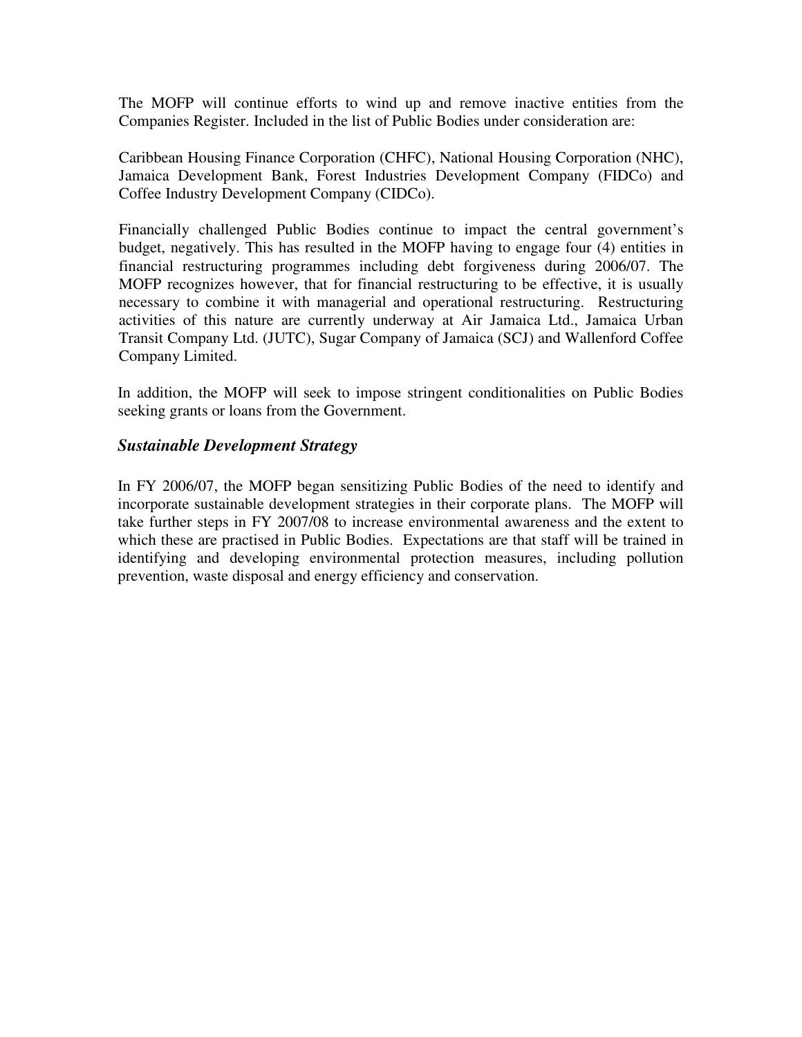The MOFP will continue efforts to wind up and remove inactive entities from the Companies Register. Included in the list of Public Bodies under consideration are:

Caribbean Housing Finance Corporation (CHFC), National Housing Corporation (NHC), Jamaica Development Bank, Forest Industries Development Company (FIDCo) and Coffee Industry Development Company (CIDCo).

Financially challenged Public Bodies continue to impact the central government's budget, negatively. This has resulted in the MOFP having to engage four (4) entities in financial restructuring programmes including debt forgiveness during 2006/07. The MOFP recognizes however, that for financial restructuring to be effective, it is usually necessary to combine it with managerial and operational restructuring. Restructuring activities of this nature are currently underway at Air Jamaica Ltd., Jamaica Urban Transit Company Ltd. (JUTC), Sugar Company of Jamaica (SCJ) and Wallenford Coffee Company Limited.

In addition, the MOFP will seek to impose stringent conditionalities on Public Bodies seeking grants or loans from the Government.

### *Sustainable Development Strategy*

In FY 2006/07, the MOFP began sensitizing Public Bodies of the need to identify and incorporate sustainable development strategies in their corporate plans. The MOFP will take further steps in FY 2007/08 to increase environmental awareness and the extent to which these are practised in Public Bodies. Expectations are that staff will be trained in identifying and developing environmental protection measures, including pollution prevention, waste disposal and energy efficiency and conservation.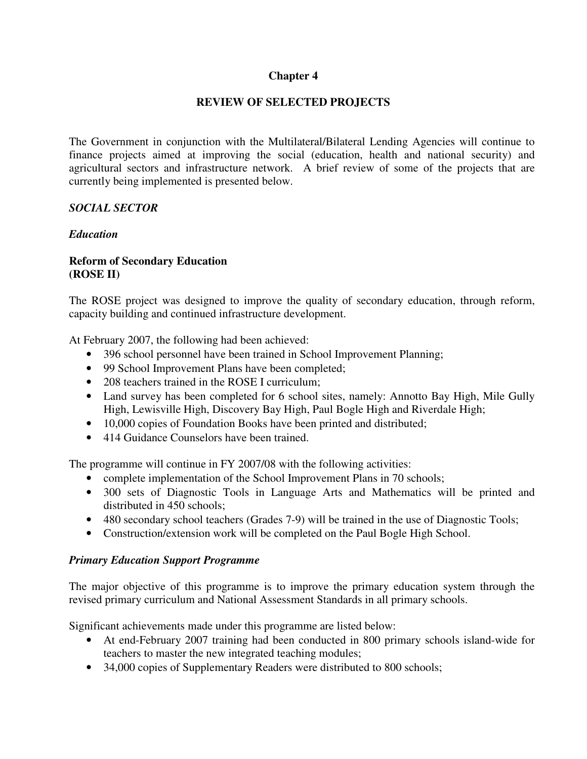# Chapter 4

## REVIEW OF SELECTED PROJECTS

The Government in conjunction with the Multilateral/Bilateral Lending Agencies will continue to finance projects aimed at improving the social (education, health and national security) and agricultural sectors and infrastructure network. A brief review of some of the projects that are currently being implemented is presented below.

***SOCIAL SECTOR***

***Education***

**Reform of Secondary Education**
**(ROSE II)**

The ROSE project was designed to improve the quality of secondary education, through reform, capacity building and continued infrastructure development.

At February 2007, the following had been achieved:

- 396 school personnel have been trained in School Improvement Planning;
- 99 School Improvement Plans have been completed;
- 208 teachers trained in the ROSE I curriculum;
- Land survey has been completed for 6 school sites, namely: Annotto Bay High, Mile Gully High, Lewisville High, Discovery Bay High, Paul Bogle High and Riverdale High;
- 10,000 copies of Foundation Books have been printed and distributed;
- 414 Guidance Counselors have been trained.

The programme will continue in FY 2007/08 with the following activities:

- complete implementation of the School Improvement Plans in 70 schools;
- 300 sets of Diagnostic Tools in Language Arts and Mathematics will be printed and distributed in 450 schools;
- 480 secondary school teachers (Grades 7-9) will be trained in the use of Diagnostic Tools;
- Construction/extension work will be completed on the Paul Bogle High School.

***Primary Education Support Programme***

The major objective of this programme is to improve the primary education system through the revised primary curriculum and National Assessment Standards in all primary schools.

Significant achievements made under this programme are listed below:

- At end-February 2007 training had been conducted in 800 primary schools island-wide for teachers to master the new integrated teaching modules;
- 34,000 copies of Supplementary Readers were distributed to 800 schools;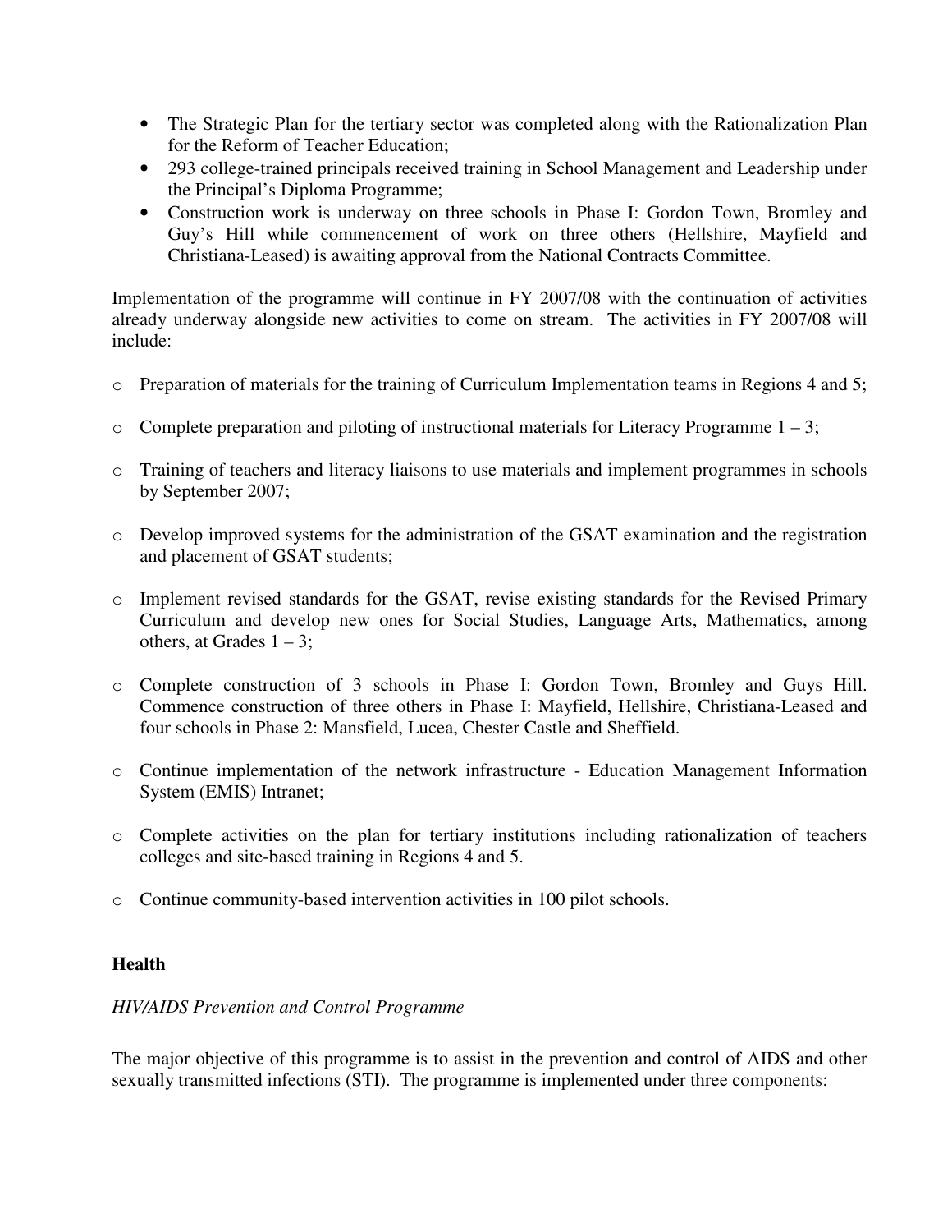- The Strategic Plan for the tertiary sector was completed along with the Rationalization Plan for the Reform of Teacher Education;
- 293 college-trained principals received training in School Management and Leadership under the Principal's Diploma Programme;
- Construction work is underway on three schools in Phase I: Gordon Town, Bromley and Guy's Hill while commencement of work on three others (Hellshire, Mayfield and Christiana-Leased) is awaiting approval from the National Contracts Committee.

Implementation of the programme will continue in FY 2007/08 with the continuation of activities already underway alongside new activities to come on stream. The activities in FY 2007/08 will include:

- Preparation of materials for the training of Curriculum Implementation teams in Regions 4 and 5;
- Complete preparation and piloting of instructional materials for Literacy Programme 1 – 3;
- Training of teachers and literacy liaisons to use materials and implement programmes in schools by September 2007;
- Develop improved systems for the administration of the GSAT examination and the registration and placement of GSAT students;
- Implement revised standards for the GSAT, revise existing standards for the Revised Primary Curriculum and develop new ones for Social Studies, Language Arts, Mathematics, among others, at Grades 1 – 3;
- Complete construction of 3 schools in Phase I: Gordon Town, Bromley and Guys Hill. Commence construction of three others in Phase I: Mayfield, Hellshire, Christiana-Leased and four schools in Phase 2: Mansfield, Lucea, Chester Castle and Sheffield.
- Continue implementation of the network infrastructure - Education Management Information System (EMIS) Intranet;
- Complete activities on the plan for tertiary institutions including rationalization of teachers colleges and site-based training in Regions 4 and 5.
- Continue community-based intervention activities in 100 pilot schools.

**Health**

*HIV/AIDS Prevention and Control Programme*

The major objective of this programme is to assist in the prevention and control of AIDS and other sexually transmitted infections (STI). The programme is implemented under three components: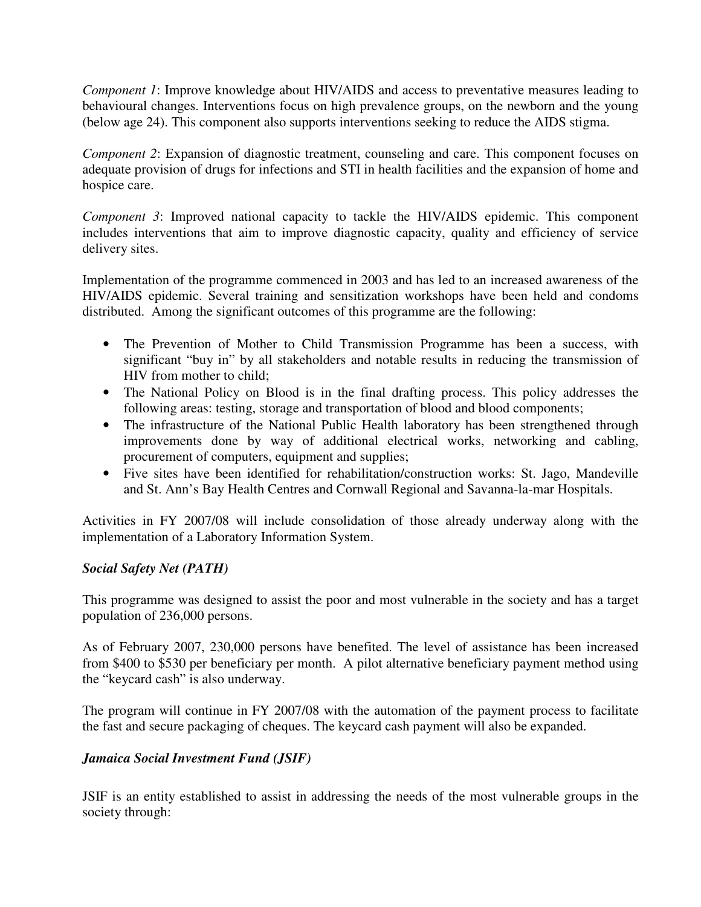*Component 1*: Improve knowledge about HIV/AIDS and access to preventative measures leading to behavioural changes. Interventions focus on high prevalence groups, on the newborn and the young (below age 24). This component also supports interventions seeking to reduce the AIDS stigma.

*Component 2*: Expansion of diagnostic treatment, counseling and care. This component focuses on adequate provision of drugs for infections and STI in health facilities and the expansion of home and hospice care.

*Component 3*: Improved national capacity to tackle the HIV/AIDS epidemic. This component includes interventions that aim to improve diagnostic capacity, quality and efficiency of service delivery sites.

Implementation of the programme commenced in 2003 and has led to an increased awareness of the HIV/AIDS epidemic. Several training and sensitization workshops have been held and condoms distributed. Among the significant outcomes of this programme are the following:

- The Prevention of Mother to Child Transmission Programme has been a success, with significant "buy in" by all stakeholders and notable results in reducing the transmission of HIV from mother to child;
- The National Policy on Blood is in the final drafting process. This policy addresses the following areas: testing, storage and transportation of blood and blood components;
- The infrastructure of the National Public Health laboratory has been strengthened through improvements done by way of additional electrical works, networking and cabling, procurement of computers, equipment and supplies;
- Five sites have been identified for rehabilitation/construction works: St. Jago, Mandeville and St. Ann's Bay Health Centres and Cornwall Regional and Savanna-la-mar Hospitals.

Activities in FY 2007/08 will include consolidation of those already underway along with the implementation of a Laboratory Information System.

***Social Safety Net (PATH)***

This programme was designed to assist the poor and most vulnerable in the society and has a target population of 236,000 persons.

As of February 2007, 230,000 persons have benefited. The level of assistance has been increased from $400 to $530 per beneficiary per month. A pilot alternative beneficiary payment method using the "keycard cash" is also underway.

The program will continue in FY 2007/08 with the automation of the payment process to facilitate the fast and secure packaging of cheques. The keycard cash payment will also be expanded.

***Jamaica Social Investment Fund (JSIF)***

JSIF is an entity established to assist in addressing the needs of the most vulnerable groups in the society through: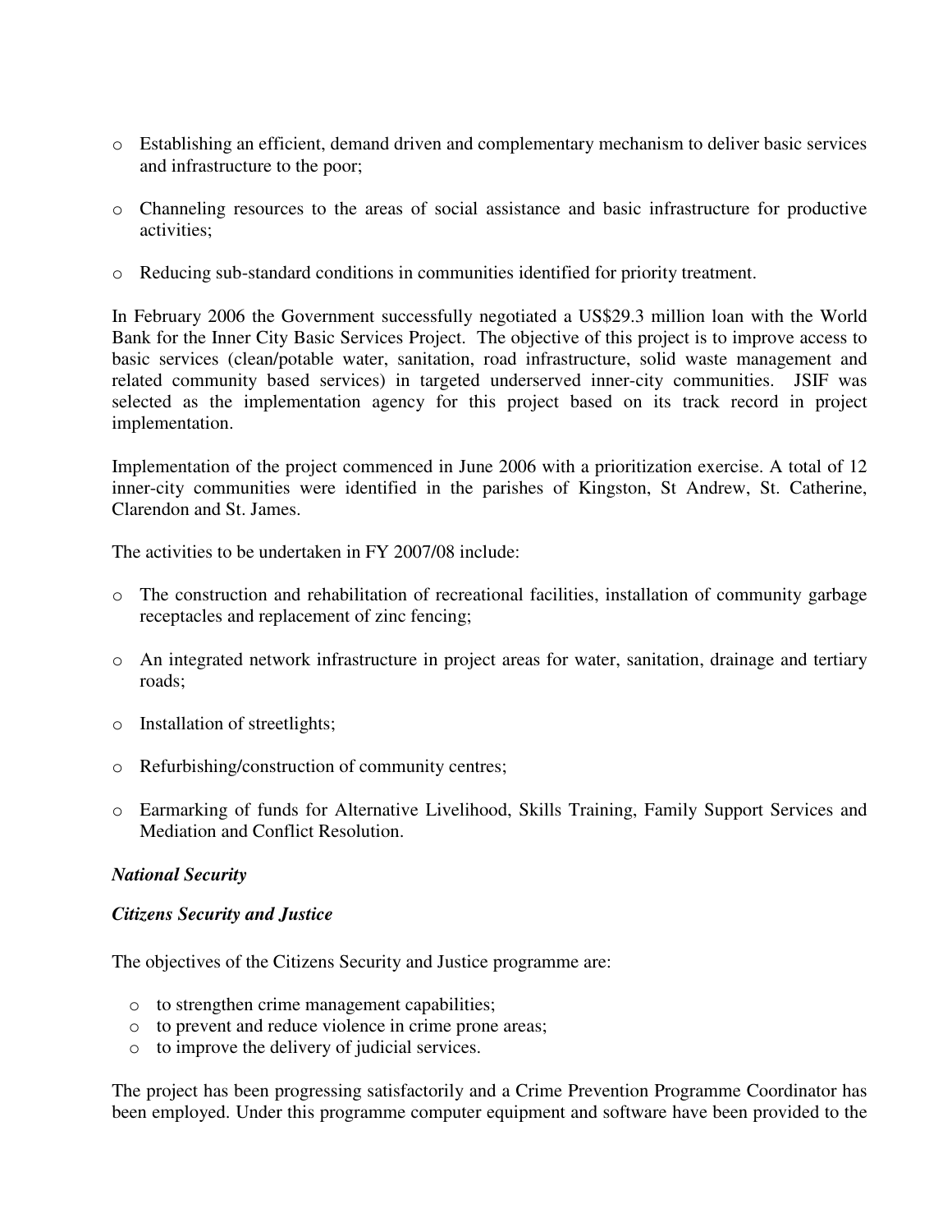- Establishing an efficient, demand driven and complementary mechanism to deliver basic services and infrastructure to the poor;
- Channeling resources to the areas of social assistance and basic infrastructure for productive activities;
- Reducing sub-standard conditions in communities identified for priority treatment.

In February 2006 the Government successfully negotiated a US$29.3 million loan with the World Bank for the Inner City Basic Services Project. The objective of this project is to improve access to basic services (clean/potable water, sanitation, road infrastructure, solid waste management and related community based services) in targeted underserved inner-city communities. JSIF was selected as the implementation agency for this project based on its track record in project implementation.

Implementation of the project commenced in June 2006 with a prioritization exercise. A total of 12 inner-city communities were identified in the parishes of Kingston, St Andrew, St. Catherine, Clarendon and St. James.

The activities to be undertaken in FY 2007/08 include:

- The construction and rehabilitation of recreational facilities, installation of community garbage receptacles and replacement of zinc fencing;
- An integrated network infrastructure in project areas for water, sanitation, drainage and tertiary roads;
- Installation of streetlights;
- Refurbishing/construction of community centres;
- Earmarking of funds for Alternative Livelihood, Skills Training, Family Support Services and Mediation and Conflict Resolution.

***National Security***

***Citizens Security and Justice***

The objectives of the Citizens Security and Justice programme are:

- to strengthen crime management capabilities;
- to prevent and reduce violence in crime prone areas;
- to improve the delivery of judicial services.

The project has been progressing satisfactorily and a Crime Prevention Programme Coordinator has been employed. Under this programme computer equipment and software have been provided to the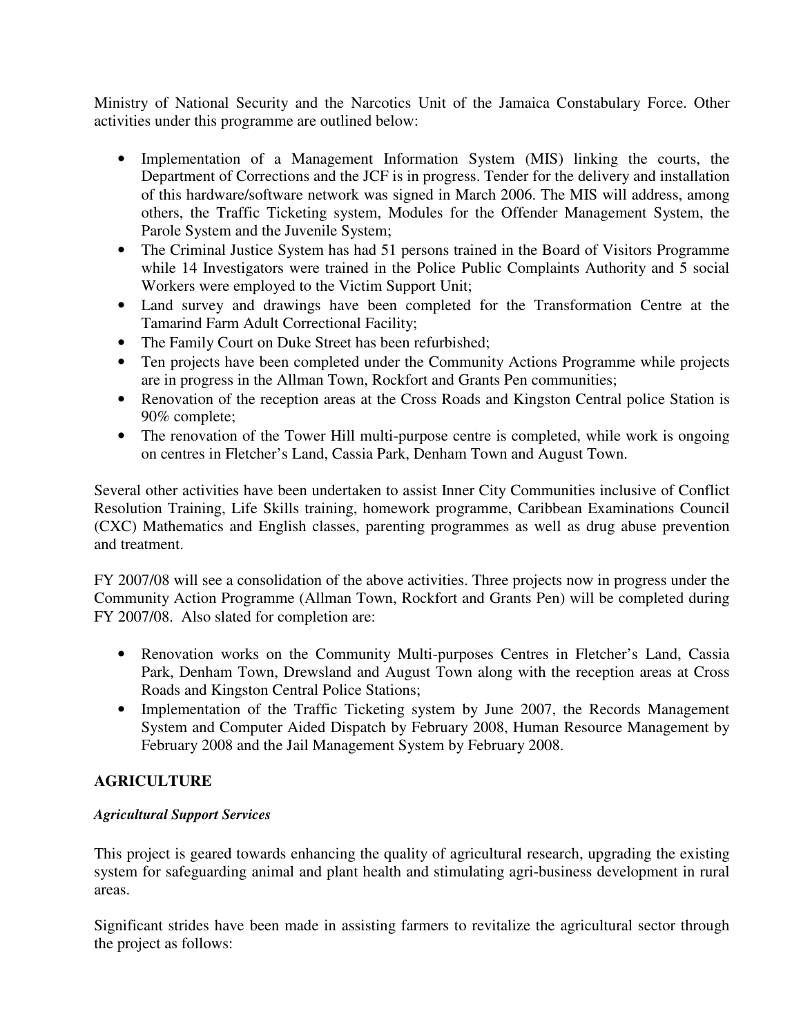Ministry of National Security and the Narcotics Unit of the Jamaica Constabulary Force. Other activities under this programme are outlined below:

- Implementation of a Management Information System (MIS) linking the courts, the Department of Corrections and the JCF is in progress. Tender for the delivery and installation of this hardware/software network was signed in March 2006. The MIS will address, among others, the Traffic Ticketing system, Modules for the Offender Management System, the Parole System and the Juvenile System;
- The Criminal Justice System has had 51 persons trained in the Board of Visitors Programme while 14 Investigators were trained in the Police Public Complaints Authority and 5 social Workers were employed to the Victim Support Unit;
- Land survey and drawings have been completed for the Transformation Centre at the Tamarind Farm Adult Correctional Facility;
- The Family Court on Duke Street has been refurbished;
- Ten projects have been completed under the Community Actions Programme while projects are in progress in the Allman Town, Rockfort and Grants Pen communities;
- Renovation of the reception areas at the Cross Roads and Kingston Central police Station is 90% complete;
- The renovation of the Tower Hill multi-purpose centre is completed, while work is ongoing on centres in Fletcher's Land, Cassia Park, Denham Town and August Town.

Several other activities have been undertaken to assist Inner City Communities inclusive of Conflict Resolution Training, Life Skills training, homework programme, Caribbean Examinations Council (CXC) Mathematics and English classes, parenting programmes as well as drug abuse prevention and treatment.

FY 2007/08 will see a consolidation of the above activities. Three projects now in progress under the Community Action Programme (Allman Town, Rockfort and Grants Pen) will be completed during FY 2007/08. Also slated for completion are:

- Renovation works on the Community Multi-purposes Centres in Fletcher's Land, Cassia Park, Denham Town, Drewsland and August Town along with the reception areas at Cross Roads and Kingston Central Police Stations;
- Implementation of the Traffic Ticketing system by June 2007, the Records Management System and Computer Aided Dispatch by February 2008, Human Resource Management by February 2008 and the Jail Management System by February 2008.

## AGRICULTURE

***Agricultural Support Services***

This project is geared towards enhancing the quality of agricultural research, upgrading the existing system for safeguarding animal and plant health and stimulating agri-business development in rural areas.

Significant strides have been made in assisting farmers to revitalize the agricultural sector through the project as follows: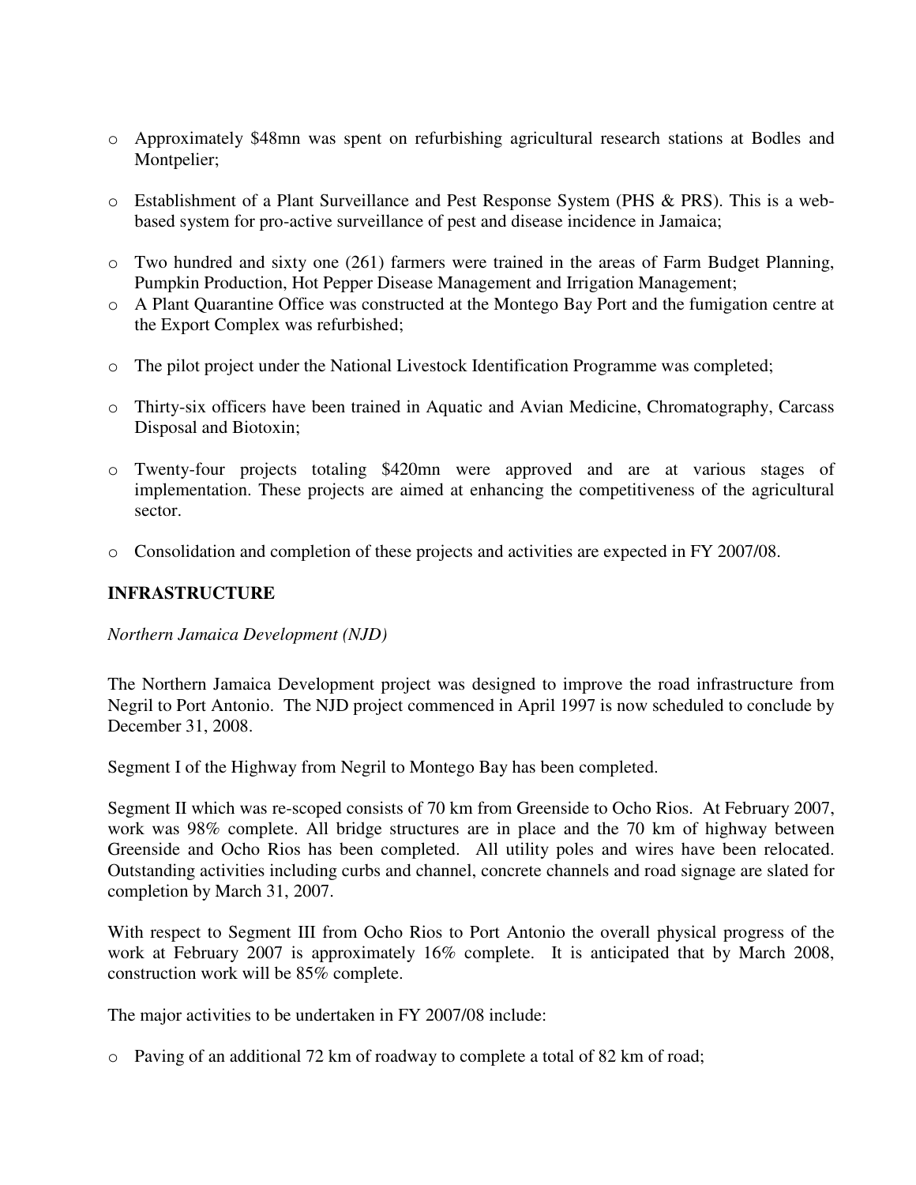- Approximately $48mn was spent on refurbishing agricultural research stations at Bodles and Montpelier;

- Establishment of a Plant Surveillance and Pest Response System (PHS & PRS). This is a web-based system for pro-active surveillance of pest and disease incidence in Jamaica;

- Two hundred and sixty one (261) farmers were trained in the areas of Farm Budget Planning, Pumpkin Production, Hot Pepper Disease Management and Irrigation Management;
- A Plant Quarantine Office was constructed at the Montego Bay Port and the fumigation centre at the Export Complex was refurbished;

- The pilot project under the National Livestock Identification Programme was completed;

- Thirty-six officers have been trained in Aquatic and Avian Medicine, Chromatography, Carcass Disposal and Biotoxin;

- Twenty-four projects totaling $420mn were approved and are at various stages of implementation. These projects are aimed at enhancing the competitiveness of the agricultural sector.

- Consolidation and completion of these projects and activities are expected in FY 2007/08.

## INFRASTRUCTURE

*Northern Jamaica Development (NJD)*

The Northern Jamaica Development project was designed to improve the road infrastructure from Negril to Port Antonio. The NJD project commenced in April 1997 is now scheduled to conclude by December 31, 2008.

Segment I of the Highway from Negril to Montego Bay has been completed.

Segment II which was re-scoped consists of 70 km from Greenside to Ocho Rios. At February 2007, work was 98% complete. All bridge structures are in place and the 70 km of highway between Greenside and Ocho Rios has been completed. All utility poles and wires have been relocated. Outstanding activities including curbs and channel, concrete channels and road signage are slated for completion by March 31, 2007.

With respect to Segment III from Ocho Rios to Port Antonio the overall physical progress of the work at February 2007 is approximately 16% complete. It is anticipated that by March 2008, construction work will be 85% complete.

The major activities to be undertaken in FY 2007/08 include:

- Paving of an additional 72 km of roadway to complete a total of 82 km of road;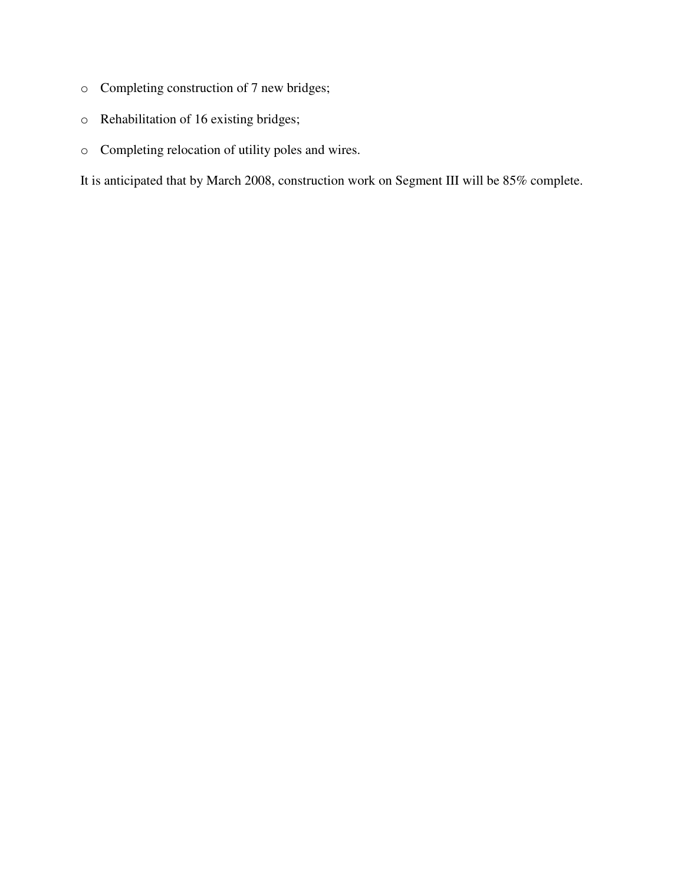- Completing construction of 7 new bridges;
- Rehabilitation of 16 existing bridges;
- Completing relocation of utility poles and wires.

It is anticipated that by March 2008, construction work on Segment III will be 85% complete.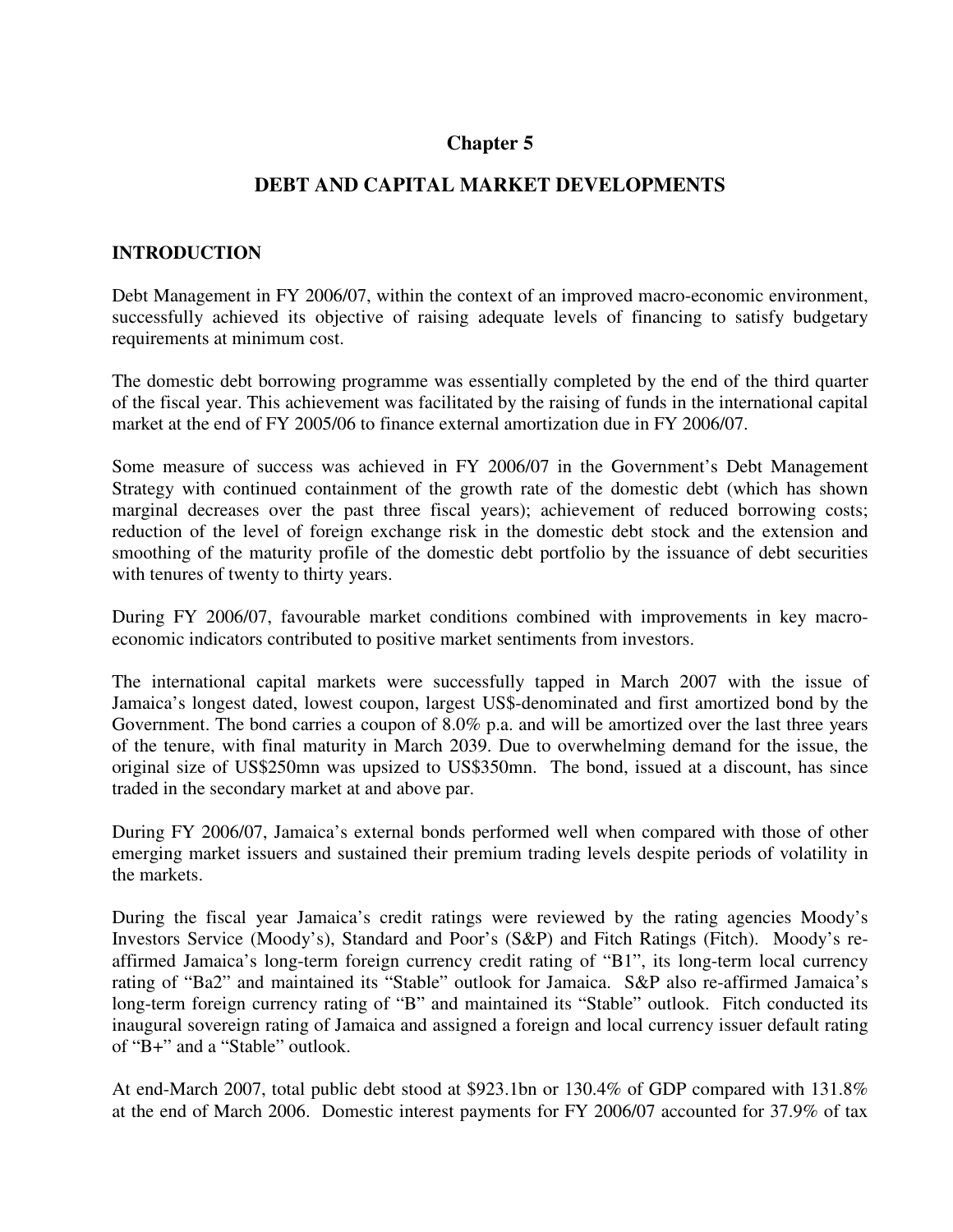# Chapter 5

## DEBT AND CAPITAL MARKET DEVELOPMENTS

### INTRODUCTION

Debt Management in FY 2006/07, within the context of an improved macro-economic environment, successfully achieved its objective of raising adequate levels of financing to satisfy budgetary requirements at minimum cost.

The domestic debt borrowing programme was essentially completed by the end of the third quarter of the fiscal year. This achievement was facilitated by the raising of funds in the international capital market at the end of FY 2005/06 to finance external amortization due in FY 2006/07.

Some measure of success was achieved in FY 2006/07 in the Government's Debt Management Strategy with continued containment of the growth rate of the domestic debt (which has shown marginal decreases over the past three fiscal years); achievement of reduced borrowing costs; reduction of the level of foreign exchange risk in the domestic debt stock and the extension and smoothing of the maturity profile of the domestic debt portfolio by the issuance of debt securities with tenures of twenty to thirty years.

During FY 2006/07, favourable market conditions combined with improvements in key macro-economic indicators contributed to positive market sentiments from investors.

The international capital markets were successfully tapped in March 2007 with the issue of Jamaica's longest dated, lowest coupon, largest US$-denominated and first amortized bond by the Government. The bond carries a coupon of 8.0% p.a. and will be amortized over the last three years of the tenure, with final maturity in March 2039. Due to overwhelming demand for the issue, the original size of US$250mn was upsized to US$350mn. The bond, issued at a discount, has since traded in the secondary market at and above par.

During FY 2006/07, Jamaica's external bonds performed well when compared with those of other emerging market issuers and sustained their premium trading levels despite periods of volatility in the markets.

During the fiscal year Jamaica's credit ratings were reviewed by the rating agencies Moody's Investors Service (Moody's), Standard and Poor's (S&P) and Fitch Ratings (Fitch). Moody's re-affirmed Jamaica's long-term foreign currency credit rating of "B1", its long-term local currency rating of "Ba2" and maintained its "Stable" outlook for Jamaica. S&P also re-affirmed Jamaica's long-term foreign currency rating of "B" and maintained its "Stable" outlook. Fitch conducted its inaugural sovereign rating of Jamaica and assigned a foreign and local currency issuer default rating of "B+" and a "Stable" outlook.

At end-March 2007, total public debt stood at $923.1bn or 130.4% of GDP compared with 131.8% at the end of March 2006. Domestic interest payments for FY 2006/07 accounted for 37.9% of tax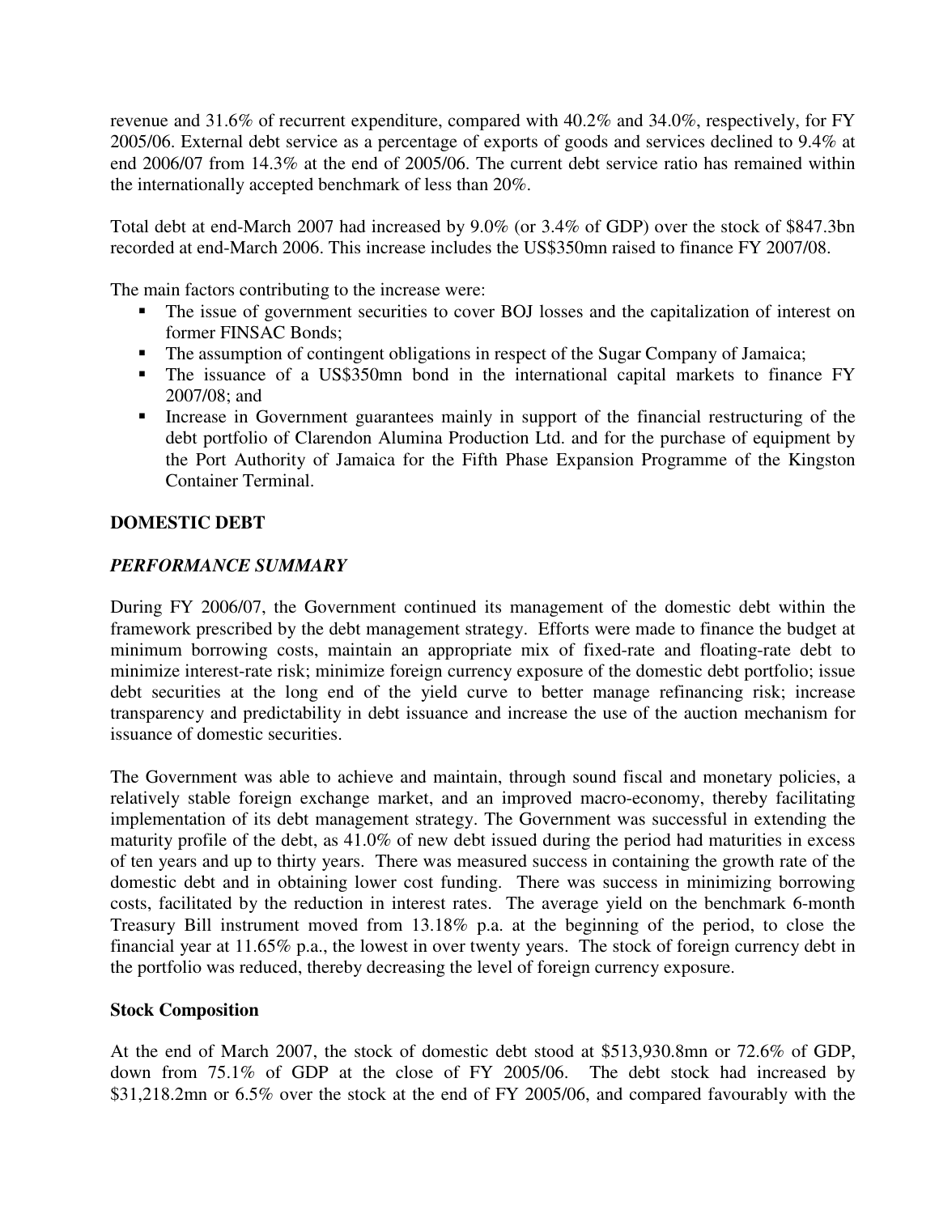revenue and 31.6% of recurrent expenditure, compared with 40.2% and 34.0%, respectively, for FY 2005/06. External debt service as a percentage of exports of goods and services declined to 9.4% at end 2006/07 from 14.3% at the end of 2005/06. The current debt service ratio has remained within the internationally accepted benchmark of less than 20%.

Total debt at end-March 2007 had increased by 9.0% (or 3.4% of GDP) over the stock of $847.3bn recorded at end-March 2006. This increase includes the US$350mn raised to finance FY 2007/08.

The main factors contributing to the increase were:

- The issue of government securities to cover BOJ losses and the capitalization of interest on former FINSAC Bonds;
- The assumption of contingent obligations in respect of the Sugar Company of Jamaica;
- The issuance of a US$350mn bond in the international capital markets to finance FY 2007/08; and
- Increase in Government guarantees mainly in support of the financial restructuring of the debt portfolio of Clarendon Alumina Production Ltd. and for the purchase of equipment by the Port Authority of Jamaica for the Fifth Phase Expansion Programme of the Kingston Container Terminal.

## DOMESTIC DEBT

### *PERFORMANCE SUMMARY*

During FY 2006/07, the Government continued its management of the domestic debt within the framework prescribed by the debt management strategy. Efforts were made to finance the budget at minimum borrowing costs, maintain an appropriate mix of fixed-rate and floating-rate debt to minimize interest-rate risk; minimize foreign currency exposure of the domestic debt portfolio; issue debt securities at the long end of the yield curve to better manage refinancing risk; increase transparency and predictability in debt issuance and increase the use of the auction mechanism for issuance of domestic securities.

The Government was able to achieve and maintain, through sound fiscal and monetary policies, a relatively stable foreign exchange market, and an improved macro-economy, thereby facilitating implementation of its debt management strategy. The Government was successful in extending the maturity profile of the debt, as 41.0% of new debt issued during the period had maturities in excess of ten years and up to thirty years. There was measured success in containing the growth rate of the domestic debt and in obtaining lower cost funding. There was success in minimizing borrowing costs, facilitated by the reduction in interest rates. The average yield on the benchmark 6-month Treasury Bill instrument moved from 13.18% p.a. at the beginning of the period, to close the financial year at 11.65% p.a., the lowest in over twenty years. The stock of foreign currency debt in the portfolio was reduced, thereby decreasing the level of foreign currency exposure.

### Stock Composition

At the end of March 2007, the stock of domestic debt stood at $513,930.8mn or 72.6% of GDP, down from 75.1% of GDP at the close of FY 2005/06. The debt stock had increased by $31,218.2mn or 6.5% over the stock at the end of FY 2005/06, and compared favourably with the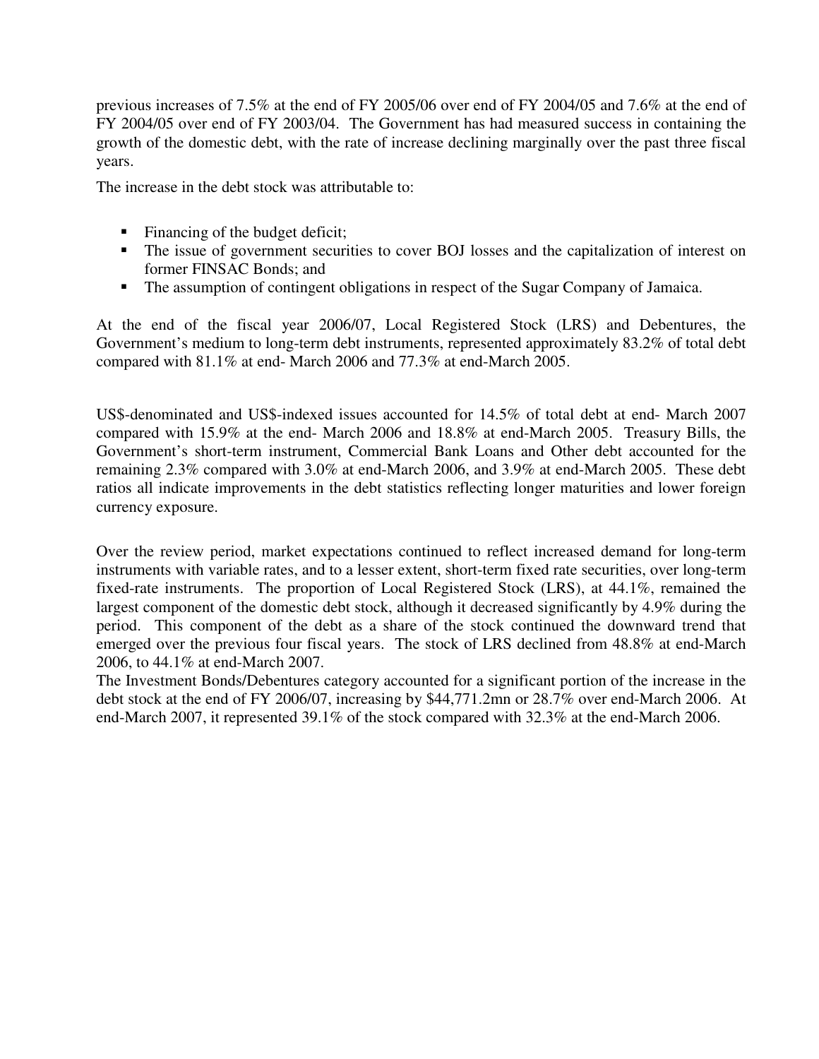previous increases of 7.5% at the end of FY 2005/06 over end of FY 2004/05 and 7.6% at the end of FY 2004/05 over end of FY 2003/04. The Government has had measured success in containing the growth of the domestic debt, with the rate of increase declining marginally over the past three fiscal years.

The increase in the debt stock was attributable to:

- Financing of the budget deficit;
- The issue of government securities to cover BOJ losses and the capitalization of interest on former FINSAC Bonds; and
- The assumption of contingent obligations in respect of the Sugar Company of Jamaica.

At the end of the fiscal year 2006/07, Local Registered Stock (LRS) and Debentures, the Government's medium to long-term debt instruments, represented approximately 83.2% of total debt compared with 81.1% at end- March 2006 and 77.3% at end-March 2005.

US$-denominated and US$-indexed issues accounted for 14.5% of total debt at end- March 2007 compared with 15.9% at the end- March 2006 and 18.8% at end-March 2005. Treasury Bills, the Government's short-term instrument, Commercial Bank Loans and Other debt accounted for the remaining 2.3% compared with 3.0% at end-March 2006, and 3.9% at end-March 2005. These debt ratios all indicate improvements in the debt statistics reflecting longer maturities and lower foreign currency exposure.

Over the review period, market expectations continued to reflect increased demand for long-term instruments with variable rates, and to a lesser extent, short-term fixed rate securities, over long-term fixed-rate instruments. The proportion of Local Registered Stock (LRS), at 44.1%, remained the largest component of the domestic debt stock, although it decreased significantly by 4.9% during the period. This component of the debt as a share of the stock continued the downward trend that emerged over the previous four fiscal years. The stock of LRS declined from 48.8% at end-March 2006, to 44.1% at end-March 2007.

The Investment Bonds/Debentures category accounted for a significant portion of the increase in the debt stock at the end of FY 2006/07, increasing by $44,771.2mn or 28.7% over end-March 2006. At end-March 2007, it represented 39.1% of the stock compared with 32.3% at the end-March 2006.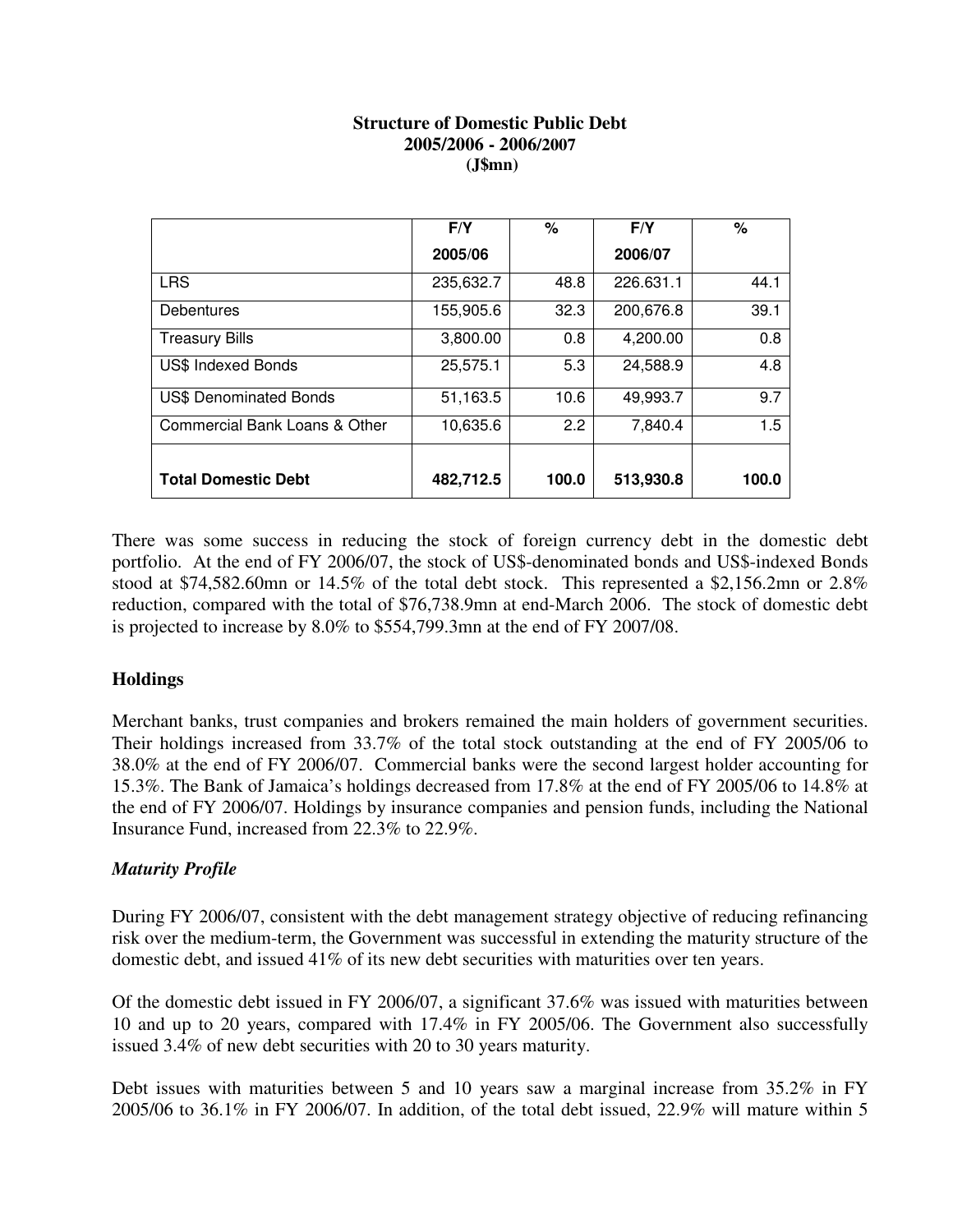**Structure of Domestic Public Debt**
**2005/2006 - 2006/2007**
**(J$mn)**

| | F/Y 2005/06 | % | F/Y 2006/07 | % |
|---|---|---|---|---|
| LRS | 235,632.7 | 48.8 | 226.631.1 | 44.1 |
| Debentures | 155,905.6 | 32.3 | 200,676.8 | 39.1 |
| Treasury Bills | 3,800.00 | 0.8 | 4,200.00 | 0.8 |
| US$ Indexed Bonds | 25,575.1 | 5.3 | 24,588.9 | 4.8 |
| US$ Denominated Bonds | 51,163.5 | 10.6 | 49,993.7 | 9.7 |
| Commercial Bank Loans & Other | 10,635.6 | 2.2 | 7,840.4 | 1.5 |
| **Total Domestic Debt** | **482,712.5** | **100.0** | **513,930.8** | **100.0** |

There was some success in reducing the stock of foreign currency debt in the domestic debt portfolio. At the end of FY 2006/07, the stock of US$-denominated bonds and US$-indexed Bonds stood at $74,582.60mn or 14.5% of the total debt stock. This represented a $2,156.2mn or 2.8% reduction, compared with the total of $76,738.9mn at end-March 2006. The stock of domestic debt is projected to increase by 8.0% to $554,799.3mn at the end of FY 2007/08.

## Holdings

Merchant banks, trust companies and brokers remained the main holders of government securities. Their holdings increased from 33.7% of the total stock outstanding at the end of FY 2005/06 to 38.0% at the end of FY 2006/07. Commercial banks were the second largest holder accounting for 15.3%. The Bank of Jamaica's holdings decreased from 17.8% at the end of FY 2005/06 to 14.8% at the end of FY 2006/07. Holdings by insurance companies and pension funds, including the National Insurance Fund, increased from 22.3% to 22.9%.

### *Maturity Profile*

During FY 2006/07, consistent with the debt management strategy objective of reducing refinancing risk over the medium-term, the Government was successful in extending the maturity structure of the domestic debt, and issued 41% of its new debt securities with maturities over ten years.

Of the domestic debt issued in FY 2006/07, a significant 37.6% was issued with maturities between 10 and up to 20 years, compared with 17.4% in FY 2005/06. The Government also successfully issued 3.4% of new debt securities with 20 to 30 years maturity.

Debt issues with maturities between 5 and 10 years saw a marginal increase from 35.2% in FY 2005/06 to 36.1% in FY 2006/07. In addition, of the total debt issued, 22.9% will mature within 5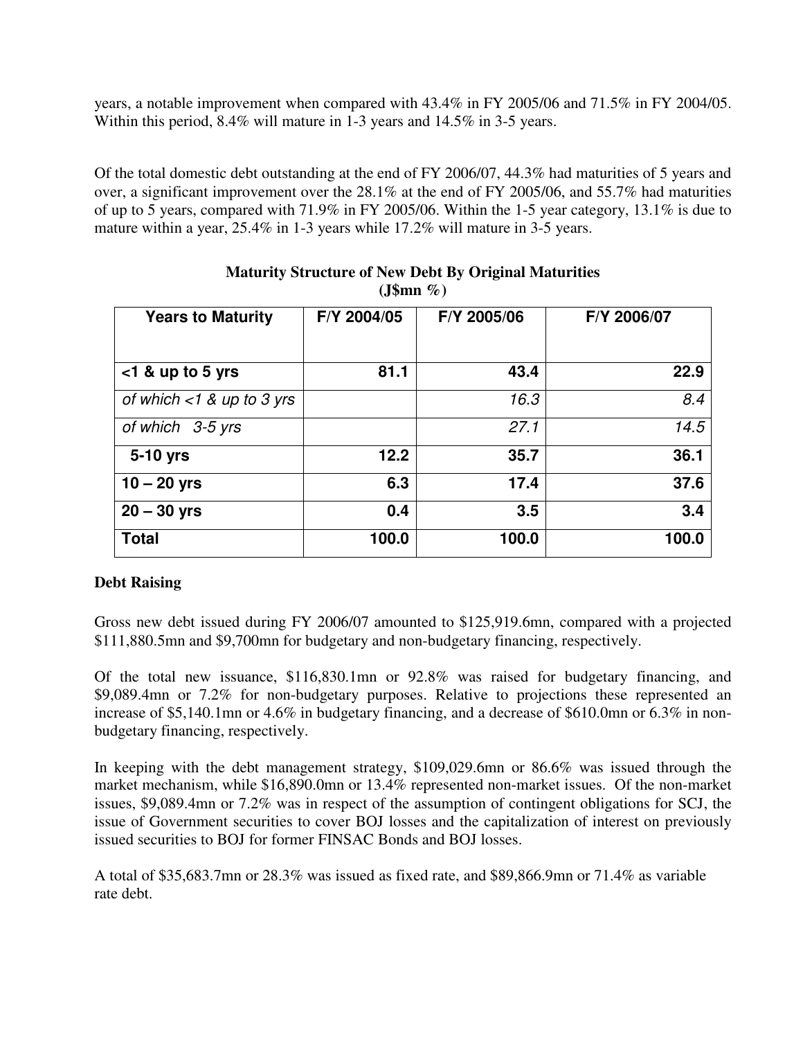years, a notable improvement when compared with 43.4% in FY 2005/06 and 71.5% in FY 2004/05. Within this period, 8.4% will mature in 1-3 years and 14.5% in 3-5 years.

Of the total domestic debt outstanding at the end of FY 2006/07, 44.3% had maturities of 5 years and over, a significant improvement over the 28.1% at the end of FY 2005/06, and 55.7% had maturities of up to 5 years, compared with 71.9% in FY 2005/06. Within the 1-5 year category, 13.1% is due to mature within a year, 25.4% in 1-3 years while 17.2% will mature in 3-5 years.

**Maturity Structure of New Debt By Original Maturities**
**(J$mn %)**

| Years to Maturity | F/Y 2004/05 | F/Y 2005/06 | F/Y 2006/07 |
|---|---|---|---|
| **<1 & up to 5 yrs** | **81.1** | **43.4** | **22.9** |
| *of which <1 & up to 3 yrs* | | *16.3* | *8.4* |
| *of which 3-5 yrs* | | *27.1* | *14.5* |
| **5-10 yrs** | **12.2** | **35.7** | **36.1** |
| **10 – 20 yrs** | **6.3** | **17.4** | **37.6** |
| **20 – 30 yrs** | **0.4** | **3.5** | **3.4** |
| **Total** | **100.0** | **100.0** | **100.0** |

**Debt Raising**

Gross new debt issued during FY 2006/07 amounted to $125,919.6mn, compared with a projected $111,880.5mn and $9,700mn for budgetary and non-budgetary financing, respectively.

Of the total new issuance, $116,830.1mn or 92.8% was raised for budgetary financing, and $9,089.4mn or 7.2% for non-budgetary purposes. Relative to projections these represented an increase of $5,140.1mn or 4.6% in budgetary financing, and a decrease of $610.0mn or 6.3% in non-budgetary financing, respectively.

In keeping with the debt management strategy, $109,029.6mn or 86.6% was issued through the market mechanism, while $16,890.0mn or 13.4% represented non-market issues. Of the non-market issues, $9,089.4mn or 7.2% was in respect of the assumption of contingent obligations for SCJ, the issue of Government securities to cover BOJ losses and the capitalization of interest on previously issued securities to BOJ for former FINSAC Bonds and BOJ losses.

A total of $35,683.7mn or 28.3% was issued as fixed rate, and $89,866.9mn or 71.4% as variable rate debt.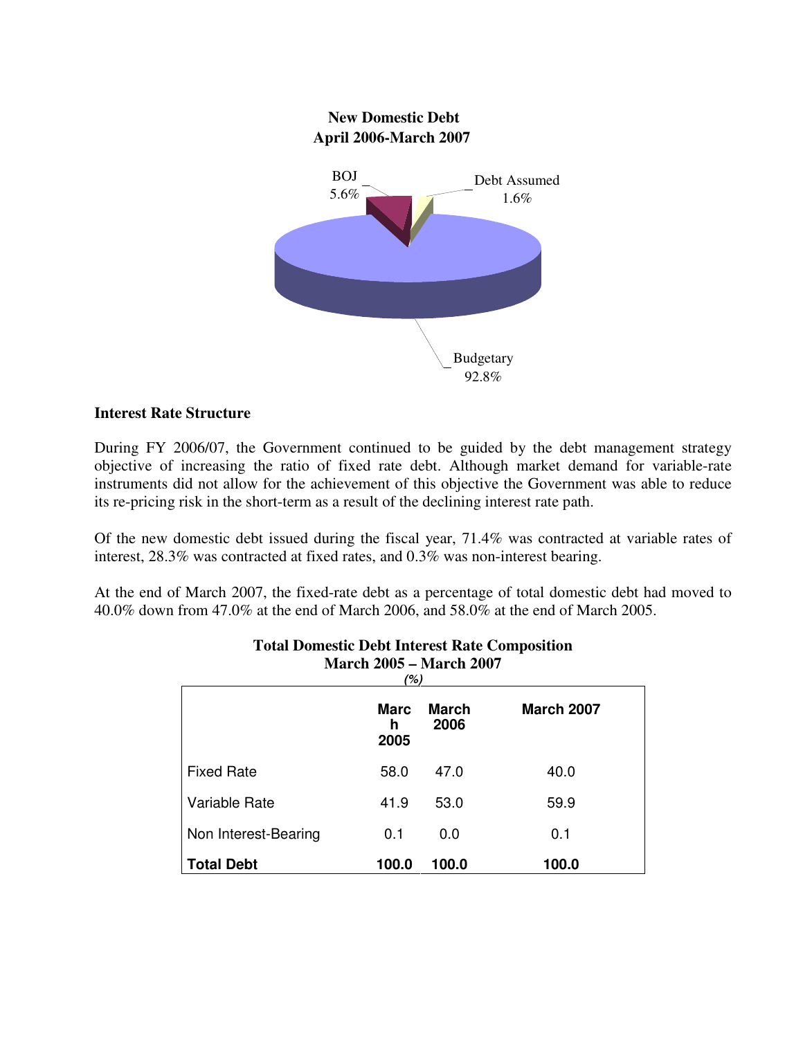**New Domestic Debt**
**April 2006-March 2007**

BOJ 5.6%

Debt Assumed 1.6%

Budgetary 92.8%

### Interest Rate Structure

During FY 2006/07, the Government continued to be guided by the debt management strategy objective of increasing the ratio of fixed rate debt. Although market demand for variable-rate instruments did not allow for the achievement of this objective the Government was able to reduce its re-pricing risk in the short-term as a result of the declining interest rate path.

Of the new domestic debt issued during the fiscal year, 71.4% was contracted at variable rates of interest, 28.3% was contracted at fixed rates, and 0.3% was non-interest bearing.

At the end of March 2007, the fixed-rate debt as a percentage of total domestic debt had moved to 40.0% down from 47.0% at the end of March 2006, and 58.0% at the end of March 2005.

**Total Domestic Debt Interest Rate Composition**
**March 2005 – March 2007**
*(%)*

| | March 2005 | March 2006 | March 2007 |
|---|---|---|---|
| Fixed Rate | 58.0 | 47.0 | 40.0 |
| Variable Rate | 41.9 | 53.0 | 59.9 |
| Non Interest-Bearing | 0.1 | 0.0 | 0.1 |
| **Total Debt** | **100.0** | **100.0** | **100.0** |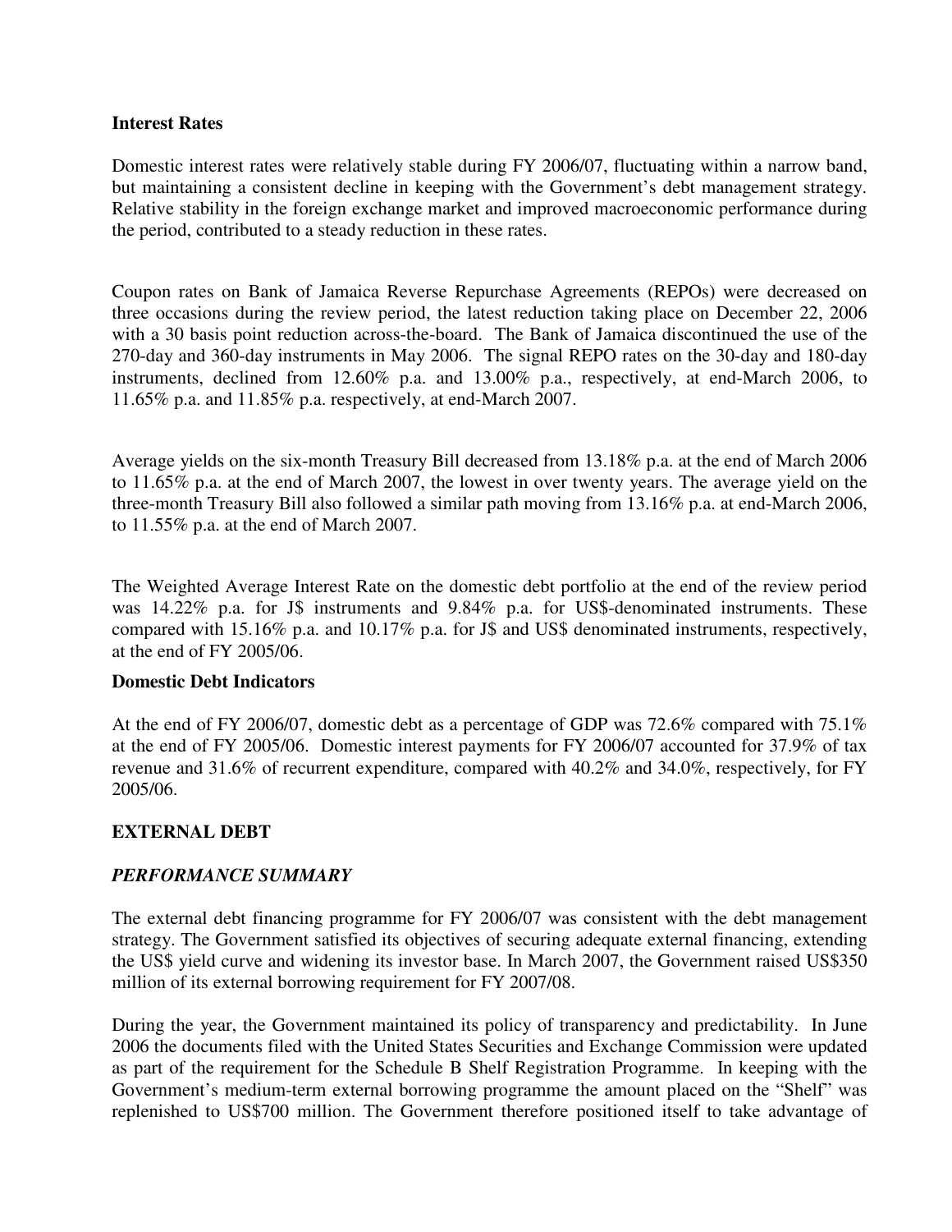**Interest Rates**

Domestic interest rates were relatively stable during FY 2006/07, fluctuating within a narrow band, but maintaining a consistent decline in keeping with the Government's debt management strategy. Relative stability in the foreign exchange market and improved macroeconomic performance during the period, contributed to a steady reduction in these rates.

Coupon rates on Bank of Jamaica Reverse Repurchase Agreements (REPOs) were decreased on three occasions during the review period, the latest reduction taking place on December 22, 2006 with a 30 basis point reduction across-the-board. The Bank of Jamaica discontinued the use of the 270-day and 360-day instruments in May 2006. The signal REPO rates on the 30-day and 180-day instruments, declined from 12.60% p.a. and 13.00% p.a., respectively, at end-March 2006, to 11.65% p.a. and 11.85% p.a. respectively, at end-March 2007.

Average yields on the six-month Treasury Bill decreased from 13.18% p.a. at the end of March 2006 to 11.65% p.a. at the end of March 2007, the lowest in over twenty years. The average yield on the three-month Treasury Bill also followed a similar path moving from 13.16% p.a. at end-March 2006, to 11.55% p.a. at the end of March 2007.

The Weighted Average Interest Rate on the domestic debt portfolio at the end of the review period was 14.22% p.a. for J$ instruments and 9.84% p.a. for US$-denominated instruments. These compared with 15.16% p.a. and 10.17% p.a. for J$ and US$ denominated instruments, respectively, at the end of FY 2005/06.

**Domestic Debt Indicators**

At the end of FY 2006/07, domestic debt as a percentage of GDP was 72.6% compared with 75.1% at the end of FY 2005/06. Domestic interest payments for FY 2006/07 accounted for 37.9% of tax revenue and 31.6% of recurrent expenditure, compared with 40.2% and 34.0%, respectively, for FY 2005/06.

## EXTERNAL DEBT

### *PERFORMANCE SUMMARY*

The external debt financing programme for FY 2006/07 was consistent with the debt management strategy. The Government satisfied its objectives of securing adequate external financing, extending the US$ yield curve and widening its investor base. In March 2007, the Government raised US$350 million of its external borrowing requirement for FY 2007/08.

During the year, the Government maintained its policy of transparency and predictability. In June 2006 the documents filed with the United States Securities and Exchange Commission were updated as part of the requirement for the Schedule B Shelf Registration Programme. In keeping with the Government's medium-term external borrowing programme the amount placed on the "Shelf" was replenished to US$700 million. The Government therefore positioned itself to take advantage of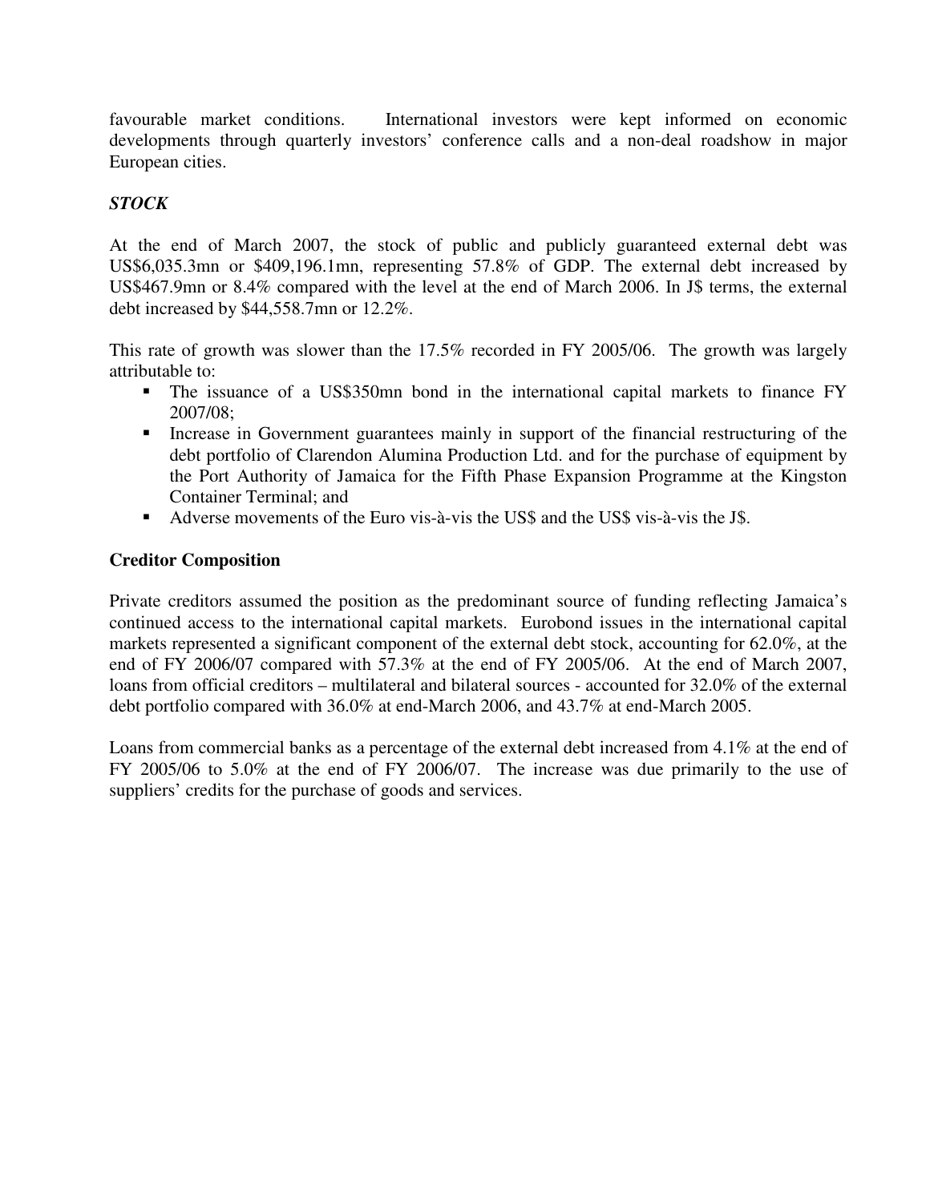favourable market conditions. International investors were kept informed on economic developments through quarterly investors' conference calls and a non-deal roadshow in major European cities.

### ***STOCK***

At the end of March 2007, the stock of public and publicly guaranteed external debt was US$6,035.3mn or $409,196.1mn, representing 57.8% of GDP. The external debt increased by US$467.9mn or 8.4% compared with the level at the end of March 2006. In J$ terms, the external debt increased by $44,558.7mn or 12.2%.

This rate of growth was slower than the 17.5% recorded in FY 2005/06. The growth was largely attributable to:

- The issuance of a US$350mn bond in the international capital markets to finance FY 2007/08;
- Increase in Government guarantees mainly in support of the financial restructuring of the debt portfolio of Clarendon Alumina Production Ltd. and for the purchase of equipment by the Port Authority of Jamaica for the Fifth Phase Expansion Programme at the Kingston Container Terminal; and
- Adverse movements of the Euro vis-à-vis the US$ and the US$ vis-à-vis the J$.

### **Creditor Composition**

Private creditors assumed the position as the predominant source of funding reflecting Jamaica's continued access to the international capital markets. Eurobond issues in the international capital markets represented a significant component of the external debt stock, accounting for 62.0%, at the end of FY 2006/07 compared with 57.3% at the end of FY 2005/06. At the end of March 2007, loans from official creditors – multilateral and bilateral sources - accounted for 32.0% of the external debt portfolio compared with 36.0% at end-March 2006, and 43.7% at end-March 2005.

Loans from commercial banks as a percentage of the external debt increased from 4.1% at the end of FY 2005/06 to 5.0% at the end of FY 2006/07. The increase was due primarily to the use of suppliers' credits for the purchase of goods and services.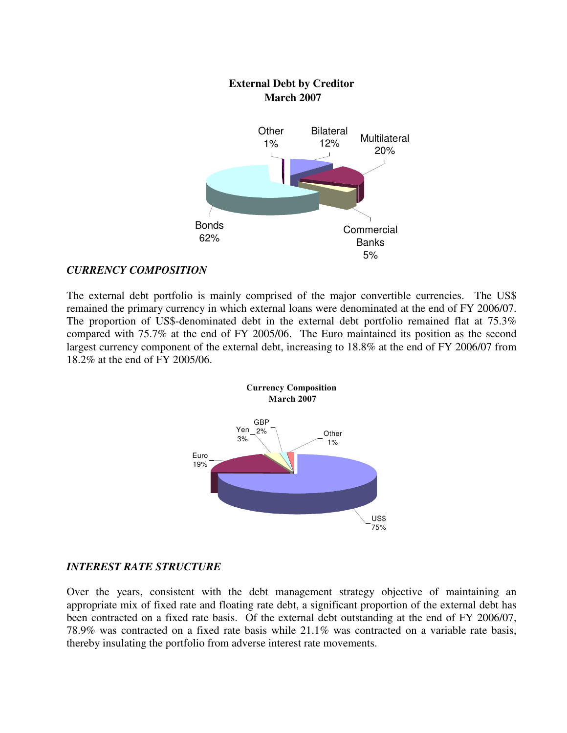**External Debt by Creditor**
**March 2007**

Other 1%
Bilateral 12%
Multilateral 20%
Commercial Banks 5%
Bonds 62%

### *CURRENCY COMPOSITION*

The external debt portfolio is mainly comprised of the major convertible currencies. The US$ remained the primary currency in which external loans were denominated at the end of FY 2006/07. The proportion of US$-denominated debt in the external debt portfolio remained flat at 75.3% compared with 75.7% at the end of FY 2005/06. The Euro maintained its position as the second largest currency component of the external debt, increasing to 18.8% at the end of FY 2006/07 from 18.2% at the end of FY 2005/06.

**Currency Composition**
**March 2007**

GBP 2%
Yen 3%
Other 1%
Euro 19%
US$ 75%

### *INTEREST RATE STRUCTURE*

Over the years, consistent with the debt management strategy objective of maintaining an appropriate mix of fixed rate and floating rate debt, a significant proportion of the external debt has been contracted on a fixed rate basis. Of the external debt outstanding at the end of FY 2006/07, 78.9% was contracted on a fixed rate basis while 21.1% was contracted on a variable rate basis, thereby insulating the portfolio from adverse interest rate movements.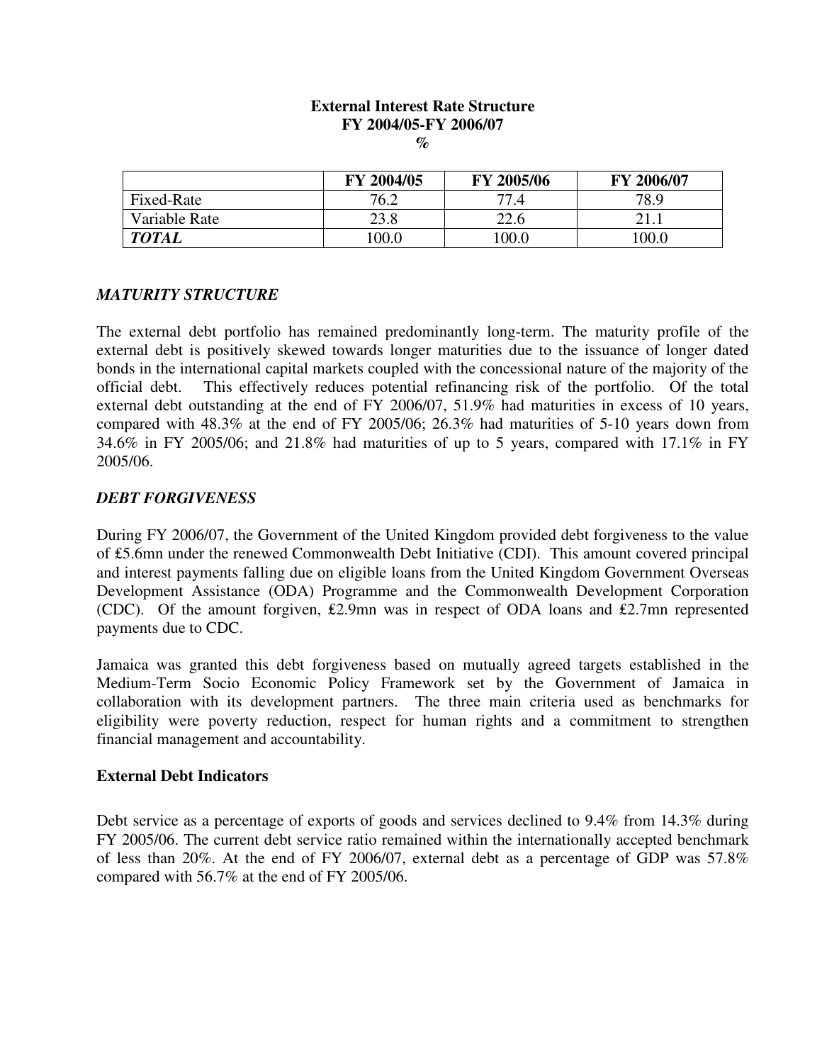**External Interest Rate Structure**
**FY 2004/05-FY 2006/07**
**%**

| | FY 2004/05 | FY 2005/06 | FY 2006/07 |
|---|---|---|---|
| Fixed-Rate | 76.2 | 77.4 | 78.9 |
| Variable Rate | 23.8 | 22.6 | 21.1 |
| ***TOTAL*** | 100.0 | 100.0 | 100.0 |

### *MATURITY STRUCTURE*

The external debt portfolio has remained predominantly long-term. The maturity profile of the external debt is positively skewed towards longer maturities due to the issuance of longer dated bonds in the international capital markets coupled with the concessional nature of the majority of the official debt. This effectively reduces potential refinancing risk of the portfolio. Of the total external debt outstanding at the end of FY 2006/07, 51.9% had maturities in excess of 10 years, compared with 48.3% at the end of FY 2005/06; 26.3% had maturities of 5-10 years down from 34.6% in FY 2005/06; and 21.8% had maturities of up to 5 years, compared with 17.1% in FY 2005/06.

### *DEBT FORGIVENESS*

During FY 2006/07, the Government of the United Kingdom provided debt forgiveness to the value of £5.6mn under the renewed Commonwealth Debt Initiative (CDI). This amount covered principal and interest payments falling due on eligible loans from the United Kingdom Government Overseas Development Assistance (ODA) Programme and the Commonwealth Development Corporation (CDC). Of the amount forgiven, £2.9mn was in respect of ODA loans and £2.7mn represented payments due to CDC.

Jamaica was granted this debt forgiveness based on mutually agreed targets established in the Medium-Term Socio Economic Policy Framework set by the Government of Jamaica in collaboration with its development partners. The three main criteria used as benchmarks for eligibility were poverty reduction, respect for human rights and a commitment to strengthen financial management and accountability.

### External Debt Indicators

Debt service as a percentage of exports of goods and services declined to 9.4% from 14.3% during FY 2005/06. The current debt service ratio remained within the internationally accepted benchmark of less than 20%. At the end of FY 2006/07, external debt as a percentage of GDP was 57.8% compared with 56.7% at the end of FY 2005/06.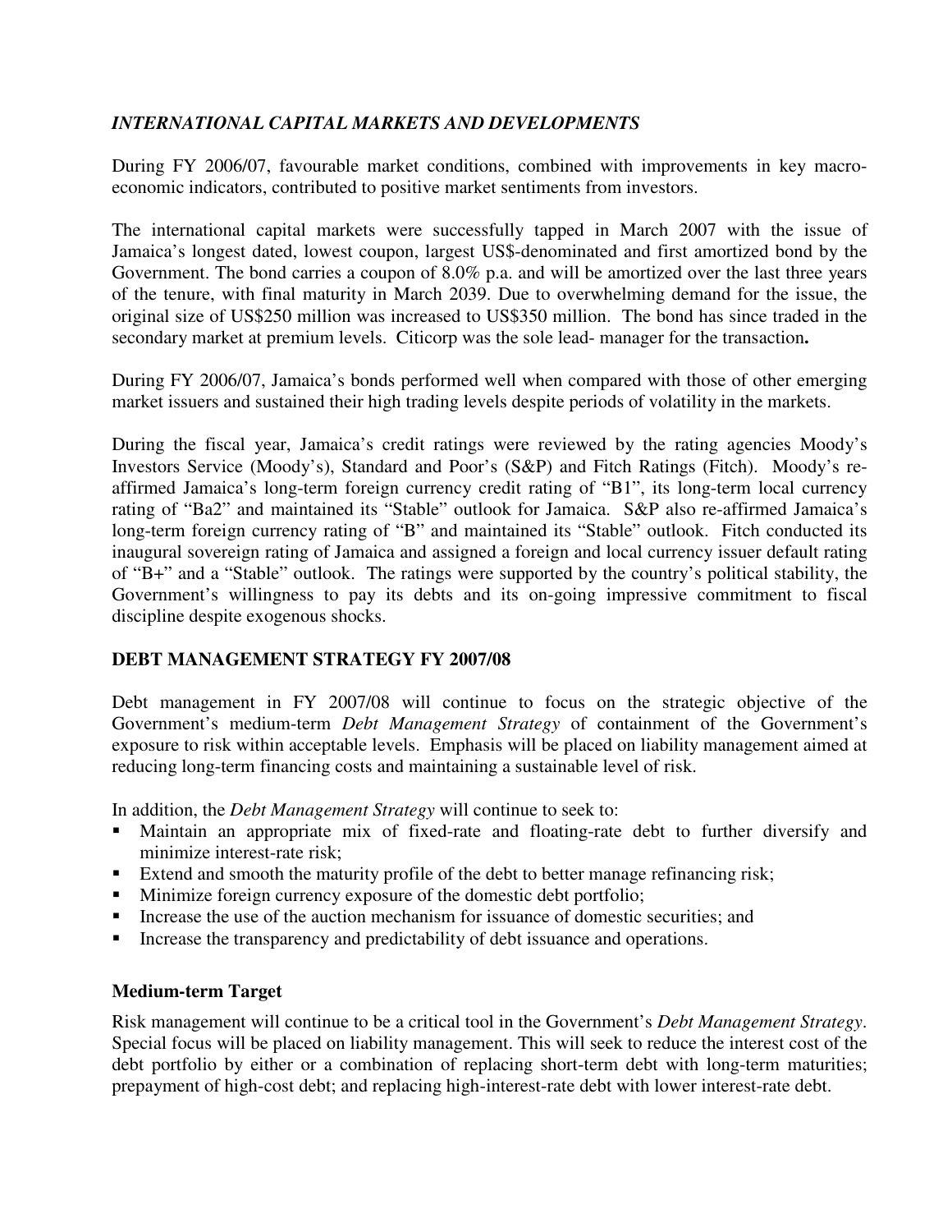### *INTERNATIONAL CAPITAL MARKETS AND DEVELOPMENTS*

During FY 2006/07, favourable market conditions, combined with improvements in key macro-economic indicators, contributed to positive market sentiments from investors.

The international capital markets were successfully tapped in March 2007 with the issue of Jamaica's longest dated, lowest coupon, largest US$-denominated and first amortized bond by the Government. The bond carries a coupon of 8.0% p.a. and will be amortized over the last three years of the tenure, with final maturity in March 2039. Due to overwhelming demand for the issue, the original size of US$250 million was increased to US$350 million. The bond has since traded in the secondary market at premium levels. Citicorp was the sole lead- manager for the transaction**.**

During FY 2006/07, Jamaica's bonds performed well when compared with those of other emerging market issuers and sustained their high trading levels despite periods of volatility in the markets.

During the fiscal year, Jamaica's credit ratings were reviewed by the rating agencies Moody's Investors Service (Moody's), Standard and Poor's (S&P) and Fitch Ratings (Fitch). Moody's re-affirmed Jamaica's long-term foreign currency credit rating of "B1", its long-term local currency rating of "Ba2" and maintained its "Stable" outlook for Jamaica. S&P also re-affirmed Jamaica's long-term foreign currency rating of "B" and maintained its "Stable" outlook. Fitch conducted its inaugural sovereign rating of Jamaica and assigned a foreign and local currency issuer default rating of "B+" and a "Stable" outlook. The ratings were supported by the country's political stability, the Government's willingness to pay its debts and its on-going impressive commitment to fiscal discipline despite exogenous shocks.

## DEBT MANAGEMENT STRATEGY FY 2007/08

Debt management in FY 2007/08 will continue to focus on the strategic objective of the Government's medium-term *Debt Management Strategy* of containment of the Government's exposure to risk within acceptable levels. Emphasis will be placed on liability management aimed at reducing long-term financing costs and maintaining a sustainable level of risk.

In addition, the *Debt Management Strategy* will continue to seek to:

- Maintain an appropriate mix of fixed-rate and floating-rate debt to further diversify and minimize interest-rate risk;
- Extend and smooth the maturity profile of the debt to better manage refinancing risk;
- Minimize foreign currency exposure of the domestic debt portfolio;
- Increase the use of the auction mechanism for issuance of domestic securities; and
- Increase the transparency and predictability of debt issuance and operations.

### Medium-term Target

Risk management will continue to be a critical tool in the Government's *Debt Management Strategy*. Special focus will be placed on liability management. This will seek to reduce the interest cost of the debt portfolio by either or a combination of replacing short-term debt with long-term maturities; prepayment of high-cost debt; and replacing high-interest-rate debt with lower interest-rate debt.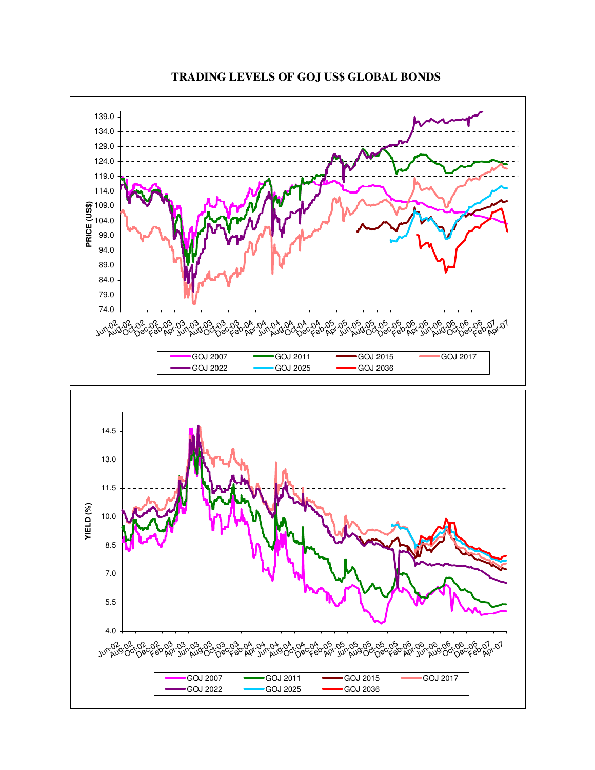# TRADING LEVELS OF GOJ US$ GLOBAL BONDS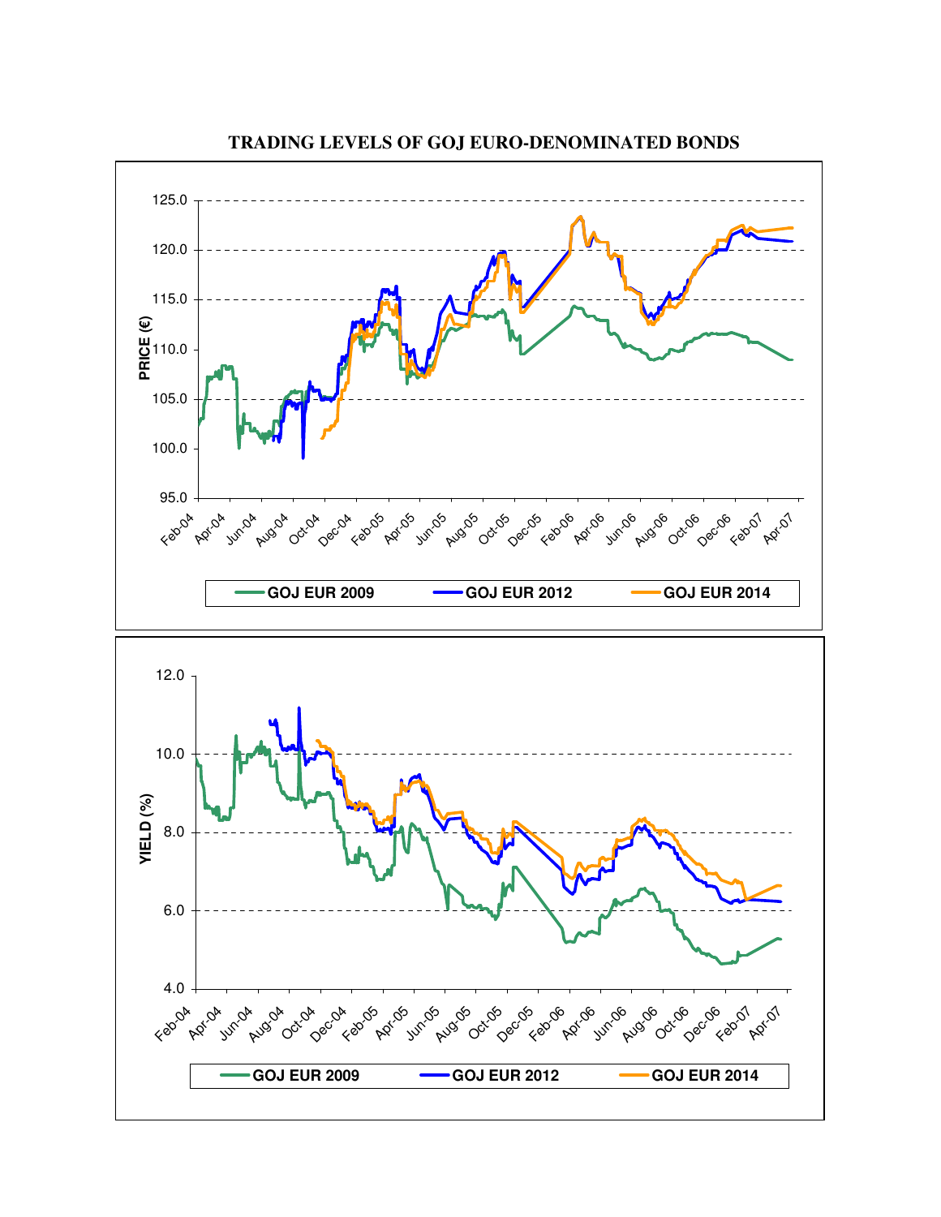**TRADING LEVELS OF GOJ EURO-DENOMINATED BONDS**

PRICE (€)

125.0
120.0
115.0
110.0
105.0
100.0
95.0

Feb-04, Apr-04, Jun-04, Aug-04, Oct-04, Dec-04, Feb-05, Apr-05, Jun-05, Aug-05, Oct-05, Dec-05, Feb-06, Apr-06, Jun-06, Aug-06, Oct-06, Dec-06, Feb-07, Apr-07

GOJ EUR 2009 | GOJ EUR 2012 | GOJ EUR 2014

YIELD (%)

12.0
10.0
8.0
6.0
4.0

Feb-04, Apr-04, Jun-04, Aug-04, Oct-04, Dec-04, Feb-05, Apr-05, Jun-05, Aug-05, Oct-05, Dec-05, Feb-06, Apr-06, Jun-06, Aug-06, Oct-06, Dec-06, Feb-07, Apr-07

GOJ EUR 2009 | GOJ EUR 2012 | GOJ EUR 2014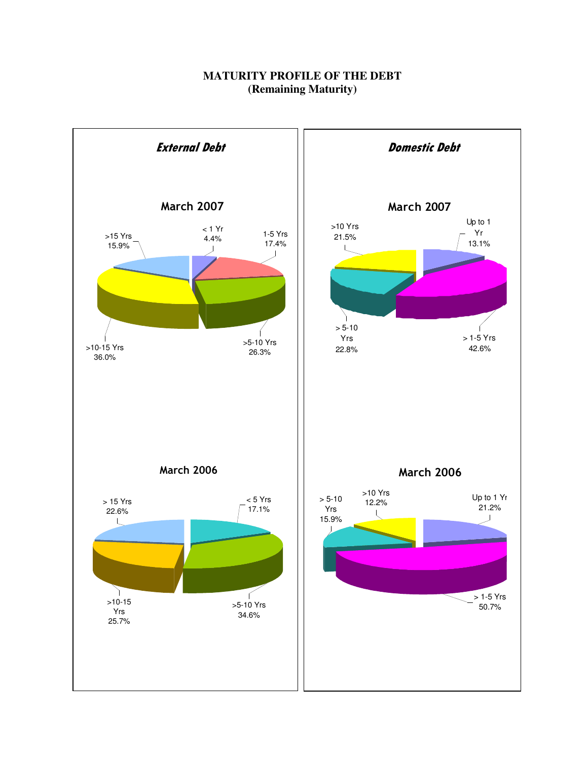# MATURITY PROFILE OF THE DEBT
## (Remaining Maturity)

### External Debt

**March 2007**

| Maturity | Share |
|---|---|
| < 1 Yr | 4.4% |
| 1-5 Yrs | 17.4% |
| >5-10 Yrs | 26.3% |
| >10-15 Yrs | 36.0% |
| >15 Yrs | 15.9% |

**March 2006**

| Maturity | Share |
|---|---|
| < 5 Yrs | 17.1% |
| >5-10 Yrs | 34.6% |
| >10-15 Yrs | 25.7% |
| > 15 Yrs | 22.6% |

### Domestic Debt

**March 2007**

| Maturity | Share |
|---|---|
| Up to 1 Yr | 13.1% |
| > 1-5 Yrs | 42.6% |
| > 5-10 Yrs | 22.8% |
| >10 Yrs | 21.5% |

**March 2006**

| Maturity | Share |
|---|---|
| Up to 1 Yr | 21.2% |
| > 1-5 Yrs | 50.7% |
| > 5-10 Yrs | 15.9% |
| >10 Yrs | 12.2% |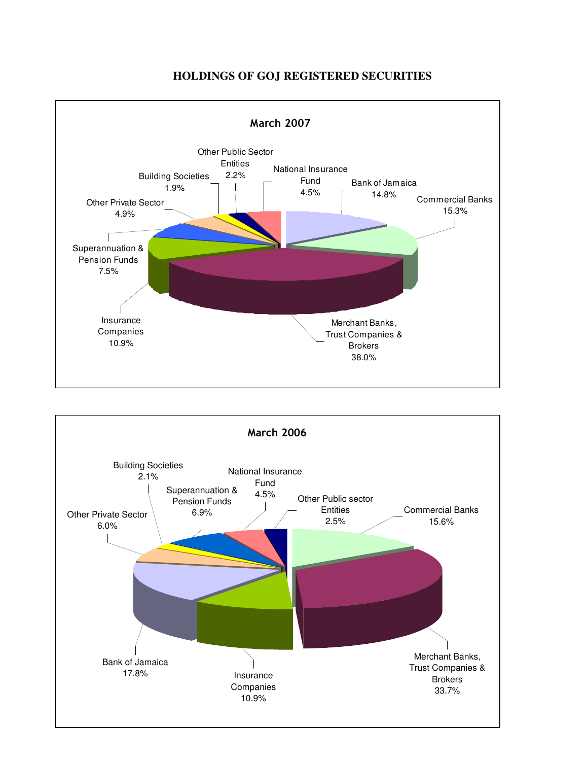# HOLDINGS OF GOJ REGISTERED SECURITIES

## March 2007

| Holder | Share |
|---|---|
| Bank of Jamaica | 14.8% |
| Commercial Banks | 15.3% |
| Merchant Banks, Trust Companies & Brokers | 38.0% |
| Insurance Companies | 10.9% |
| Superannuation & Pension Funds | 7.5% |
| Other Private Sector | 4.9% |
| Building Societies | 1.9% |
| Other Public Sector Entities | 2.2% |
| National Insurance Fund | 4.5% |

## March 2006

| Holder | Share |
|---|---|
| Commercial Banks | 15.6% |
| Merchant Banks, Trust Companies & Brokers | 33.7% |
| Insurance Companies | 10.9% |
| Bank of Jamaica | 17.8% |
| Other Private Sector | 6.0% |
| Building Societies | 2.1% |
| Superannuation & Pension Funds | 6.9% |
| National Insurance Fund | 4.5% |
| Other Public sector Entities | 2.5% |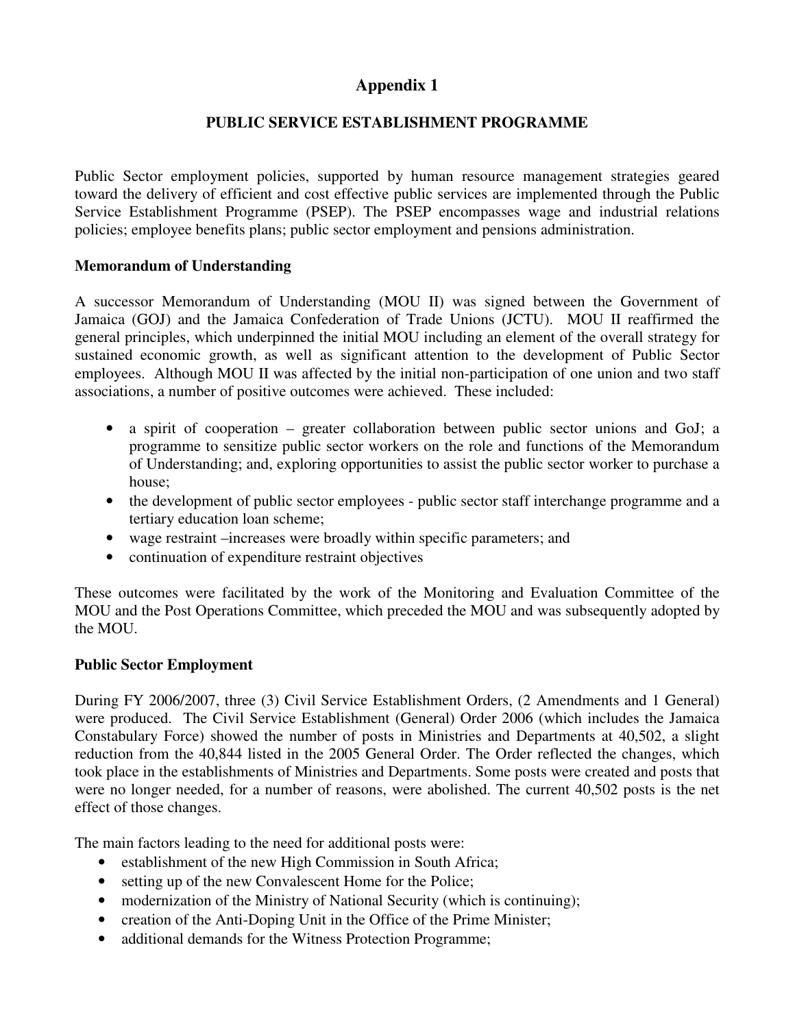# Appendix 1

## PUBLIC SERVICE ESTABLISHMENT PROGRAMME

Public Sector employment policies, supported by human resource management strategies geared toward the delivery of efficient and cost effective public services are implemented through the Public Service Establishment Programme (PSEP). The PSEP encompasses wage and industrial relations policies; employee benefits plans; public sector employment and pensions administration.

**Memorandum of Understanding**

A successor Memorandum of Understanding (MOU II) was signed between the Government of Jamaica (GOJ) and the Jamaica Confederation of Trade Unions (JCTU). MOU II reaffirmed the general principles, which underpinned the initial MOU including an element of the overall strategy for sustained economic growth, as well as significant attention to the development of Public Sector employees. Although MOU II was affected by the initial non-participation of one union and two staff associations, a number of positive outcomes were achieved. These included:

- a spirit of cooperation – greater collaboration between public sector unions and GoJ; a programme to sensitize public sector workers on the role and functions of the Memorandum of Understanding; and, exploring opportunities to assist the public sector worker to purchase a house;
- the development of public sector employees - public sector staff interchange programme and a tertiary education loan scheme;
- wage restraint –increases were broadly within specific parameters; and
- continuation of expenditure restraint objectives

These outcomes were facilitated by the work of the Monitoring and Evaluation Committee of the MOU and the Post Operations Committee, which preceded the MOU and was subsequently adopted by the MOU.

**Public Sector Employment**

During FY 2006/2007, three (3) Civil Service Establishment Orders, (2 Amendments and 1 General) were produced. The Civil Service Establishment (General) Order 2006 (which includes the Jamaica Constabulary Force) showed the number of posts in Ministries and Departments at 40,502, a slight reduction from the 40,844 listed in the 2005 General Order. The Order reflected the changes, which took place in the establishments of Ministries and Departments. Some posts were created and posts that were no longer needed, for a number of reasons, were abolished. The current 40,502 posts is the net effect of those changes.

The main factors leading to the need for additional posts were:

- establishment of the new High Commission in South Africa;
- setting up of the new Convalescent Home for the Police;
- modernization of the Ministry of National Security (which is continuing);
- creation of the Anti-Doping Unit in the Office of the Prime Minister;
- additional demands for the Witness Protection Programme;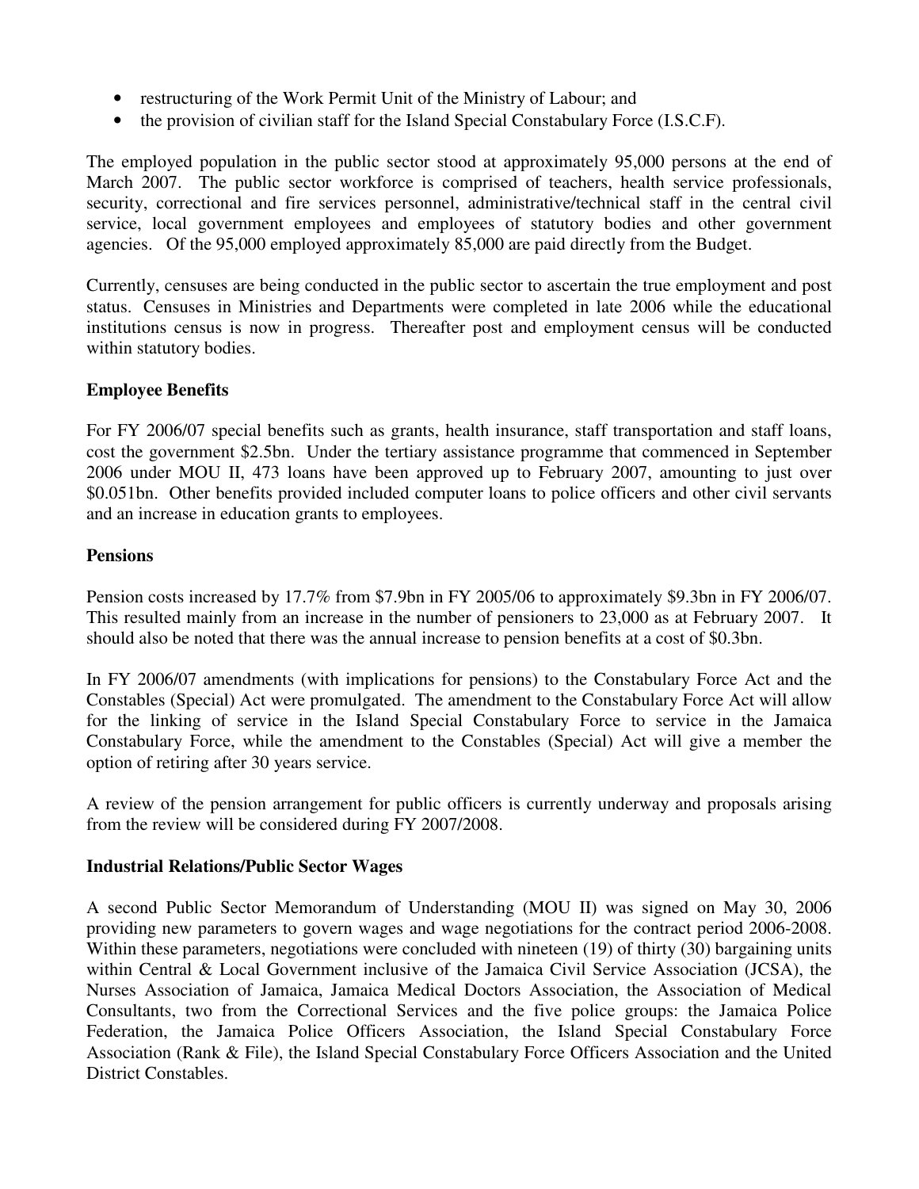- restructuring of the Work Permit Unit of the Ministry of Labour; and
- the provision of civilian staff for the Island Special Constabulary Force (I.S.C.F).

The employed population in the public sector stood at approximately 95,000 persons at the end of March 2007. The public sector workforce is comprised of teachers, health service professionals, security, correctional and fire services personnel, administrative/technical staff in the central civil service, local government employees and employees of statutory bodies and other government agencies. Of the 95,000 employed approximately 85,000 are paid directly from the Budget.

Currently, censuses are being conducted in the public sector to ascertain the true employment and post status. Censuses in Ministries and Departments were completed in late 2006 while the educational institutions census is now in progress. Thereafter post and employment census will be conducted within statutory bodies.

**Employee Benefits**

For FY 2006/07 special benefits such as grants, health insurance, staff transportation and staff loans, cost the government $2.5bn. Under the tertiary assistance programme that commenced in September 2006 under MOU II, 473 loans have been approved up to February 2007, amounting to just over $0.051bn. Other benefits provided included computer loans to police officers and other civil servants and an increase in education grants to employees.

**Pensions**

Pension costs increased by 17.7% from $7.9bn in FY 2005/06 to approximately $9.3bn in FY 2006/07. This resulted mainly from an increase in the number of pensioners to 23,000 as at February 2007. It should also be noted that there was the annual increase to pension benefits at a cost of $0.3bn.

In FY 2006/07 amendments (with implications for pensions) to the Constabulary Force Act and the Constables (Special) Act were promulgated. The amendment to the Constabulary Force Act will allow for the linking of service in the Island Special Constabulary Force to service in the Jamaica Constabulary Force, while the amendment to the Constables (Special) Act will give a member the option of retiring after 30 years service.

A review of the pension arrangement for public officers is currently underway and proposals arising from the review will be considered during FY 2007/2008.

**Industrial Relations/Public Sector Wages**

A second Public Sector Memorandum of Understanding (MOU II) was signed on May 30, 2006 providing new parameters to govern wages and wage negotiations for the contract period 2006-2008. Within these parameters, negotiations were concluded with nineteen (19) of thirty (30) bargaining units within Central & Local Government inclusive of the Jamaica Civil Service Association (JCSA), the Nurses Association of Jamaica, Jamaica Medical Doctors Association, the Association of Medical Consultants, two from the Correctional Services and the five police groups: the Jamaica Police Federation, the Jamaica Police Officers Association, the Island Special Constabulary Force Association (Rank & File), the Island Special Constabulary Force Officers Association and the United District Constables.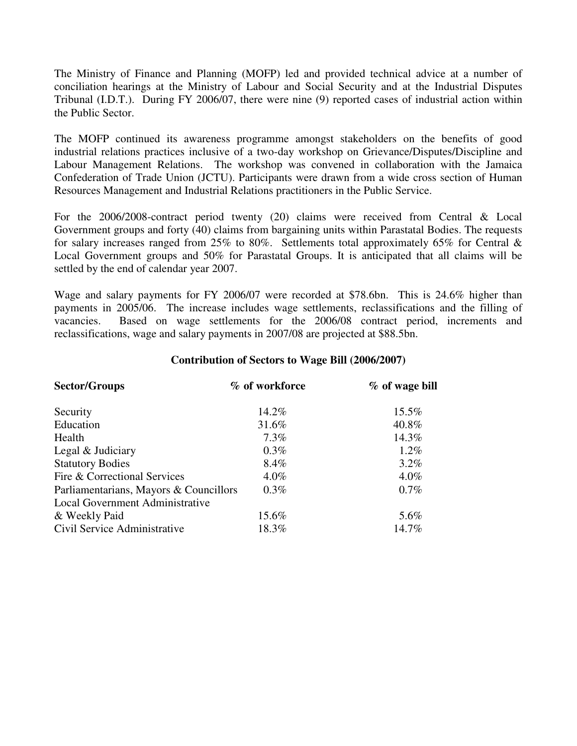The Ministry of Finance and Planning (MOFP) led and provided technical advice at a number of conciliation hearings at the Ministry of Labour and Social Security and at the Industrial Disputes Tribunal (I.D.T.). During FY 2006/07, there were nine (9) reported cases of industrial action within the Public Sector.

The MOFP continued its awareness programme amongst stakeholders on the benefits of good industrial relations practices inclusive of a two-day workshop on Grievance/Disputes/Discipline and Labour Management Relations. The workshop was convened in collaboration with the Jamaica Confederation of Trade Union (JCTU). Participants were drawn from a wide cross section of Human Resources Management and Industrial Relations practitioners in the Public Service.

For the 2006/2008-contract period twenty (20) claims were received from Central & Local Government groups and forty (40) claims from bargaining units within Parastatal Bodies. The requests for salary increases ranged from 25% to 80%. Settlements total approximately 65% for Central & Local Government groups and 50% for Parastatal Groups. It is anticipated that all claims will be settled by the end of calendar year 2007.

Wage and salary payments for FY 2006/07 were recorded at $78.6bn. This is 24.6% higher than payments in 2005/06. The increase includes wage settlements, reclassifications and the filling of vacancies. Based on wage settlements for the 2006/08 contract period, increments and reclassifications, wage and salary payments in 2007/08 are projected at $88.5bn.

**Contribution of Sectors to Wage Bill (2006/2007)**

| Sector/Groups | % of workforce | % of wage bill |
|---|---|---|
| Security | 14.2% | 15.5% |
| Education | 31.6% | 40.8% |
| Health | 7.3% | 14.3% |
| Legal & Judiciary | 0.3% | 1.2% |
| Statutory Bodies | 8.4% | 3.2% |
| Fire & Correctional Services | 4.0% | 4.0% |
| Parliamentarians, Mayors & Councillors | 0.3% | 0.7% |
| Local Government Administrative & Weekly Paid | 15.6% | 5.6% |
| Civil Service Administrative | 18.3% | 14.7% |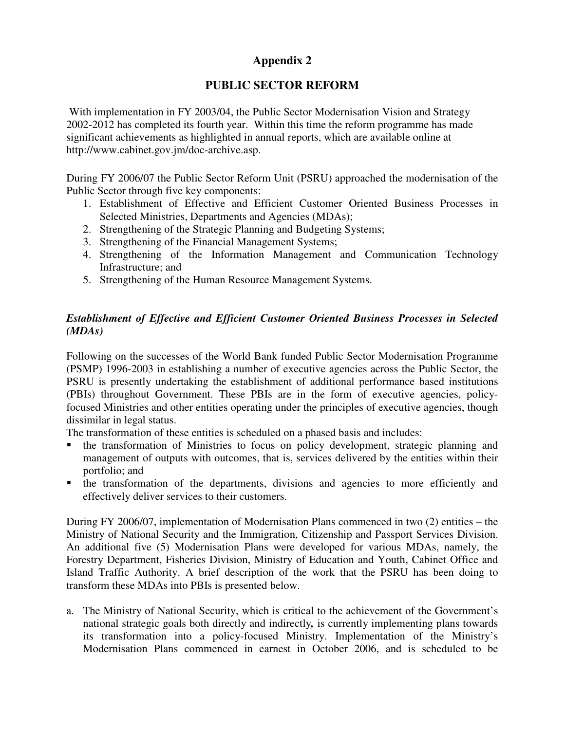# Appendix 2

## PUBLIC SECTOR REFORM

With implementation in FY 2003/04, the Public Sector Modernisation Vision and Strategy 2002-2012 has completed its fourth year. Within this time the reform programme has made significant achievements as highlighted in annual reports, which are available online at http://www.cabinet.gov.jm/doc-archive.asp.

During FY 2006/07 the Public Sector Reform Unit (PSRU) approached the modernisation of the Public Sector through five key components:

1. Establishment of Effective and Efficient Customer Oriented Business Processes in Selected Ministries, Departments and Agencies (MDAs);
2. Strengthening of the Strategic Planning and Budgeting Systems;
3. Strengthening of the Financial Management Systems;
4. Strengthening of the Information Management and Communication Technology Infrastructure; and
5. Strengthening of the Human Resource Management Systems.

### *Establishment of Effective and Efficient Customer Oriented Business Processes in Selected (MDAs)*

Following on the successes of the World Bank funded Public Sector Modernisation Programme (PSMP) 1996-2003 in establishing a number of executive agencies across the Public Sector, the PSRU is presently undertaking the establishment of additional performance based institutions (PBIs) throughout Government. These PBIs are in the form of executive agencies, policy-focused Ministries and other entities operating under the principles of executive agencies, though dissimilar in legal status.

The transformation of these entities is scheduled on a phased basis and includes:

- the transformation of Ministries to focus on policy development, strategic planning and management of outputs with outcomes, that is, services delivered by the entities within their portfolio; and
- the transformation of the departments, divisions and agencies to more efficiently and effectively deliver services to their customers.

During FY 2006/07, implementation of Modernisation Plans commenced in two (2) entities – the Ministry of National Security and the Immigration, Citizenship and Passport Services Division. An additional five (5) Modernisation Plans were developed for various MDAs, namely, the Forestry Department, Fisheries Division, Ministry of Education and Youth, Cabinet Office and Island Traffic Authority. A brief description of the work that the PSRU has been doing to transform these MDAs into PBIs is presented below.

a. The Ministry of National Security, which is critical to the achievement of the Government's national strategic goals both directly and indirectly*,* is currently implementing plans towards its transformation into a policy-focused Ministry. Implementation of the Ministry's Modernisation Plans commenced in earnest in October 2006, and is scheduled to be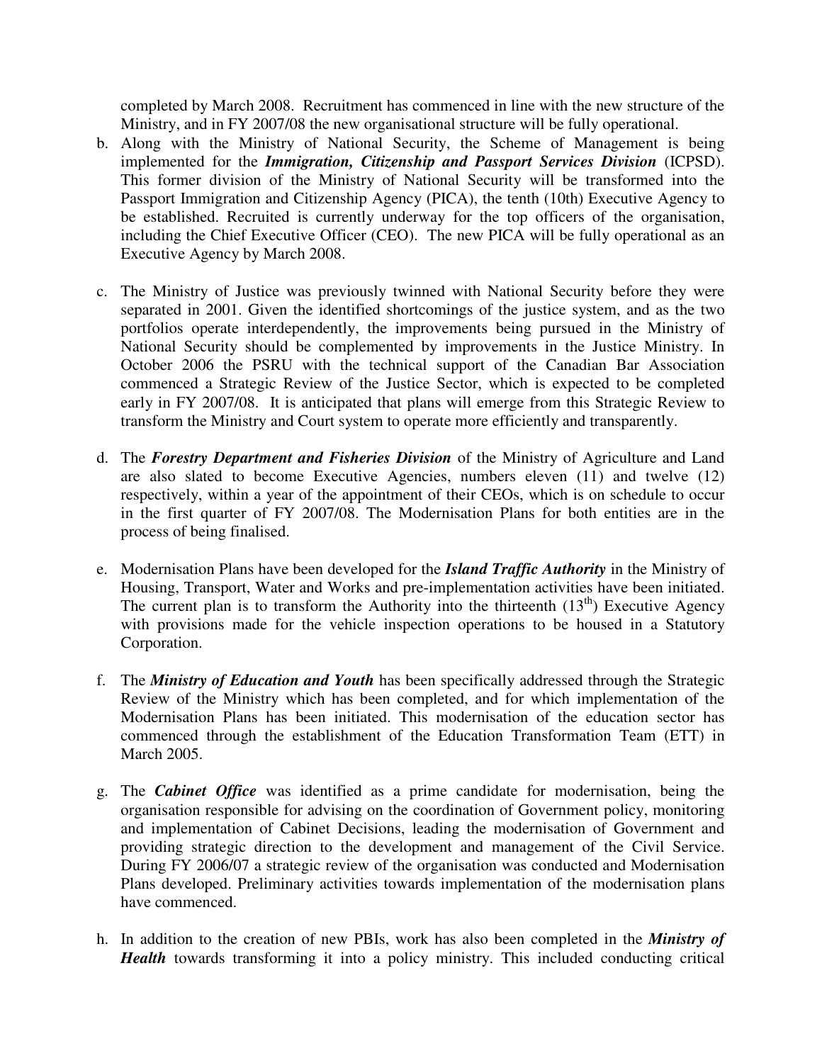completed by March 2008. Recruitment has commenced in line with the new structure of the Ministry, and in FY 2007/08 the new organisational structure will be fully operational.

b. Along with the Ministry of National Security, the Scheme of Management is being implemented for the ***Immigration, Citizenship and Passport Services Division*** (ICPSD). This former division of the Ministry of National Security will be transformed into the Passport Immigration and Citizenship Agency (PICA), the tenth (10th) Executive Agency to be established. Recruited is currently underway for the top officers of the organisation, including the Chief Executive Officer (CEO). The new PICA will be fully operational as an Executive Agency by March 2008.

c. The Ministry of Justice was previously twinned with National Security before they were separated in 2001. Given the identified shortcomings of the justice system, and as the two portfolios operate interdependently, the improvements being pursued in the Ministry of National Security should be complemented by improvements in the Justice Ministry. In October 2006 the PSRU with the technical support of the Canadian Bar Association commenced a Strategic Review of the Justice Sector, which is expected to be completed early in FY 2007/08. It is anticipated that plans will emerge from this Strategic Review to transform the Ministry and Court system to operate more efficiently and transparently.

d. The ***Forestry Department and Fisheries Division*** of the Ministry of Agriculture and Land are also slated to become Executive Agencies, numbers eleven (11) and twelve (12) respectively, within a year of the appointment of their CEOs, which is on schedule to occur in the first quarter of FY 2007/08. The Modernisation Plans for both entities are in the process of being finalised.

e. Modernisation Plans have been developed for the ***Island Traffic Authority*** in the Ministry of Housing, Transport, Water and Works and pre-implementation activities have been initiated. The current plan is to transform the Authority into the thirteenth (13th) Executive Agency with provisions made for the vehicle inspection operations to be housed in a Statutory Corporation.

f. The ***Ministry of Education and Youth*** has been specifically addressed through the Strategic Review of the Ministry which has been completed, and for which implementation of the Modernisation Plans has been initiated. This modernisation of the education sector has commenced through the establishment of the Education Transformation Team (ETT) in March 2005.

g. The ***Cabinet Office*** was identified as a prime candidate for modernisation, being the organisation responsible for advising on the coordination of Government policy, monitoring and implementation of Cabinet Decisions, leading the modernisation of Government and providing strategic direction to the development and management of the Civil Service. During FY 2006/07 a strategic review of the organisation was conducted and Modernisation Plans developed. Preliminary activities towards implementation of the modernisation plans have commenced.

h. In addition to the creation of new PBIs, work has also been completed in the ***Ministry of Health*** towards transforming it into a policy ministry. This included conducting critical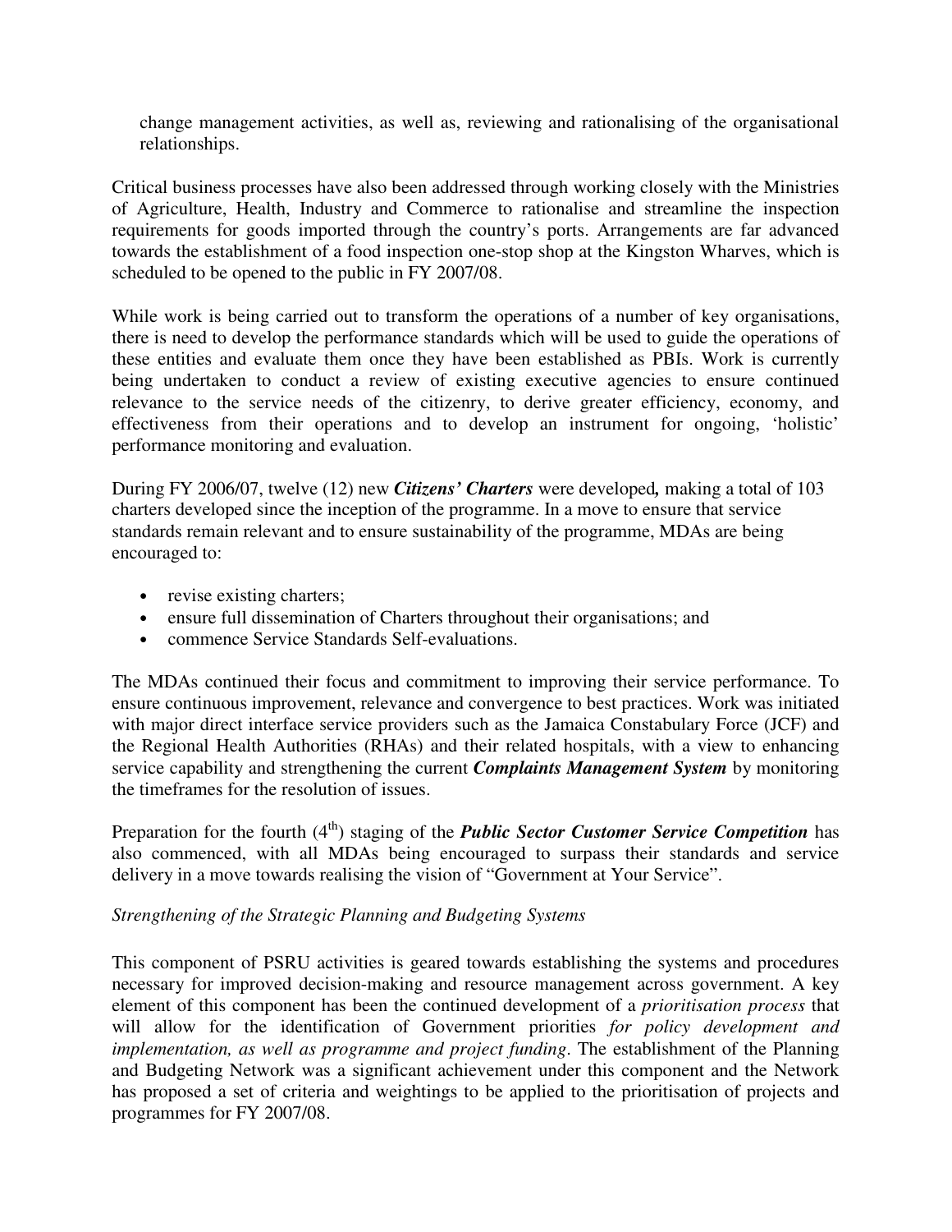change management activities, as well as, reviewing and rationalising of the organisational relationships.

Critical business processes have also been addressed through working closely with the Ministries of Agriculture, Health, Industry and Commerce to rationalise and streamline the inspection requirements for goods imported through the country's ports. Arrangements are far advanced towards the establishment of a food inspection one-stop shop at the Kingston Wharves, which is scheduled to be opened to the public in FY 2007/08.

While work is being carried out to transform the operations of a number of key organisations, there is need to develop the performance standards which will be used to guide the operations of these entities and evaluate them once they have been established as PBIs. Work is currently being undertaken to conduct a review of existing executive agencies to ensure continued relevance to the service needs of the citizenry, to derive greater efficiency, economy, and effectiveness from their operations and to develop an instrument for ongoing, 'holistic' performance monitoring and evaluation.

During FY 2006/07, twelve (12) new ***Citizens' Charters*** were developed***,*** making a total of 103 charters developed since the inception of the programme. In a move to ensure that service standards remain relevant and to ensure sustainability of the programme, MDAs are being encouraged to:

- revise existing charters;
- ensure full dissemination of Charters throughout their organisations; and
- commence Service Standards Self-evaluations.

The MDAs continued their focus and commitment to improving their service performance. To ensure continuous improvement, relevance and convergence to best practices. Work was initiated with major direct interface service providers such as the Jamaica Constabulary Force (JCF) and the Regional Health Authorities (RHAs) and their related hospitals, with a view to enhancing service capability and strengthening the current ***Complaints Management System*** by monitoring the timeframes for the resolution of issues.

Preparation for the fourth (4th) staging of the ***Public Sector Customer Service Competition*** has also commenced, with all MDAs being encouraged to surpass their standards and service delivery in a move towards realising the vision of "Government at Your Service".

*Strengthening of the Strategic Planning and Budgeting Systems*

This component of PSRU activities is geared towards establishing the systems and procedures necessary for improved decision-making and resource management across government. A key element of this component has been the continued development of a *prioritisation process* that will allow for the identification of Government priorities *for policy development and implementation, as well as programme and project funding*. The establishment of the Planning and Budgeting Network was a significant achievement under this component and the Network has proposed a set of criteria and weightings to be applied to the prioritisation of projects and programmes for FY 2007/08.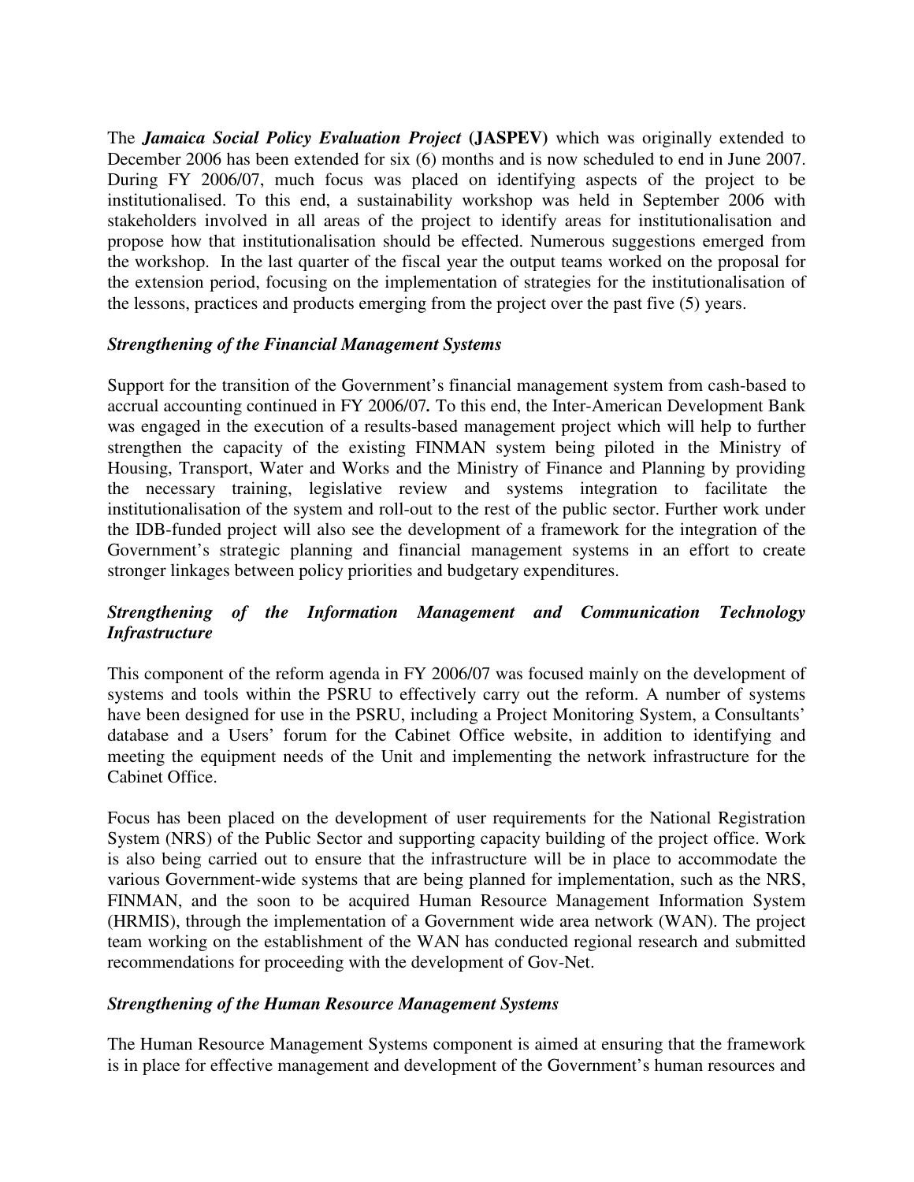The ***Jamaica Social Policy Evaluation Project*** **(JASPEV)** which was originally extended to December 2006 has been extended for six (6) months and is now scheduled to end in June 2007. During FY 2006/07, much focus was placed on identifying aspects of the project to be institutionalised. To this end, a sustainability workshop was held in September 2006 with stakeholders involved in all areas of the project to identify areas for institutionalisation and propose how that institutionalisation should be effected. Numerous suggestions emerged from the workshop. In the last quarter of the fiscal year the output teams worked on the proposal for the extension period, focusing on the implementation of strategies for the institutionalisation of the lessons, practices and products emerging from the project over the past five (5) years.

***Strengthening of the Financial Management Systems***

Support for the transition of the Government's financial management system from cash-based to accrual accounting continued in FY 2006/07**.** To this end, the Inter-American Development Bank was engaged in the execution of a results-based management project which will help to further strengthen the capacity of the existing FINMAN system being piloted in the Ministry of Housing, Transport, Water and Works and the Ministry of Finance and Planning by providing the necessary training, legislative review and systems integration to facilitate the institutionalisation of the system and roll-out to the rest of the public sector. Further work under the IDB-funded project will also see the development of a framework for the integration of the Government's strategic planning and financial management systems in an effort to create stronger linkages between policy priorities and budgetary expenditures.

***Strengthening of the Information Management and Communication Technology Infrastructure***

This component of the reform agenda in FY 2006/07 was focused mainly on the development of systems and tools within the PSRU to effectively carry out the reform. A number of systems have been designed for use in the PSRU, including a Project Monitoring System, a Consultants' database and a Users' forum for the Cabinet Office website, in addition to identifying and meeting the equipment needs of the Unit and implementing the network infrastructure for the Cabinet Office.

Focus has been placed on the development of user requirements for the National Registration System (NRS) of the Public Sector and supporting capacity building of the project office. Work is also being carried out to ensure that the infrastructure will be in place to accommodate the various Government-wide systems that are being planned for implementation, such as the NRS, FINMAN, and the soon to be acquired Human Resource Management Information System (HRMIS), through the implementation of a Government wide area network (WAN). The project team working on the establishment of the WAN has conducted regional research and submitted recommendations for proceeding with the development of Gov-Net.

***Strengthening of the Human Resource Management Systems***

The Human Resource Management Systems component is aimed at ensuring that the framework is in place for effective management and development of the Government's human resources and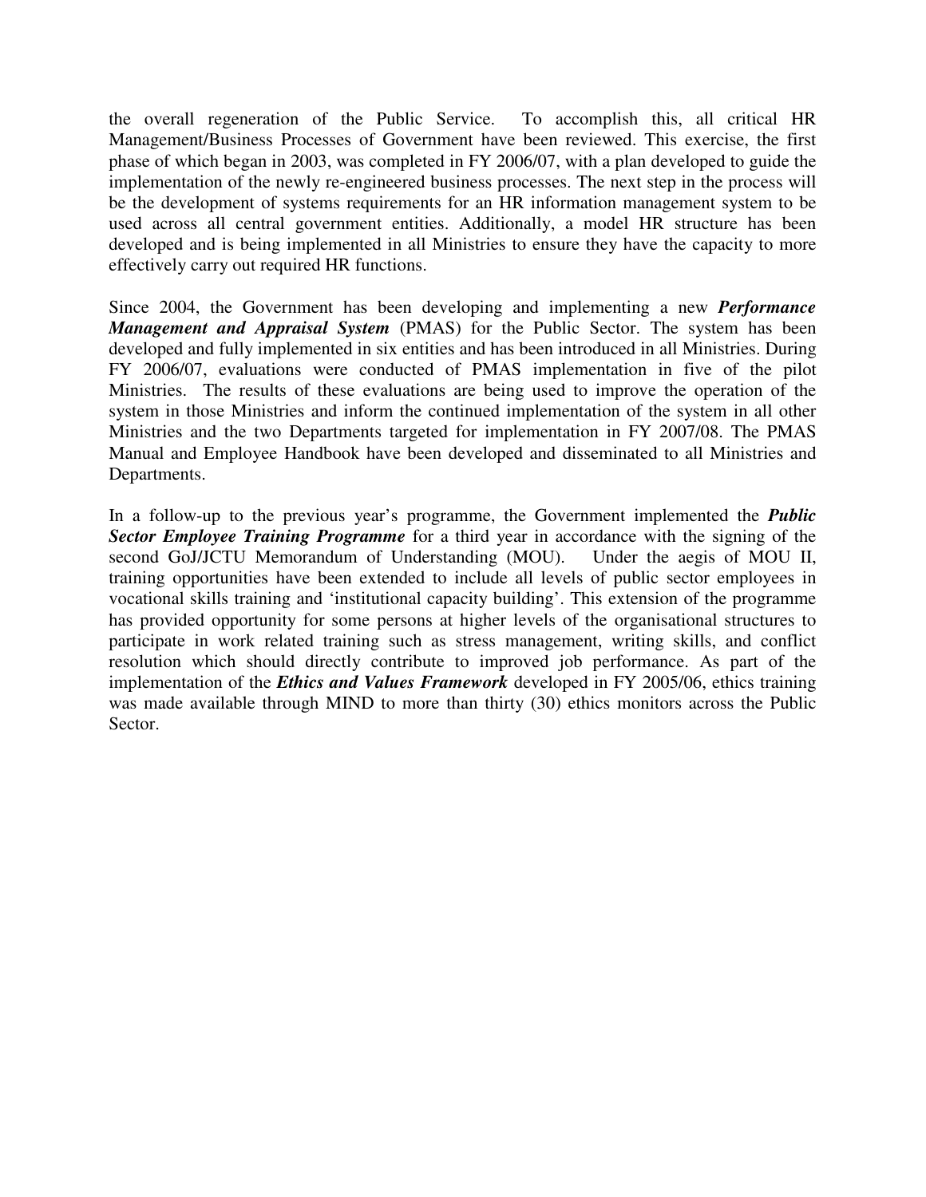the overall regeneration of the Public Service. To accomplish this, all critical HR Management/Business Processes of Government have been reviewed. This exercise, the first phase of which began in 2003, was completed in FY 2006/07, with a plan developed to guide the implementation of the newly re-engineered business processes. The next step in the process will be the development of systems requirements for an HR information management system to be used across all central government entities. Additionally, a model HR structure has been developed and is being implemented in all Ministries to ensure they have the capacity to more effectively carry out required HR functions.

Since 2004, the Government has been developing and implementing a new ***Performance Management and Appraisal System*** (PMAS) for the Public Sector. The system has been developed and fully implemented in six entities and has been introduced in all Ministries. During FY 2006/07, evaluations were conducted of PMAS implementation in five of the pilot Ministries. The results of these evaluations are being used to improve the operation of the system in those Ministries and inform the continued implementation of the system in all other Ministries and the two Departments targeted for implementation in FY 2007/08. The PMAS Manual and Employee Handbook have been developed and disseminated to all Ministries and Departments.

In a follow-up to the previous year's programme, the Government implemented the ***Public Sector Employee Training Programme*** for a third year in accordance with the signing of the second GoJ/JCTU Memorandum of Understanding (MOU). Under the aegis of MOU II, training opportunities have been extended to include all levels of public sector employees in vocational skills training and 'institutional capacity building'. This extension of the programme has provided opportunity for some persons at higher levels of the organisational structures to participate in work related training such as stress management, writing skills, and conflict resolution which should directly contribute to improved job performance. As part of the implementation of the ***Ethics and Values Framework*** developed in FY 2005/06, ethics training was made available through MIND to more than thirty (30) ethics monitors across the Public Sector.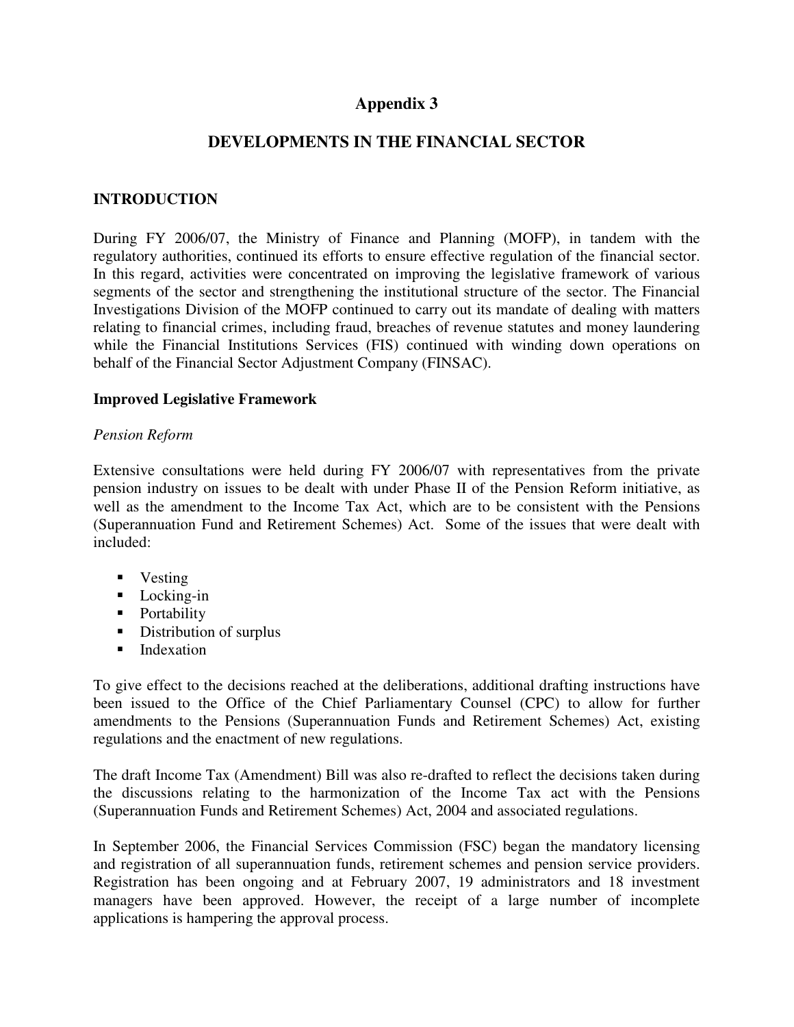# Appendix 3

## DEVELOPMENTS IN THE FINANCIAL SECTOR

### INTRODUCTION

During FY 2006/07, the Ministry of Finance and Planning (MOFP), in tandem with the regulatory authorities, continued its efforts to ensure effective regulation of the financial sector. In this regard, activities were concentrated on improving the legislative framework of various segments of the sector and strengthening the institutional structure of the sector. The Financial Investigations Division of the MOFP continued to carry out its mandate of dealing with matters relating to financial crimes, including fraud, breaches of revenue statutes and money laundering while the Financial Institutions Services (FIS) continued with winding down operations on behalf of the Financial Sector Adjustment Company (FINSAC).

**Improved Legislative Framework**

*Pension Reform*

Extensive consultations were held during FY 2006/07 with representatives from the private pension industry on issues to be dealt with under Phase II of the Pension Reform initiative, as well as the amendment to the Income Tax Act, which are to be consistent with the Pensions (Superannuation Fund and Retirement Schemes) Act. Some of the issues that were dealt with included:

- Vesting
- Locking-in
- Portability
- Distribution of surplus
- Indexation

To give effect to the decisions reached at the deliberations, additional drafting instructions have been issued to the Office of the Chief Parliamentary Counsel (CPC) to allow for further amendments to the Pensions (Superannuation Funds and Retirement Schemes) Act, existing regulations and the enactment of new regulations.

The draft Income Tax (Amendment) Bill was also re-drafted to reflect the decisions taken during the discussions relating to the harmonization of the Income Tax act with the Pensions (Superannuation Funds and Retirement Schemes) Act, 2004 and associated regulations.

In September 2006, the Financial Services Commission (FSC) began the mandatory licensing and registration of all superannuation funds, retirement schemes and pension service providers. Registration has been ongoing and at February 2007, 19 administrators and 18 investment managers have been approved. However, the receipt of a large number of incomplete applications is hampering the approval process.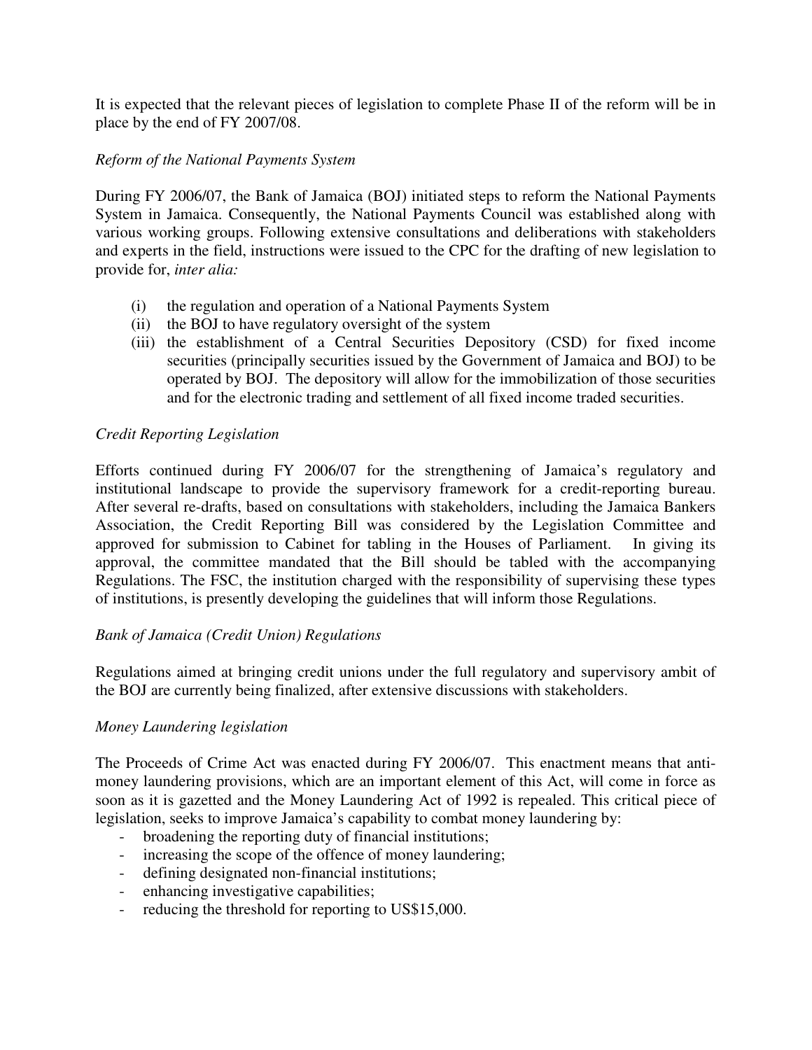It is expected that the relevant pieces of legislation to complete Phase II of the reform will be in place by the end of FY 2007/08.

*Reform of the National Payments System*

During FY 2006/07, the Bank of Jamaica (BOJ) initiated steps to reform the National Payments System in Jamaica. Consequently, the National Payments Council was established along with various working groups. Following extensive consultations and deliberations with stakeholders and experts in the field, instructions were issued to the CPC for the drafting of new legislation to provide for, *inter alia:*

(i) the regulation and operation of a National Payments System
(ii) the BOJ to have regulatory oversight of the system
(iii) the establishment of a Central Securities Depository (CSD) for fixed income securities (principally securities issued by the Government of Jamaica and BOJ) to be operated by BOJ. The depository will allow for the immobilization of those securities and for the electronic trading and settlement of all fixed income traded securities.

*Credit Reporting Legislation*

Efforts continued during FY 2006/07 for the strengthening of Jamaica's regulatory and institutional landscape to provide the supervisory framework for a credit-reporting bureau. After several re-drafts, based on consultations with stakeholders, including the Jamaica Bankers Association, the Credit Reporting Bill was considered by the Legislation Committee and approved for submission to Cabinet for tabling in the Houses of Parliament. In giving its approval, the committee mandated that the Bill should be tabled with the accompanying Regulations. The FSC, the institution charged with the responsibility of supervising these types of institutions, is presently developing the guidelines that will inform those Regulations.

*Bank of Jamaica (Credit Union) Regulations*

Regulations aimed at bringing credit unions under the full regulatory and supervisory ambit of the BOJ are currently being finalized, after extensive discussions with stakeholders.

*Money Laundering legislation*

The Proceeds of Crime Act was enacted during FY 2006/07. This enactment means that anti-money laundering provisions, which are an important element of this Act, will come in force as soon as it is gazetted and the Money Laundering Act of 1992 is repealed. This critical piece of legislation, seeks to improve Jamaica's capability to combat money laundering by:

- broadening the reporting duty of financial institutions;
- increasing the scope of the offence of money laundering;
- defining designated non-financial institutions;
- enhancing investigative capabilities;
- reducing the threshold for reporting to US$15,000.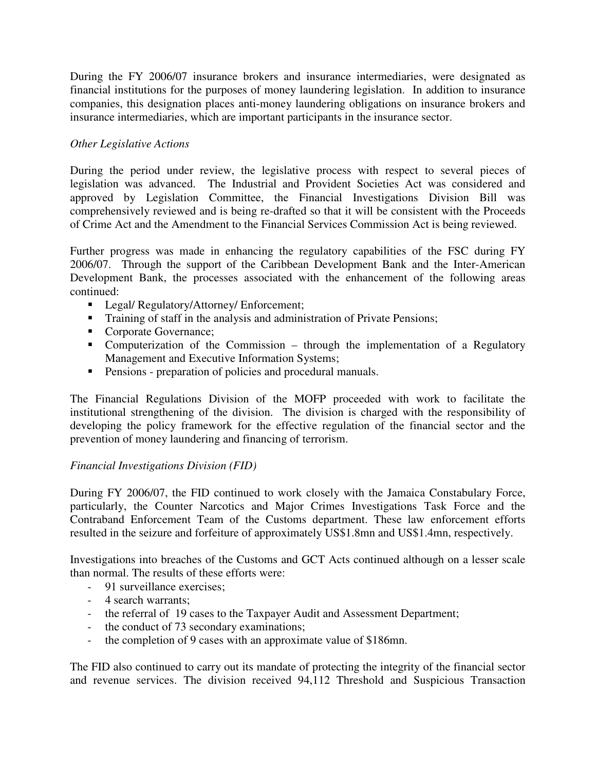During the FY 2006/07 insurance brokers and insurance intermediaries, were designated as financial institutions for the purposes of money laundering legislation. In addition to insurance companies, this designation places anti-money laundering obligations on insurance brokers and insurance intermediaries, which are important participants in the insurance sector.

*Other Legislative Actions*

During the period under review, the legislative process with respect to several pieces of legislation was advanced. The Industrial and Provident Societies Act was considered and approved by Legislation Committee, the Financial Investigations Division Bill was comprehensively reviewed and is being re-drafted so that it will be consistent with the Proceeds of Crime Act and the Amendment to the Financial Services Commission Act is being reviewed.

Further progress was made in enhancing the regulatory capabilities of the FSC during FY 2006/07. Through the support of the Caribbean Development Bank and the Inter-American Development Bank, the processes associated with the enhancement of the following areas continued:

- Legal/ Regulatory/Attorney/ Enforcement;
- Training of staff in the analysis and administration of Private Pensions;
- Corporate Governance;
- Computerization of the Commission – through the implementation of a Regulatory Management and Executive Information Systems;
- Pensions - preparation of policies and procedural manuals.

The Financial Regulations Division of the MOFP proceeded with work to facilitate the institutional strengthening of the division. The division is charged with the responsibility of developing the policy framework for the effective regulation of the financial sector and the prevention of money laundering and financing of terrorism.

*Financial Investigations Division (FID)*

During FY 2006/07, the FID continued to work closely with the Jamaica Constabulary Force, particularly, the Counter Narcotics and Major Crimes Investigations Task Force and the Contraband Enforcement Team of the Customs department. These law enforcement efforts resulted in the seizure and forfeiture of approximately US$1.8mn and US$1.4mn, respectively.

Investigations into breaches of the Customs and GCT Acts continued although on a lesser scale than normal. The results of these efforts were:

- 91 surveillance exercises;
- 4 search warrants;
- the referral of 19 cases to the Taxpayer Audit and Assessment Department;
- the conduct of 73 secondary examinations;
- the completion of 9 cases with an approximate value of $186mn.

The FID also continued to carry out its mandate of protecting the integrity of the financial sector and revenue services. The division received 94,112 Threshold and Suspicious Transaction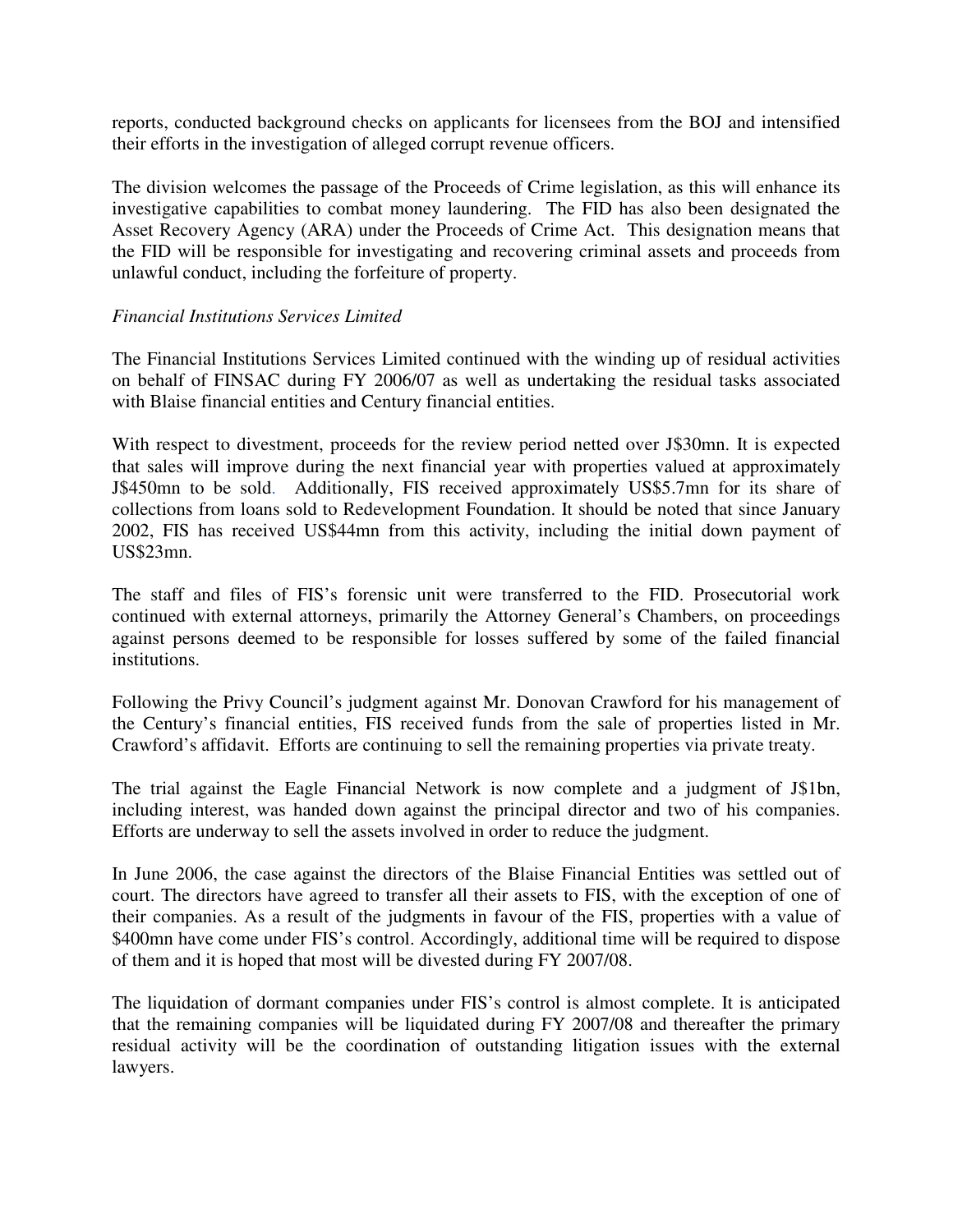reports, conducted background checks on applicants for licensees from the BOJ and intensified their efforts in the investigation of alleged corrupt revenue officers.

The division welcomes the passage of the Proceeds of Crime legislation, as this will enhance its investigative capabilities to combat money laundering. The FID has also been designated the Asset Recovery Agency (ARA) under the Proceeds of Crime Act. This designation means that the FID will be responsible for investigating and recovering criminal assets and proceeds from unlawful conduct, including the forfeiture of property.

*Financial Institutions Services Limited*

The Financial Institutions Services Limited continued with the winding up of residual activities on behalf of FINSAC during FY 2006/07 as well as undertaking the residual tasks associated with Blaise financial entities and Century financial entities.

With respect to divestment, proceeds for the review period netted over J$30mn. It is expected that sales will improve during the next financial year with properties valued at approximately J$450mn to be sold. Additionally, FIS received approximately US$5.7mn for its share of collections from loans sold to Redevelopment Foundation. It should be noted that since January 2002, FIS has received US$44mn from this activity, including the initial down payment of US$23mn.

The staff and files of FIS's forensic unit were transferred to the FID. Prosecutorial work continued with external attorneys, primarily the Attorney General's Chambers, on proceedings against persons deemed to be responsible for losses suffered by some of the failed financial institutions.

Following the Privy Council's judgment against Mr. Donovan Crawford for his management of the Century's financial entities, FIS received funds from the sale of properties listed in Mr. Crawford's affidavit. Efforts are continuing to sell the remaining properties via private treaty.

The trial against the Eagle Financial Network is now complete and a judgment of J$1bn, including interest, was handed down against the principal director and two of his companies. Efforts are underway to sell the assets involved in order to reduce the judgment.

In June 2006, the case against the directors of the Blaise Financial Entities was settled out of court. The directors have agreed to transfer all their assets to FIS, with the exception of one of their companies. As a result of the judgments in favour of the FIS, properties with a value of $400mn have come under FIS's control. Accordingly, additional time will be required to dispose of them and it is hoped that most will be divested during FY 2007/08.

The liquidation of dormant companies under FIS's control is almost complete. It is anticipated that the remaining companies will be liquidated during FY 2007/08 and thereafter the primary residual activity will be the coordination of outstanding litigation issues with the external lawyers.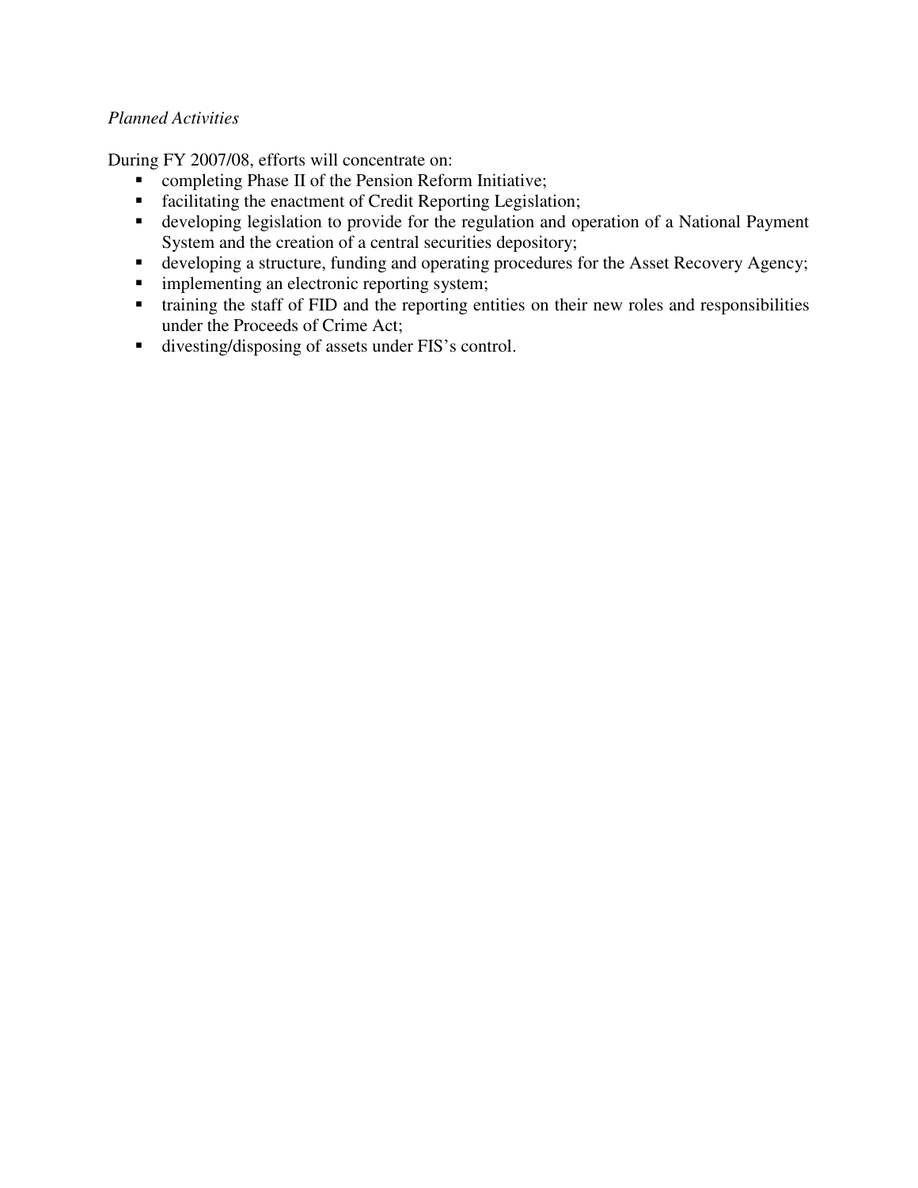*Planned Activities*

During FY 2007/08, efforts will concentrate on:

- completing Phase II of the Pension Reform Initiative;
- facilitating the enactment of Credit Reporting Legislation;
- developing legislation to provide for the regulation and operation of a National Payment System and the creation of a central securities depository;
- developing a structure, funding and operating procedures for the Asset Recovery Agency;
- implementing an electronic reporting system;
- training the staff of FID and the reporting entities on their new roles and responsibilities under the Proceeds of Crime Act;
- divesting/disposing of assets under FIS's control.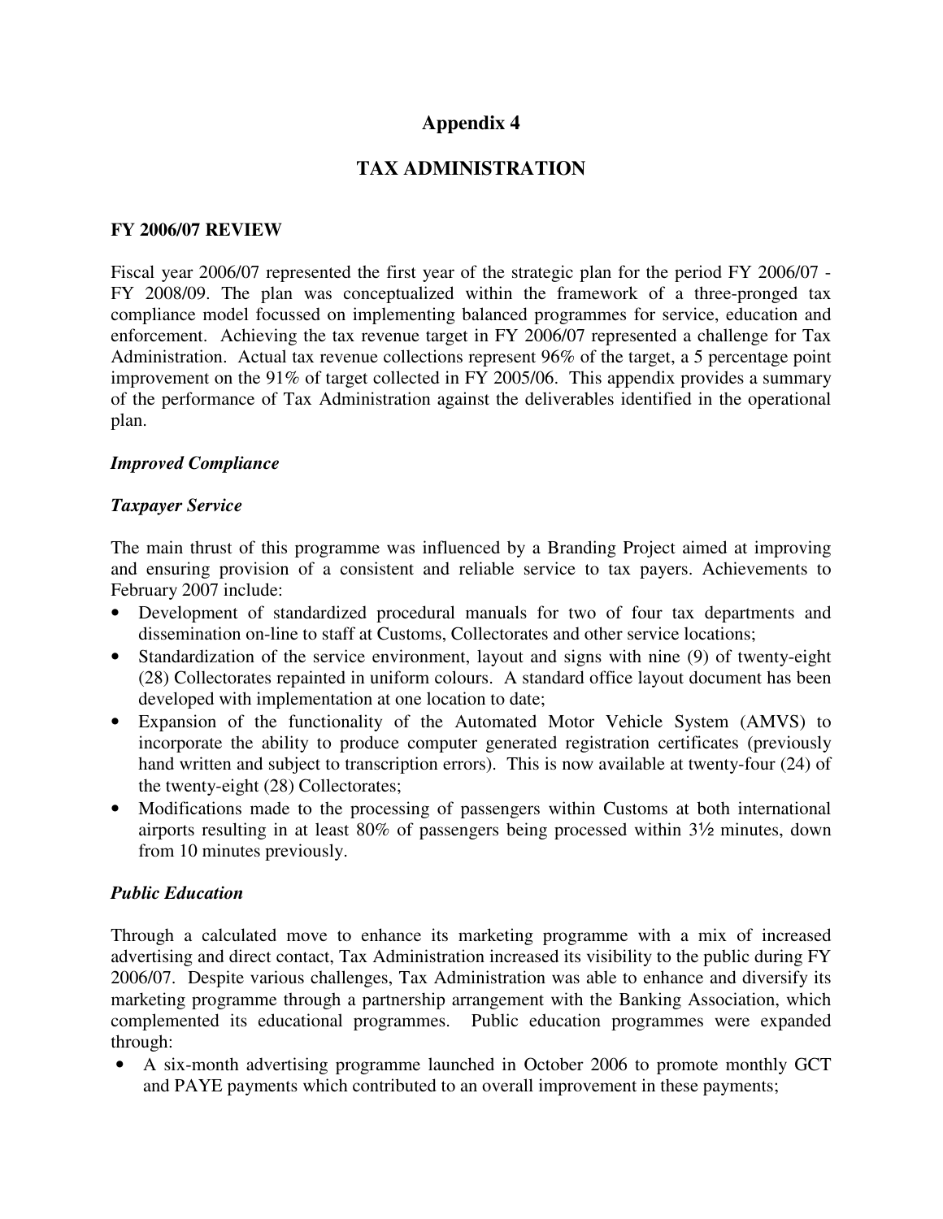# Appendix 4

## TAX ADMINISTRATION

### FY 2006/07 REVIEW

Fiscal year 2006/07 represented the first year of the strategic plan for the period FY 2006/07 - FY 2008/09. The plan was conceptualized within the framework of a three-pronged tax compliance model focussed on implementing balanced programmes for service, education and enforcement. Achieving the tax revenue target in FY 2006/07 represented a challenge for Tax Administration. Actual tax revenue collections represent 96% of the target, a 5 percentage point improvement on the 91% of target collected in FY 2005/06. This appendix provides a summary of the performance of Tax Administration against the deliverables identified in the operational plan.

***Improved Compliance***

***Taxpayer Service***

The main thrust of this programme was influenced by a Branding Project aimed at improving and ensuring provision of a consistent and reliable service to tax payers. Achievements to February 2007 include:

- Development of standardized procedural manuals for two of four tax departments and dissemination on-line to staff at Customs, Collectorates and other service locations;
- Standardization of the service environment, layout and signs with nine (9) of twenty-eight (28) Collectorates repainted in uniform colours. A standard office layout document has been developed with implementation at one location to date;
- Expansion of the functionality of the Automated Motor Vehicle System (AMVS) to incorporate the ability to produce computer generated registration certificates (previously hand written and subject to transcription errors). This is now available at twenty-four (24) of the twenty-eight (28) Collectorates;
- Modifications made to the processing of passengers within Customs at both international airports resulting in at least 80% of passengers being processed within 3½ minutes, down from 10 minutes previously.

***Public Education***

Through a calculated move to enhance its marketing programme with a mix of increased advertising and direct contact, Tax Administration increased its visibility to the public during FY 2006/07. Despite various challenges, Tax Administration was able to enhance and diversify its marketing programme through a partnership arrangement with the Banking Association, which complemented its educational programmes. Public education programmes were expanded through:

- A six-month advertising programme launched in October 2006 to promote monthly GCT and PAYE payments which contributed to an overall improvement in these payments;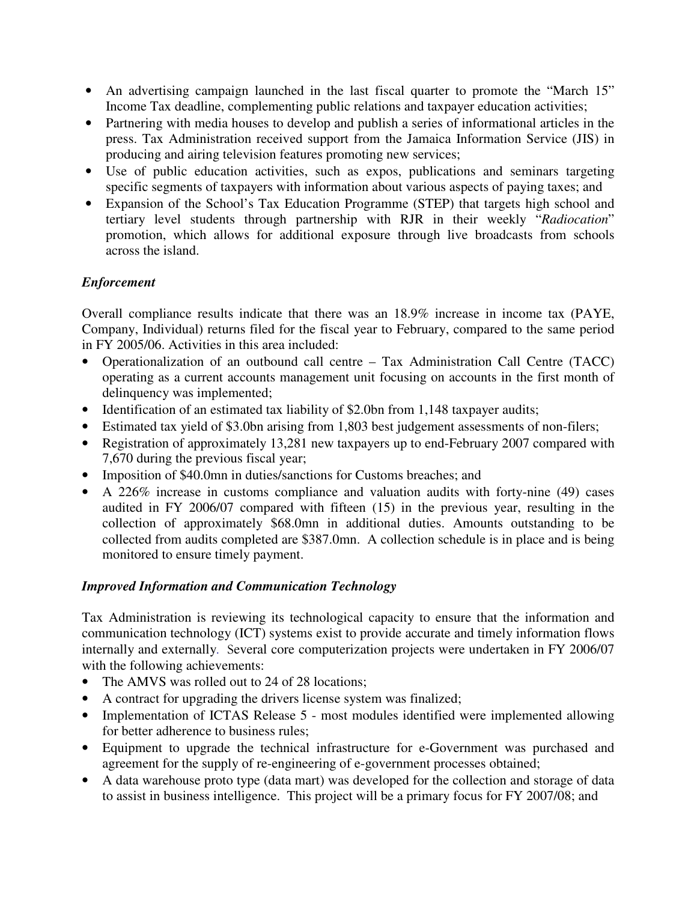- An advertising campaign launched in the last fiscal quarter to promote the "March 15" Income Tax deadline, complementing public relations and taxpayer education activities;
- Partnering with media houses to develop and publish a series of informational articles in the press. Tax Administration received support from the Jamaica Information Service (JIS) in producing and airing television features promoting new services;
- Use of public education activities, such as expos, publications and seminars targeting specific segments of taxpayers with information about various aspects of paying taxes; and
- Expansion of the School's Tax Education Programme (STEP) that targets high school and tertiary level students through partnership with RJR in their weekly "*Radiocation*" promotion, which allows for additional exposure through live broadcasts from schools across the island.

***Enforcement***

Overall compliance results indicate that there was an 18.9% increase in income tax (PAYE, Company, Individual) returns filed for the fiscal year to February, compared to the same period in FY 2005/06. Activities in this area included:

- Operationalization of an outbound call centre – Tax Administration Call Centre (TACC) operating as a current accounts management unit focusing on accounts in the first month of delinquency was implemented;
- Identification of an estimated tax liability of $2.0bn from 1,148 taxpayer audits;
- Estimated tax yield of $3.0bn arising from 1,803 best judgement assessments of non-filers;
- Registration of approximately 13,281 new taxpayers up to end-February 2007 compared with 7,670 during the previous fiscal year;
- Imposition of $40.0mn in duties/sanctions for Customs breaches; and
- A 226% increase in customs compliance and valuation audits with forty-nine (49) cases audited in FY 2006/07 compared with fifteen (15) in the previous year, resulting in the collection of approximately $68.0mn in additional duties. Amounts outstanding to be collected from audits completed are $387.0mn. A collection schedule is in place and is being monitored to ensure timely payment.

***Improved Information and Communication Technology***

Tax Administration is reviewing its technological capacity to ensure that the information and communication technology (ICT) systems exist to provide accurate and timely information flows internally and externally. Several core computerization projects were undertaken in FY 2006/07 with the following achievements:

- The AMVS was rolled out to 24 of 28 locations;
- A contract for upgrading the drivers license system was finalized;
- Implementation of ICTAS Release 5 - most modules identified were implemented allowing for better adherence to business rules;
- Equipment to upgrade the technical infrastructure for e-Government was purchased and agreement for the supply of re-engineering of e-government processes obtained;
- A data warehouse proto type (data mart) was developed for the collection and storage of data to assist in business intelligence. This project will be a primary focus for FY 2007/08; and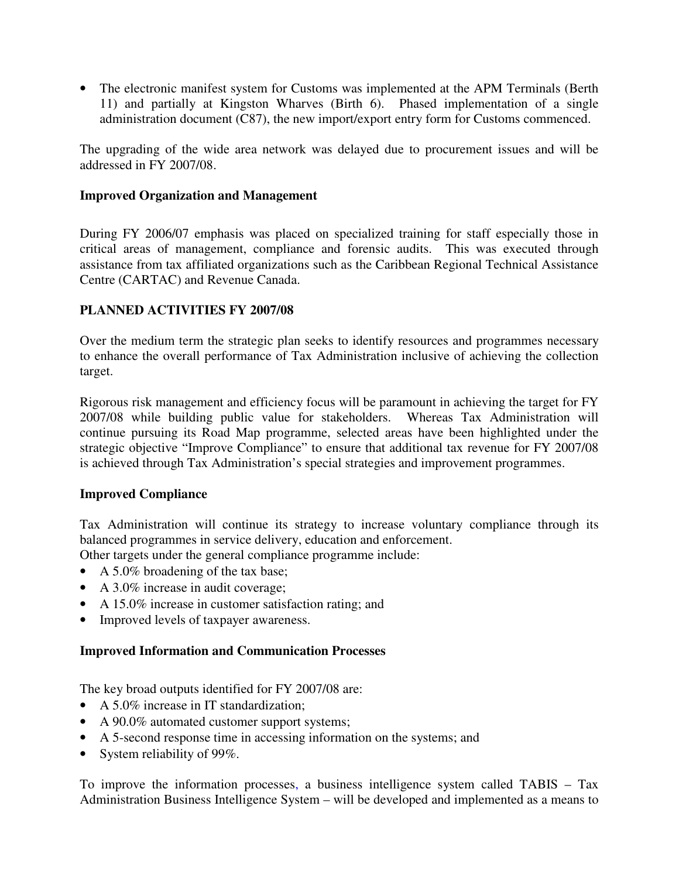- The electronic manifest system for Customs was implemented at the APM Terminals (Berth 11) and partially at Kingston Wharves (Birth 6). Phased implementation of a single administration document (C87), the new import/export entry form for Customs commenced.

The upgrading of the wide area network was delayed due to procurement issues and will be addressed in FY 2007/08.

**Improved Organization and Management**

During FY 2006/07 emphasis was placed on specialized training for staff especially those in critical areas of management, compliance and forensic audits. This was executed through assistance from tax affiliated organizations such as the Caribbean Regional Technical Assistance Centre (CARTAC) and Revenue Canada.

**PLANNED ACTIVITIES FY 2007/08**

Over the medium term the strategic plan seeks to identify resources and programmes necessary to enhance the overall performance of Tax Administration inclusive of achieving the collection target.

Rigorous risk management and efficiency focus will be paramount in achieving the target for FY 2007/08 while building public value for stakeholders. Whereas Tax Administration will continue pursuing its Road Map programme, selected areas have been highlighted under the strategic objective "Improve Compliance" to ensure that additional tax revenue for FY 2007/08 is achieved through Tax Administration's special strategies and improvement programmes.

**Improved Compliance**

Tax Administration will continue its strategy to increase voluntary compliance through its balanced programmes in service delivery, education and enforcement.
Other targets under the general compliance programme include:

- A 5.0% broadening of the tax base;
- A 3.0% increase in audit coverage;
- A 15.0% increase in customer satisfaction rating; and
- Improved levels of taxpayer awareness.

**Improved Information and Communication Processes**

The key broad outputs identified for FY 2007/08 are:

- A 5.0% increase in IT standardization;
- A 90.0% automated customer support systems;
- A 5-second response time in accessing information on the systems; and
- System reliability of 99%.

To improve the information processes, a business intelligence system called TABIS – Tax Administration Business Intelligence System – will be developed and implemented as a means to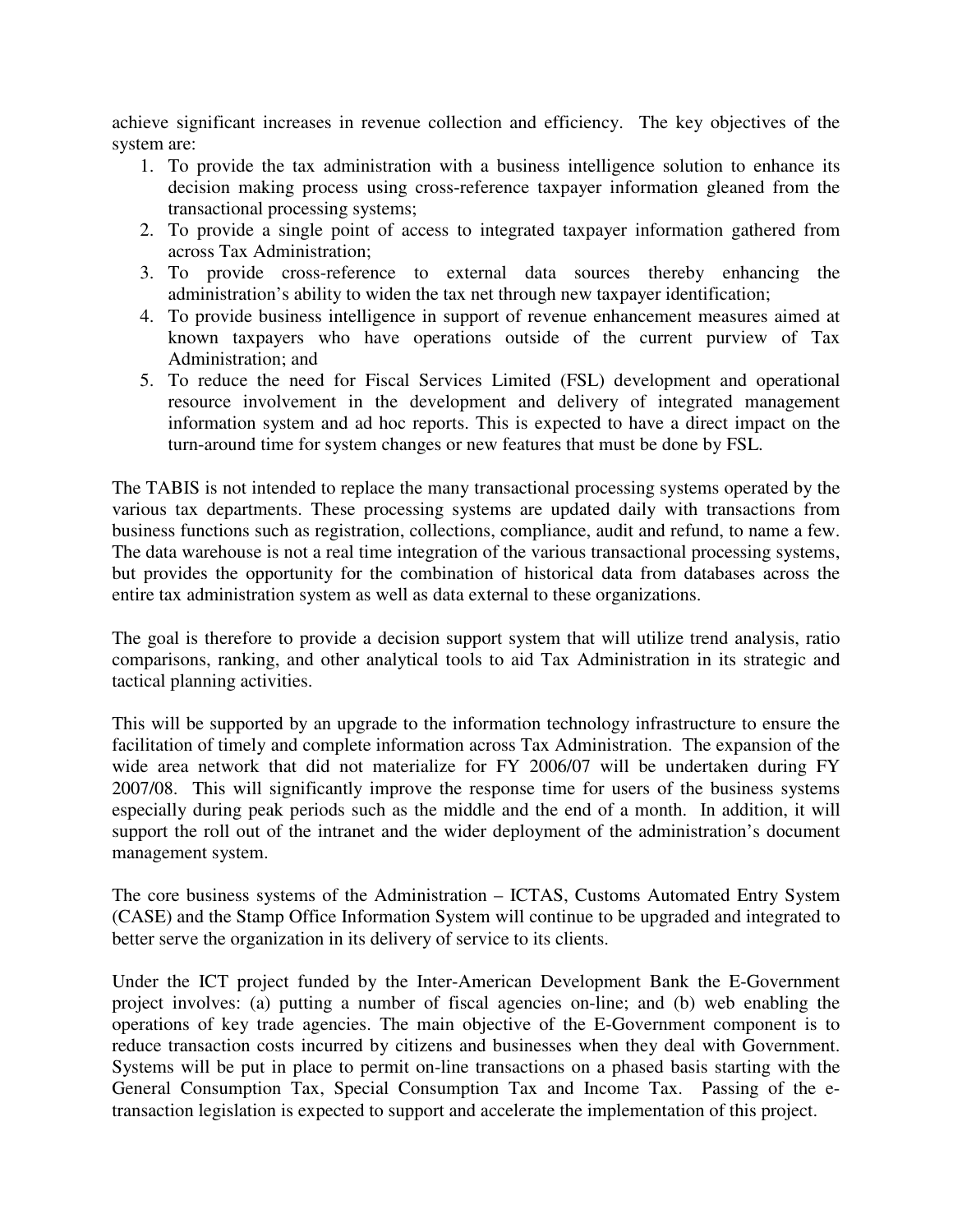achieve significant increases in revenue collection and efficiency. The key objectives of the system are:

1. To provide the tax administration with a business intelligence solution to enhance its decision making process using cross-reference taxpayer information gleaned from the transactional processing systems;
2. To provide a single point of access to integrated taxpayer information gathered from across Tax Administration;
3. To provide cross-reference to external data sources thereby enhancing the administration's ability to widen the tax net through new taxpayer identification;
4. To provide business intelligence in support of revenue enhancement measures aimed at known taxpayers who have operations outside of the current purview of Tax Administration; and
5. To reduce the need for Fiscal Services Limited (FSL) development and operational resource involvement in the development and delivery of integrated management information system and ad hoc reports. This is expected to have a direct impact on the turn-around time for system changes or new features that must be done by FSL.

The TABIS is not intended to replace the many transactional processing systems operated by the various tax departments. These processing systems are updated daily with transactions from business functions such as registration, collections, compliance, audit and refund, to name a few. The data warehouse is not a real time integration of the various transactional processing systems, but provides the opportunity for the combination of historical data from databases across the entire tax administration system as well as data external to these organizations.

The goal is therefore to provide a decision support system that will utilize trend analysis, ratio comparisons, ranking, and other analytical tools to aid Tax Administration in its strategic and tactical planning activities.

This will be supported by an upgrade to the information technology infrastructure to ensure the facilitation of timely and complete information across Tax Administration. The expansion of the wide area network that did not materialize for FY 2006/07 will be undertaken during FY 2007/08. This will significantly improve the response time for users of the business systems especially during peak periods such as the middle and the end of a month. In addition, it will support the roll out of the intranet and the wider deployment of the administration's document management system.

The core business systems of the Administration – ICTAS, Customs Automated Entry System (CASE) and the Stamp Office Information System will continue to be upgraded and integrated to better serve the organization in its delivery of service to its clients.

Under the ICT project funded by the Inter-American Development Bank the E-Government project involves: (a) putting a number of fiscal agencies on-line; and (b) web enabling the operations of key trade agencies. The main objective of the E-Government component is to reduce transaction costs incurred by citizens and businesses when they deal with Government. Systems will be put in place to permit on-line transactions on a phased basis starting with the General Consumption Tax, Special Consumption Tax and Income Tax. Passing of the e-transaction legislation is expected to support and accelerate the implementation of this project.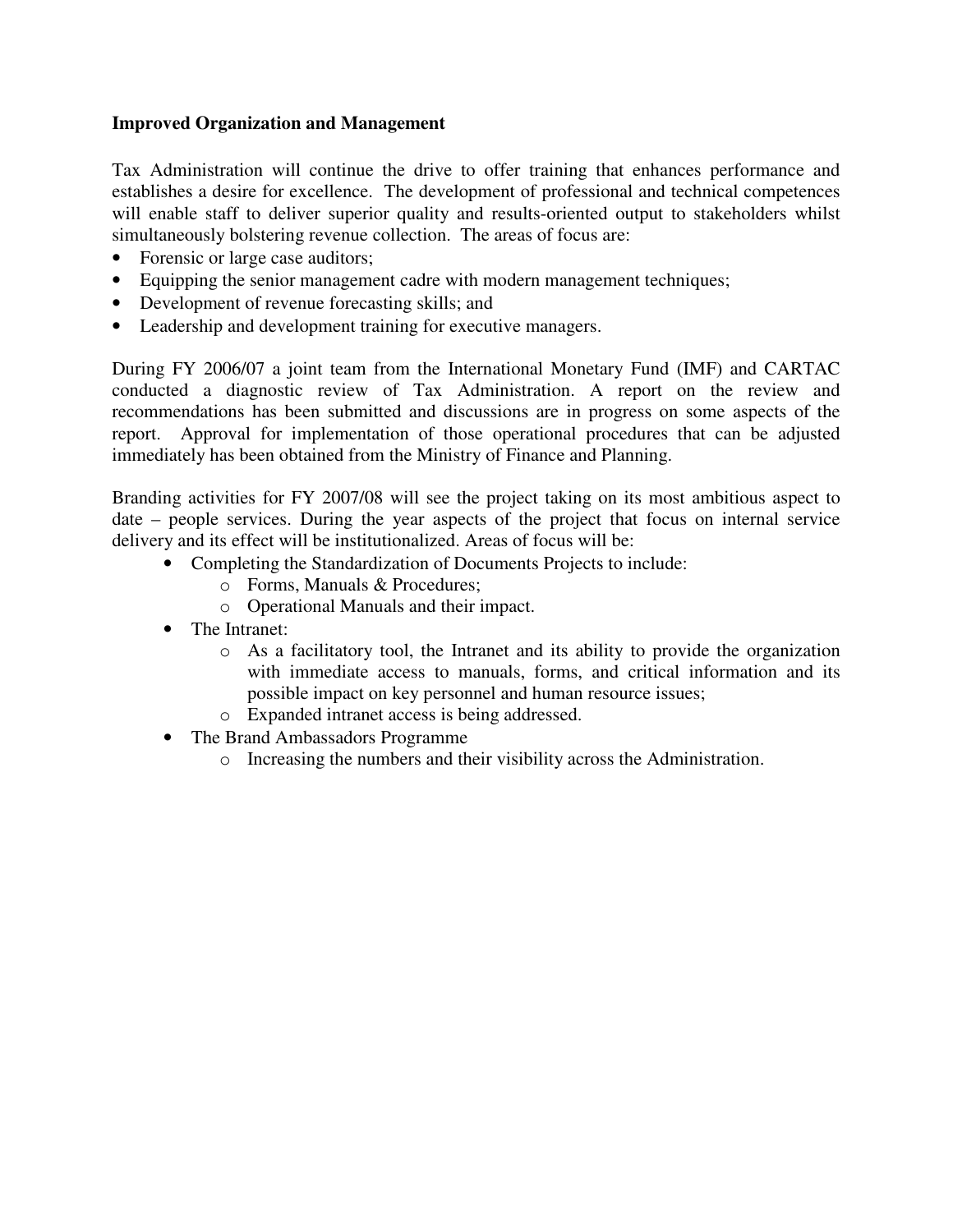**Improved Organization and Management**

Tax Administration will continue the drive to offer training that enhances performance and establishes a desire for excellence. The development of professional and technical competences will enable staff to deliver superior quality and results-oriented output to stakeholders whilst simultaneously bolstering revenue collection. The areas of focus are:

- Forensic or large case auditors;
- Equipping the senior management cadre with modern management techniques;
- Development of revenue forecasting skills; and
- Leadership and development training for executive managers.

During FY 2006/07 a joint team from the International Monetary Fund (IMF) and CARTAC conducted a diagnostic review of Tax Administration. A report on the review and recommendations has been submitted and discussions are in progress on some aspects of the report. Approval for implementation of those operational procedures that can be adjusted immediately has been obtained from the Ministry of Finance and Planning.

Branding activities for FY 2007/08 will see the project taking on its most ambitious aspect to date – people services. During the year aspects of the project that focus on internal service delivery and its effect will be institutionalized. Areas of focus will be:

- Completing the Standardization of Documents Projects to include:
  - Forms, Manuals & Procedures;
  - Operational Manuals and their impact.
- The Intranet:
  - As a facilitatory tool, the Intranet and its ability to provide the organization with immediate access to manuals, forms, and critical information and its possible impact on key personnel and human resource issues;
  - Expanded intranet access is being addressed.
- The Brand Ambassadors Programme
  - Increasing the numbers and their visibility across the Administration.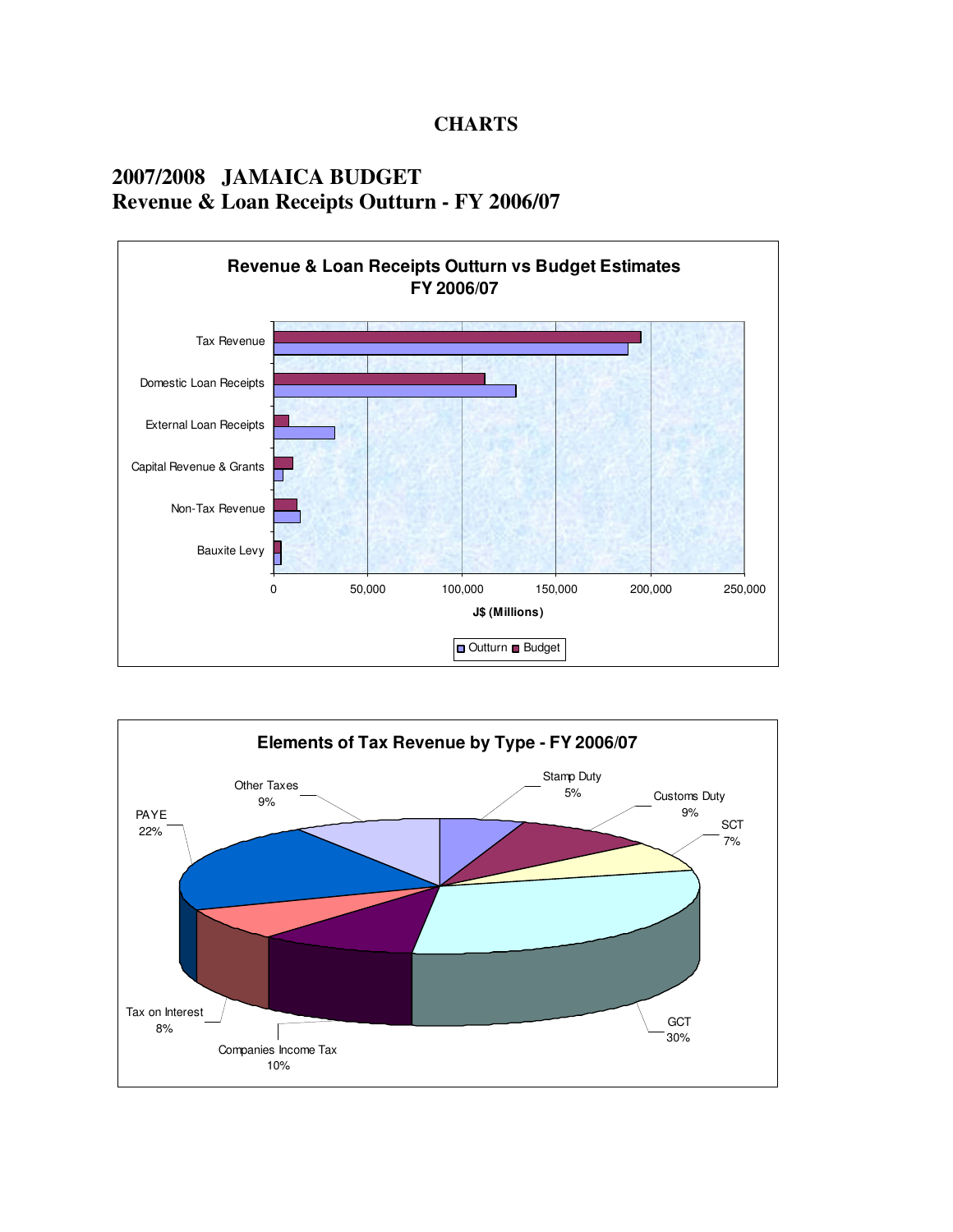# CHARTS

## 2007/2008 JAMAICA BUDGET
## Revenue & Loan Receipts Outturn - FY 2006/07

**Revenue & Loan Receipts Outturn vs Budget Estimates FY 2006/07**

Tax Revenue

Domestic Loan Receipts

External Loan Receipts

Capital Revenue & Grants

Non-Tax Revenue

Bauxite Levy

0 50,000 100,000 150,000 200,000 250,000

J$ (Millions)

Outturn Budget

**Elements of Tax Revenue by Type - FY 2006/07**

Stamp Duty 5%

Customs Duty 9%

SCT 7%

GCT 30%

Companies Income Tax 10%

Tax on Interest 8%

PAYE 22%

Other Taxes 9%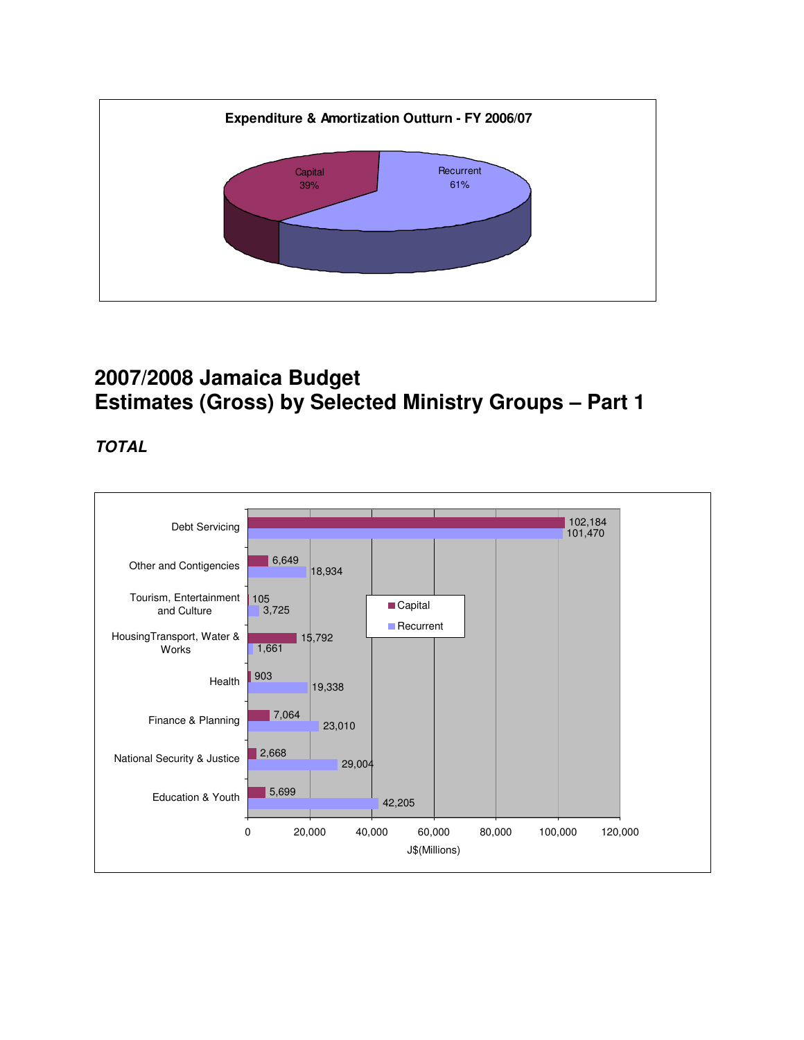**Expenditure & Amortization Outturn - FY 2006/07**

| Category | Share |
|---|---|
| Capital | 39% |
| Recurrent | 61% |

# 2007/2008 Jamaica Budget
# Estimates (Gross) by Selected Ministry Groups – Part 1

***TOTAL***

| Ministry Group | Capital | Recurrent |
|---|---|---|
| Debt Servicing | 102,184 | 101,470 |
| Other and Contigencies | 6,649 | 18,934 |
| Tourism, Entertainment and Culture | 105 | 3,725 |
| HousingTransport, Water & Works | 15,792 | 1,661 |
| Health | 903 | 19,338 |
| Finance & Planning | 7,064 | 23,010 |
| National Security & Justice | 2,668 | 29,004 |
| Education & Youth | 5,699 | 42,205 |

J$(Millions)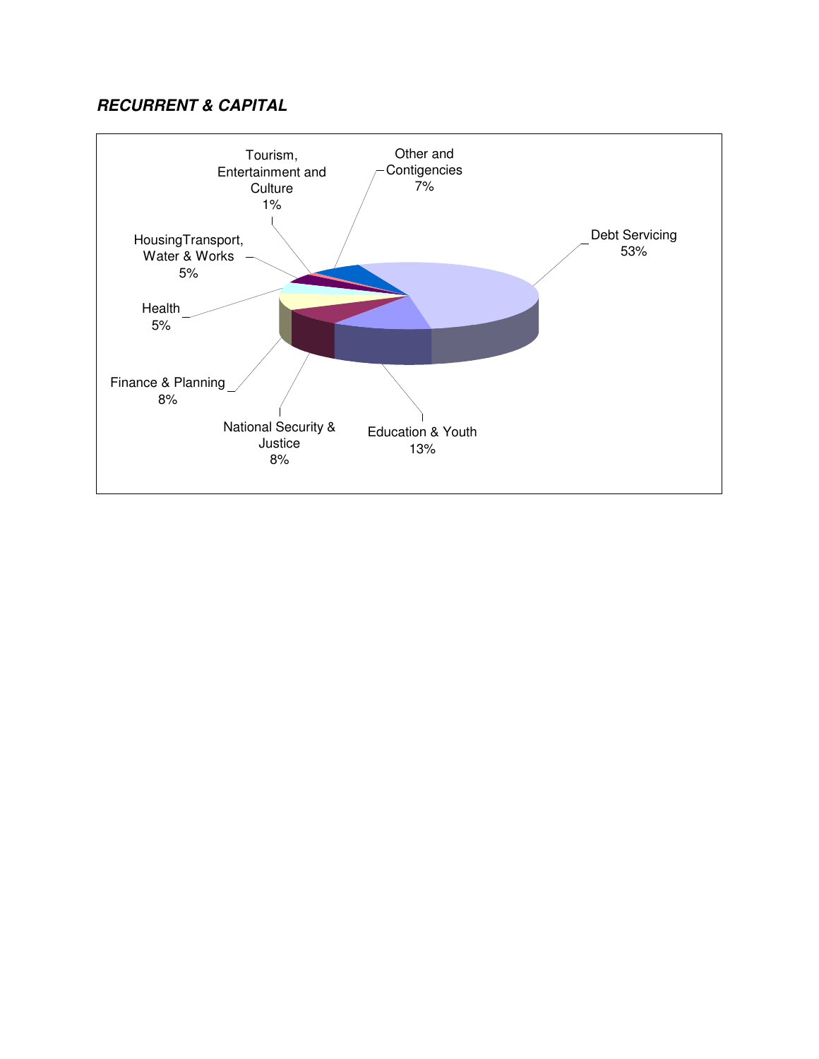***RECURRENT & CAPITAL***

Tourism, Entertainment and Culture
1%

Other and Contigencies
7%

Debt Servicing
53%

HousingTransport, Water & Works
5%

Health
5%

Finance & Planning
8%

National Security & Justice
8%

Education & Youth
13%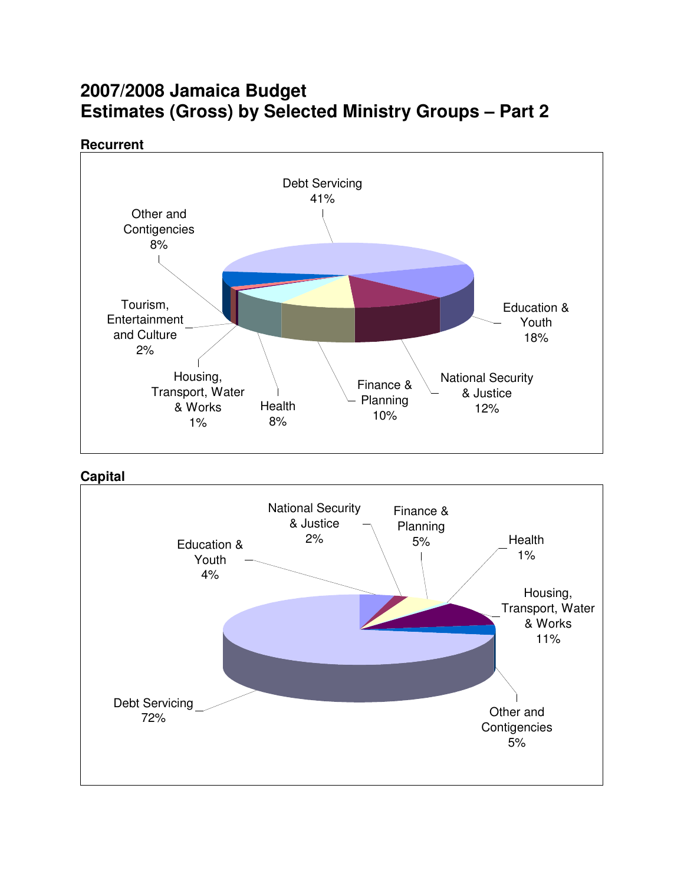# 2007/2008 Jamaica Budget
# Estimates (Gross) by Selected Ministry Groups – Part 2

**Recurrent**

| Ministry Group | Share |
|---|---|
| Debt Servicing | 41% |
| Education & Youth | 18% |
| National Security & Justice | 12% |
| Finance & Planning | 10% |
| Health | 8% |
| Housing, Transport, Water & Works | 1% |
| Tourism, Entertainment and Culture | 2% |
| Other and Contigencies | 8% |

**Capital**

| Ministry Group | Share |
|---|---|
| Education & Youth | 4% |
| National Security & Justice | 2% |
| Finance & Planning | 5% |
| Health | 1% |
| Housing, Transport, Water & Works | 11% |
| Other and Contigencies | 5% |
| Debt Servicing | 72% |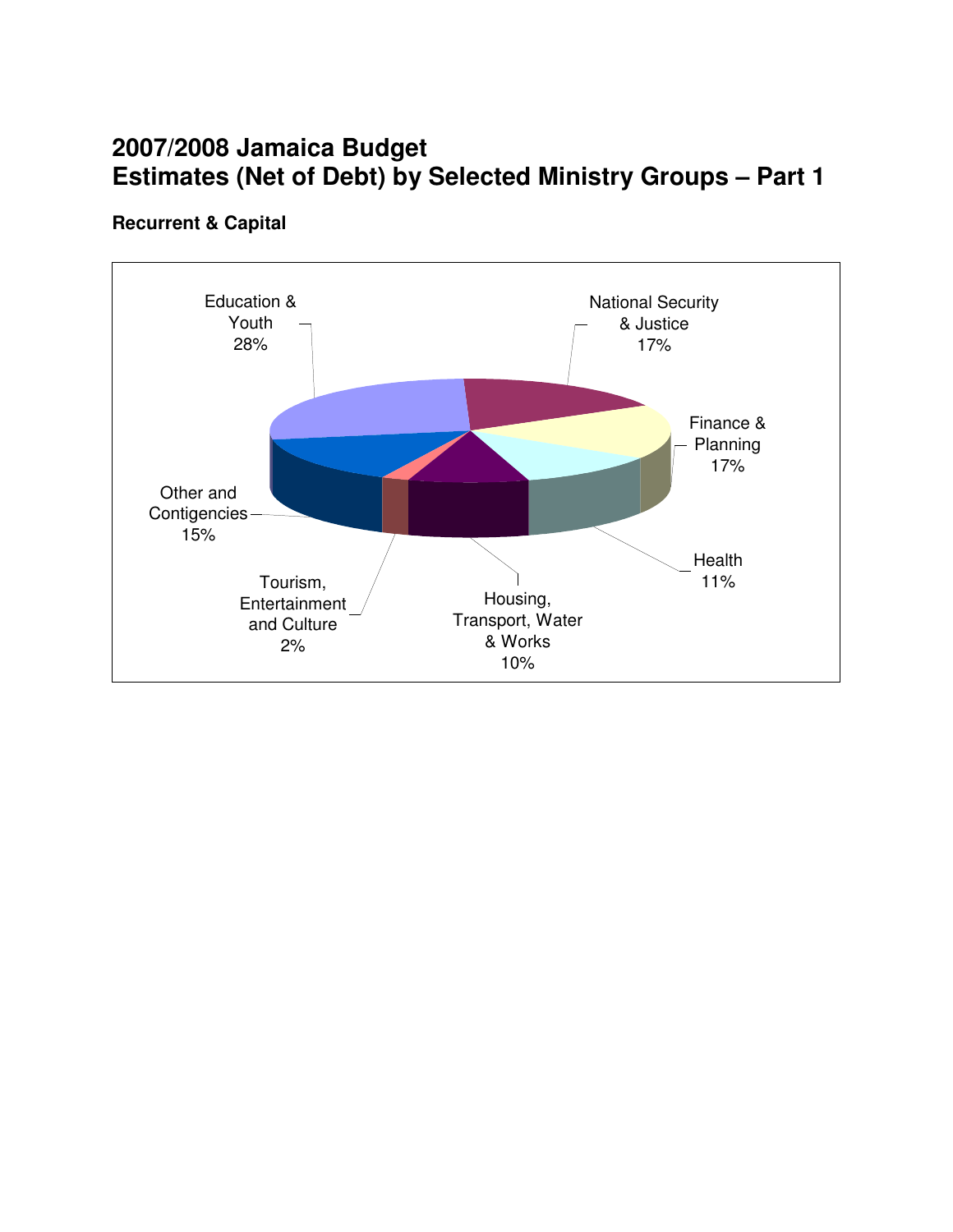# 2007/2008 Jamaica Budget
# Estimates (Net of Debt) by Selected Ministry Groups – Part 1

**Recurrent & Capital**

Education & Youth 28%

National Security & Justice 17%

Finance & Planning 17%

Health 11%

Housing, Transport, Water & Works 10%

Tourism, Entertainment and Culture 2%

Other and Contigencies 15%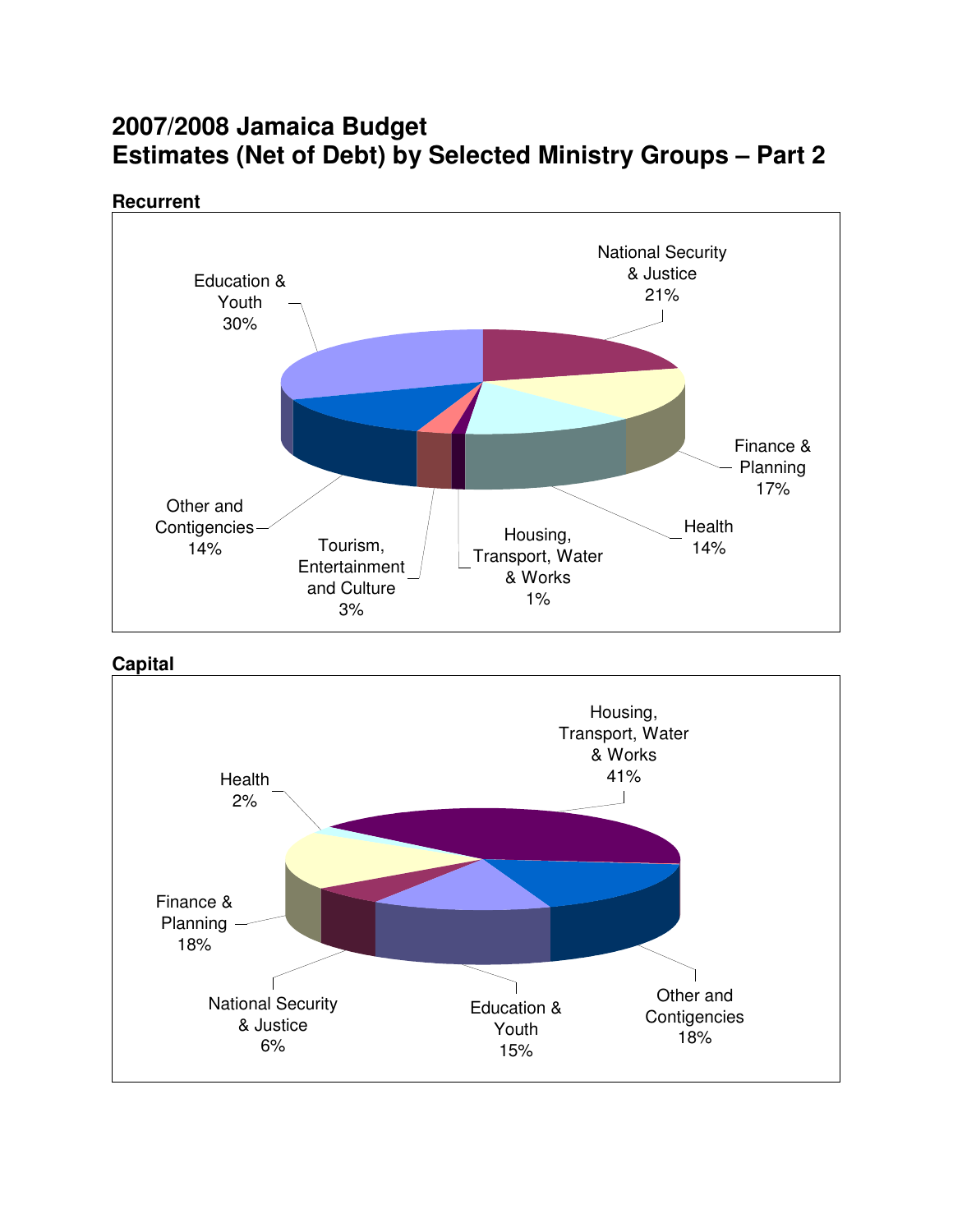# 2007/2008 Jamaica Budget
# Estimates (Net of Debt) by Selected Ministry Groups – Part 2

**Recurrent**

Education & Youth 30%

National Security & Justice 21%

Finance & Planning 17%

Health 14%

Housing, Transport, Water & Works 1%

Tourism, Entertainment and Culture 3%

Other and Contigencies 14%

**Capital**

Housing, Transport, Water & Works 41%

Health 2%

Finance & Planning 18%

National Security & Justice 6%

Education & Youth 15%

Other and Contigencies 18%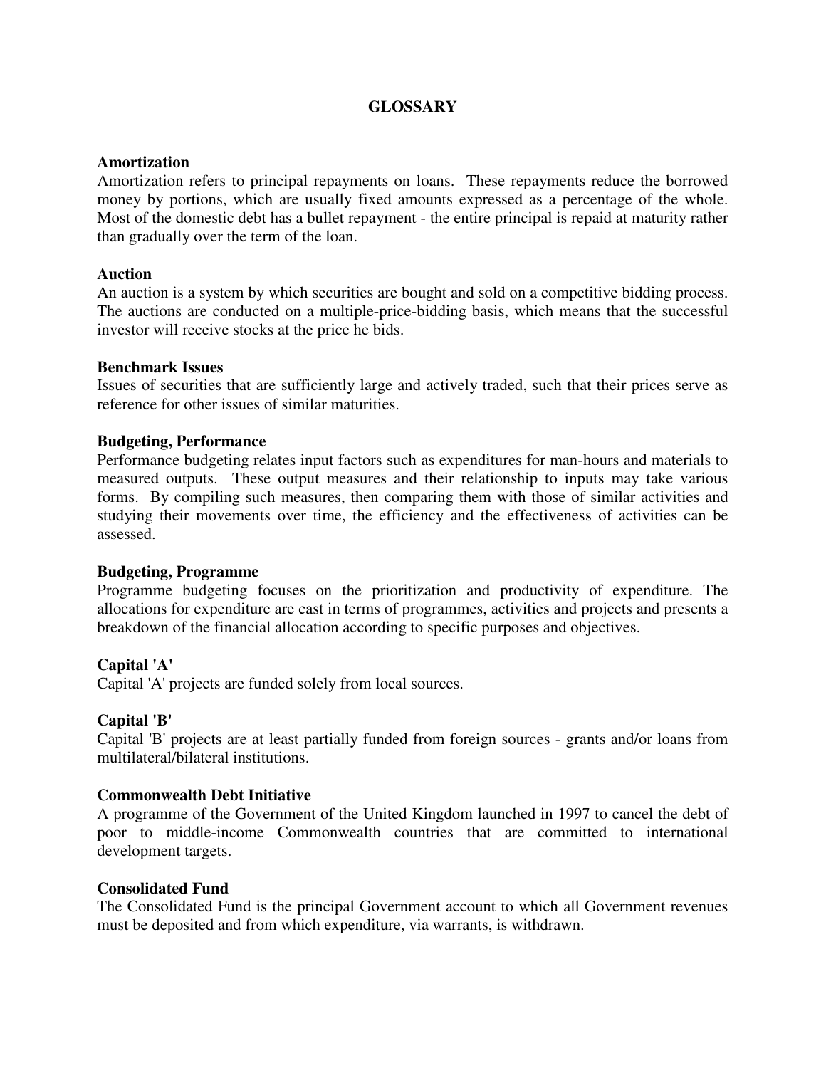# GLOSSARY

**Amortization**
Amortization refers to principal repayments on loans. These repayments reduce the borrowed money by portions, which are usually fixed amounts expressed as a percentage of the whole. Most of the domestic debt has a bullet repayment - the entire principal is repaid at maturity rather than gradually over the term of the loan.

**Auction**
An auction is a system by which securities are bought and sold on a competitive bidding process. The auctions are conducted on a multiple-price-bidding basis, which means that the successful investor will receive stocks at the price he bids.

**Benchmark Issues**
Issues of securities that are sufficiently large and actively traded, such that their prices serve as reference for other issues of similar maturities.

**Budgeting, Performance**
Performance budgeting relates input factors such as expenditures for man-hours and materials to measured outputs. These output measures and their relationship to inputs may take various forms. By compiling such measures, then comparing them with those of similar activities and studying their movements over time, the efficiency and the effectiveness of activities can be assessed.

**Budgeting, Programme**
Programme budgeting focuses on the prioritization and productivity of expenditure. The allocations for expenditure are cast in terms of programmes, activities and projects and presents a breakdown of the financial allocation according to specific purposes and objectives.

**Capital 'A'**
Capital 'A' projects are funded solely from local sources.

**Capital 'B'**
Capital 'B' projects are at least partially funded from foreign sources - grants and/or loans from multilateral/bilateral institutions.

**Commonwealth Debt Initiative**
A programme of the Government of the United Kingdom launched in 1997 to cancel the debt of poor to middle-income Commonwealth countries that are committed to international development targets.

**Consolidated Fund**
The Consolidated Fund is the principal Government account to which all Government revenues must be deposited and from which expenditure, via warrants, is withdrawn.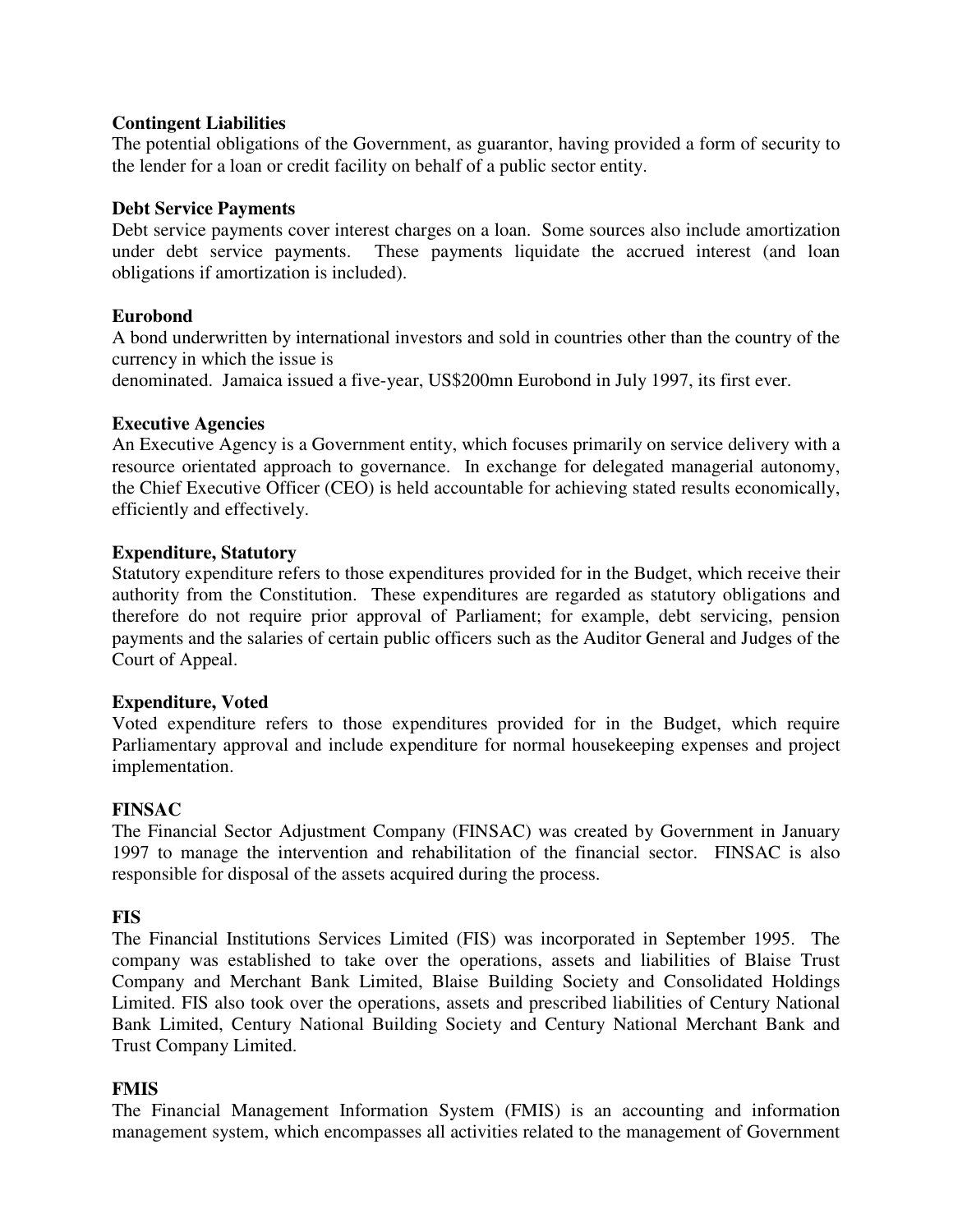**Contingent Liabilities**
The potential obligations of the Government, as guarantor, having provided a form of security to the lender for a loan or credit facility on behalf of a public sector entity.

**Debt Service Payments**
Debt service payments cover interest charges on a loan. Some sources also include amortization under debt service payments. These payments liquidate the accrued interest (and loan obligations if amortization is included).

**Eurobond**
A bond underwritten by international investors and sold in countries other than the country of the currency in which the issue is
denominated. Jamaica issued a five-year, US$200mn Eurobond in July 1997, its first ever.

**Executive Agencies**
An Executive Agency is a Government entity, which focuses primarily on service delivery with a resource orientated approach to governance. In exchange for delegated managerial autonomy, the Chief Executive Officer (CEO) is held accountable for achieving stated results economically, efficiently and effectively.

**Expenditure, Statutory**
Statutory expenditure refers to those expenditures provided for in the Budget, which receive their authority from the Constitution. These expenditures are regarded as statutory obligations and therefore do not require prior approval of Parliament; for example, debt servicing, pension payments and the salaries of certain public officers such as the Auditor General and Judges of the Court of Appeal.

**Expenditure, Voted**
Voted expenditure refers to those expenditures provided for in the Budget, which require Parliamentary approval and include expenditure for normal housekeeping expenses and project implementation.

**FINSAC**
The Financial Sector Adjustment Company (FINSAC) was created by Government in January 1997 to manage the intervention and rehabilitation of the financial sector. FINSAC is also responsible for disposal of the assets acquired during the process.

**FIS**
The Financial Institutions Services Limited (FIS) was incorporated in September 1995. The company was established to take over the operations, assets and liabilities of Blaise Trust Company and Merchant Bank Limited, Blaise Building Society and Consolidated Holdings Limited. FIS also took over the operations, assets and prescribed liabilities of Century National Bank Limited, Century National Building Society and Century National Merchant Bank and Trust Company Limited.

**FMIS**
The Financial Management Information System (FMIS) is an accounting and information management system, which encompasses all activities related to the management of Government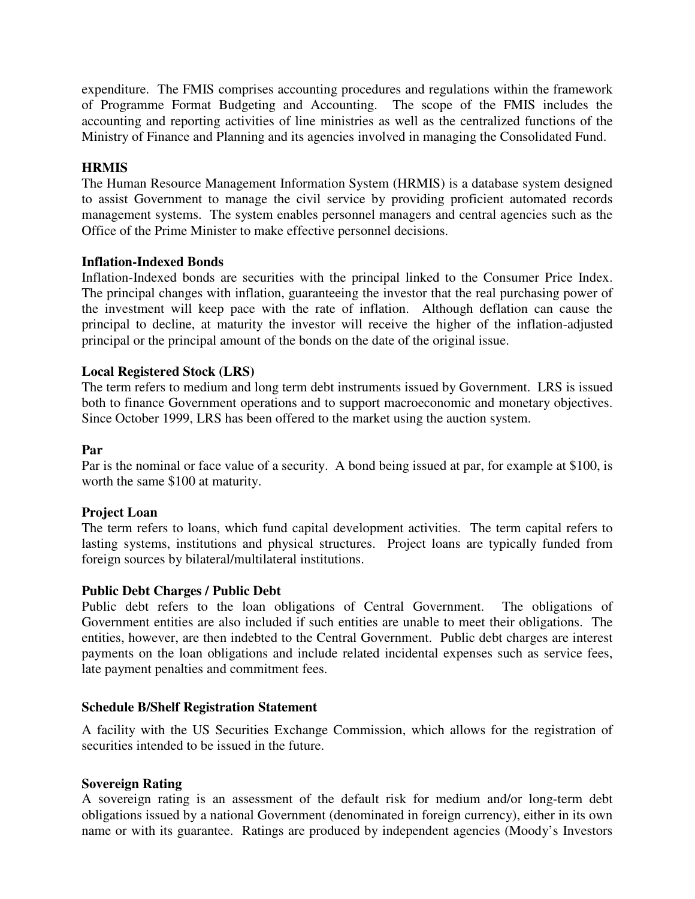expenditure. The FMIS comprises accounting procedures and regulations within the framework of Programme Format Budgeting and Accounting. The scope of the FMIS includes the accounting and reporting activities of line ministries as well as the centralized functions of the Ministry of Finance and Planning and its agencies involved in managing the Consolidated Fund.

**HRMIS**

The Human Resource Management Information System (HRMIS) is a database system designed to assist Government to manage the civil service by providing proficient automated records management systems. The system enables personnel managers and central agencies such as the Office of the Prime Minister to make effective personnel decisions.

**Inflation-Indexed Bonds**

Inflation-Indexed bonds are securities with the principal linked to the Consumer Price Index. The principal changes with inflation, guaranteeing the investor that the real purchasing power of the investment will keep pace with the rate of inflation. Although deflation can cause the principal to decline, at maturity the investor will receive the higher of the inflation-adjusted principal or the principal amount of the bonds on the date of the original issue.

**Local Registered Stock (LRS)**

The term refers to medium and long term debt instruments issued by Government. LRS is issued both to finance Government operations and to support macroeconomic and monetary objectives. Since October 1999, LRS has been offered to the market using the auction system.

**Par**

Par is the nominal or face value of a security. A bond being issued at par, for example at $100, is worth the same $100 at maturity.

**Project Loan**

The term refers to loans, which fund capital development activities. The term capital refers to lasting systems, institutions and physical structures. Project loans are typically funded from foreign sources by bilateral/multilateral institutions.

**Public Debt Charges / Public Debt**

Public debt refers to the loan obligations of Central Government. The obligations of Government entities are also included if such entities are unable to meet their obligations. The entities, however, are then indebted to the Central Government. Public debt charges are interest payments on the loan obligations and include related incidental expenses such as service fees, late payment penalties and commitment fees.

**Schedule B/Shelf Registration Statement**

A facility with the US Securities Exchange Commission, which allows for the registration of securities intended to be issued in the future.

**Sovereign Rating**

A sovereign rating is an assessment of the default risk for medium and/or long-term debt obligations issued by a national Government (denominated in foreign currency), either in its own name or with its guarantee. Ratings are produced by independent agencies (Moody's Investors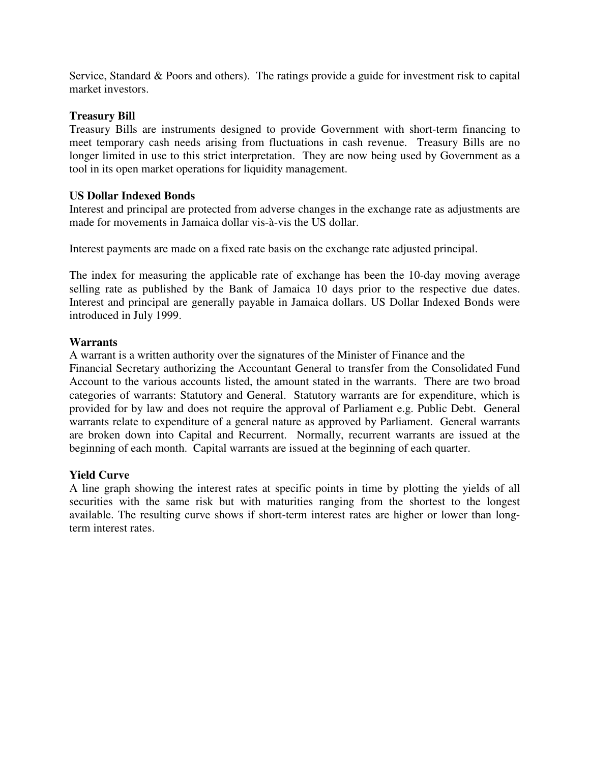Service, Standard & Poors and others). The ratings provide a guide for investment risk to capital market investors.

**Treasury Bill**

Treasury Bills are instruments designed to provide Government with short-term financing to meet temporary cash needs arising from fluctuations in cash revenue. Treasury Bills are no longer limited in use to this strict interpretation. They are now being used by Government as a tool in its open market operations for liquidity management.

**US Dollar Indexed Bonds**

Interest and principal are protected from adverse changes in the exchange rate as adjustments are made for movements in Jamaica dollar vis-à-vis the US dollar.

Interest payments are made on a fixed rate basis on the exchange rate adjusted principal.

The index for measuring the applicable rate of exchange has been the 10-day moving average selling rate as published by the Bank of Jamaica 10 days prior to the respective due dates. Interest and principal are generally payable in Jamaica dollars. US Dollar Indexed Bonds were introduced in July 1999.

**Warrants**

A warrant is a written authority over the signatures of the Minister of Finance and the Financial Secretary authorizing the Accountant General to transfer from the Consolidated Fund Account to the various accounts listed, the amount stated in the warrants. There are two broad categories of warrants: Statutory and General. Statutory warrants are for expenditure, which is provided for by law and does not require the approval of Parliament e.g. Public Debt. General warrants relate to expenditure of a general nature as approved by Parliament. General warrants are broken down into Capital and Recurrent. Normally, recurrent warrants are issued at the beginning of each month. Capital warrants are issued at the beginning of each quarter.

**Yield Curve**

A line graph showing the interest rates at specific points in time by plotting the yields of all securities with the same risk but with maturities ranging from the shortest to the longest available. The resulting curve shows if short-term interest rates are higher or lower than long-term interest rates.